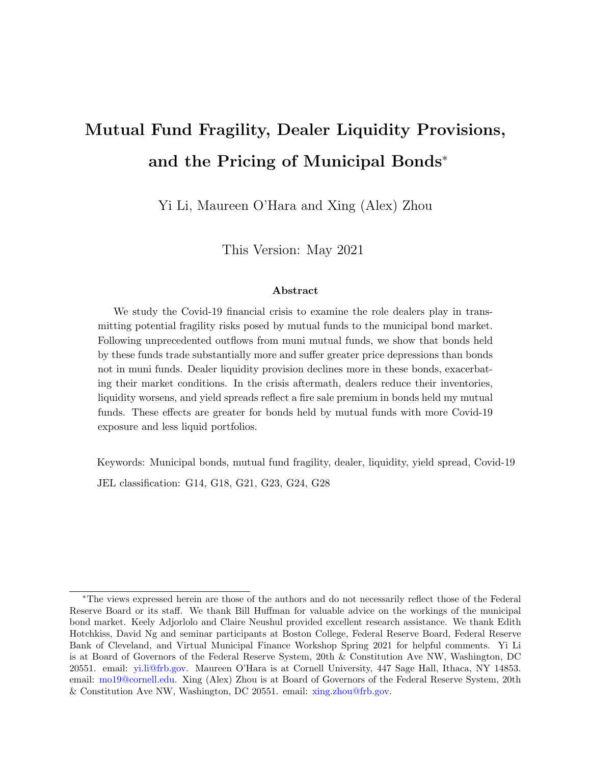# Mutual Fund Fragility, Dealer Liquidity Provisions, and the Pricing of Municipal Bonds[*]

Yi Li, Maureen O'Hara and Xing (Alex) Zhou

This Version: May 2021

### Abstract

We study the Covid-19 financial crisis to examine the role dealers play in transmitting potential fragility risks posed by mutual funds to the municipal bond market. Following unprecedented outflows from muni mutual funds, we show that bonds held by these funds trade substantially more and suffer greater price depressions than bonds not in muni funds. Dealer liquidity provision declines more in these bonds, exacerbating their market conditions. In the crisis aftermath, dealers reduce their inventories, liquidity worsens, and yield spreads reflect a fire sale premium in bonds held my mutual funds. These effects are greater for bonds held by mutual funds with more Covid-19 exposure and less liquid portfolios.

Keywords: Municipal bonds, mutual fund fragility, dealer, liquidity, yield spread, Covid-19

JEL classification: G14, G18, G21, G23, G24, G28

---

[*]The views expressed herein are those of the authors and do not necessarily reflect those of the Federal Reserve Board or its staff. We thank Bill Huffman for valuable advice on the workings of the municipal bond market. Keely Adjorlolo and Claire Neushul provided excellent research assistance. We thank Edith Hotchkiss, David Ng and seminar participants at Boston College, Federal Reserve Board, Federal Reserve Bank of Cleveland, and Virtual Municipal Finance Workshop Spring 2021 for helpful comments. Yi Li is at Board of Governors of the Federal Reserve System, 20th & Constitution Ave NW, Washington, DC 20551. email: yi.li@frb.gov. Maureen O'Hara is at Cornell University, 447 Sage Hall, Ithaca, NY 14853. email: mo19@cornell.edu. Xing (Alex) Zhou is at Board of Governors of the Federal Reserve System, 20th & Constitution Ave NW, Washington, DC 20551. email: xing.zhou@frb.gov.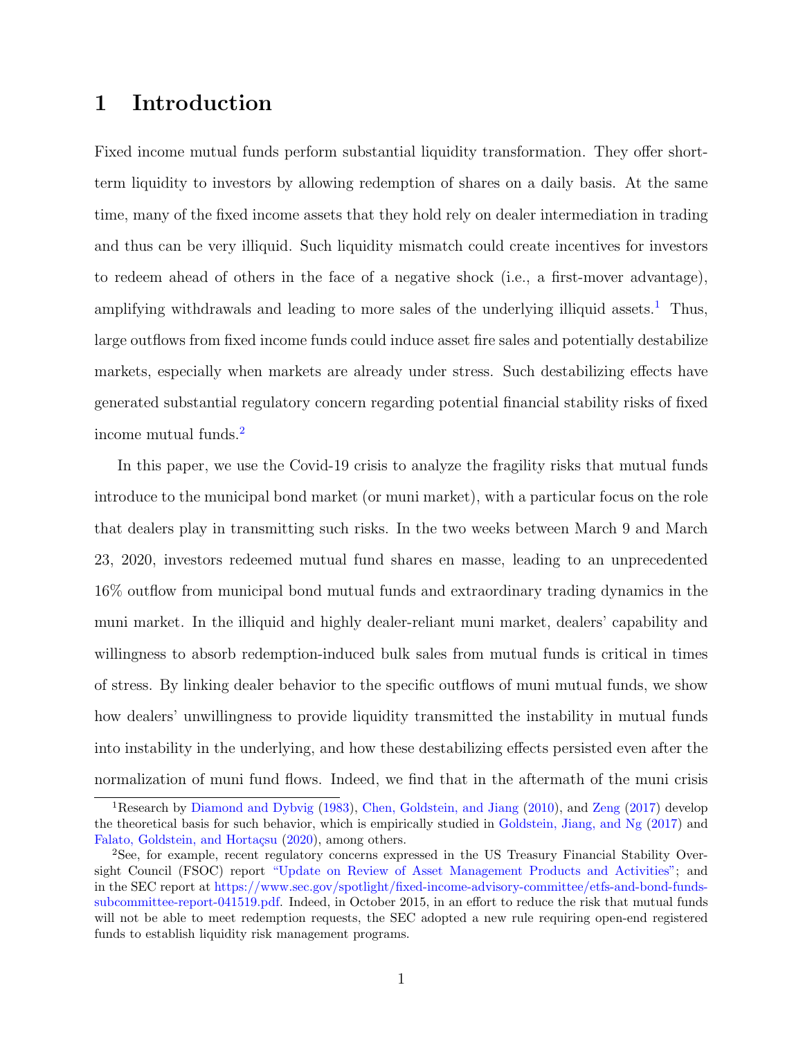# 1 Introduction

Fixed income mutual funds perform substantial liquidity transformation. They offer short-term liquidity to investors by allowing redemption of shares on a daily basis. At the same time, many of the fixed income assets that they hold rely on dealer intermediation in trading and thus can be very illiquid. Such liquidity mismatch could create incentives for investors to redeem ahead of others in the face of a negative shock (i.e., a first-mover advantage), amplifying withdrawals and leading to more sales of the underlying illiquid assets.[1] Thus, large outflows from fixed income funds could induce asset fire sales and potentially destabilize markets, especially when markets are already under stress. Such destabilizing effects have generated substantial regulatory concern regarding potential financial stability risks of fixed income mutual funds.[2]

In this paper, we use the Covid-19 crisis to analyze the fragility risks that mutual funds introduce to the municipal bond market (or muni market), with a particular focus on the role that dealers play in transmitting such risks. In the two weeks between March 9 and March 23, 2020, investors redeemed mutual fund shares en masse, leading to an unprecedented 16% outflow from municipal bond mutual funds and extraordinary trading dynamics in the muni market. In the illiquid and highly dealer-reliant muni market, dealers' capability and willingness to absorb redemption-induced bulk sales from mutual funds is critical in times of stress. By linking dealer behavior to the specific outflows of muni mutual funds, we show how dealers' unwillingness to provide liquidity transmitted the instability in mutual funds into instability in the underlying, and how these destabilizing effects persisted even after the normalization of muni fund flows. Indeed, we find that in the aftermath of the muni crisis

[1] Research by Diamond and Dybvig (1983), Chen, Goldstein, and Jiang (2010), and Zeng (2017) develop the theoretical basis for such behavior, which is empirically studied in Goldstein, Jiang, and Ng (2017) and Falato, Goldstein, and Hortaçsu (2020), among others.

[2] See, for example, recent regulatory concerns expressed in the US Treasury Financial Stability Oversight Council (FSOC) report "Update on Review of Asset Management Products and Activities"; and in the SEC report at https://www.sec.gov/spotlight/fixed-income-advisory-committee/etfs-and-bond-funds-subcommittee-report-041519.pdf. Indeed, in October 2015, in an effort to reduce the risk that mutual funds will not be able to meet redemption requests, the SEC adopted a new rule requiring open-end registered funds to establish liquidity risk management programs.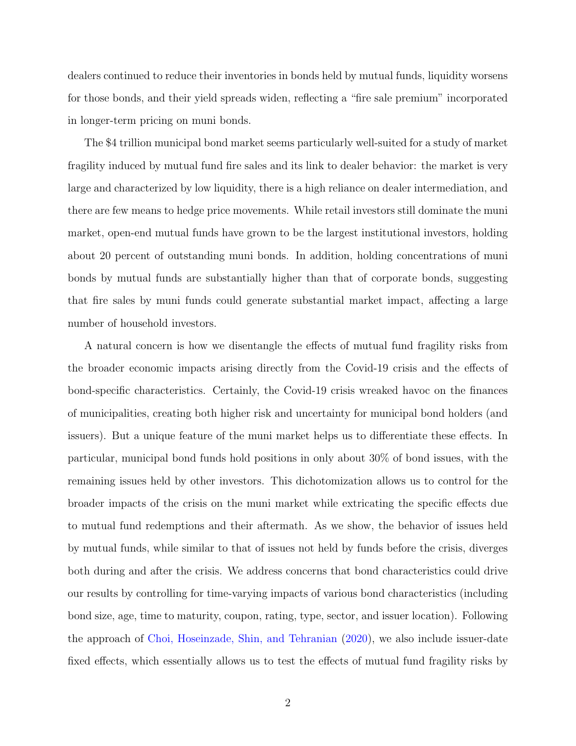dealers continued to reduce their inventories in bonds held by mutual funds, liquidity worsens for those bonds, and their yield spreads widen, reflecting a "fire sale premium" incorporated in longer-term pricing on muni bonds.

The $4 trillion municipal bond market seems particularly well-suited for a study of market fragility induced by mutual fund fire sales and its link to dealer behavior: the market is very large and characterized by low liquidity, there is a high reliance on dealer intermediation, and there are few means to hedge price movements. While retail investors still dominate the muni market, open-end mutual funds have grown to be the largest institutional investors, holding about 20 percent of outstanding muni bonds. In addition, holding concentrations of muni bonds by mutual funds are substantially higher than that of corporate bonds, suggesting that fire sales by muni funds could generate substantial market impact, affecting a large number of household investors.

A natural concern is how we disentangle the effects of mutual fund fragility risks from the broader economic impacts arising directly from the Covid-19 crisis and the effects of bond-specific characteristics. Certainly, the Covid-19 crisis wreaked havoc on the finances of municipalities, creating both higher risk and uncertainty for municipal bond holders (and issuers). But a unique feature of the muni market helps us to differentiate these effects. In particular, municipal bond funds hold positions in only about 30% of bond issues, with the remaining issues held by other investors. This dichotomization allows us to control for the broader impacts of the crisis on the muni market while extricating the specific effects due to mutual fund redemptions and their aftermath. As we show, the behavior of issues held by mutual funds, while similar to that of issues not held by funds before the crisis, diverges both during and after the crisis. We address concerns that bond characteristics could drive our results by controlling for time-varying impacts of various bond characteristics (including bond size, age, time to maturity, coupon, rating, type, sector, and issuer location). Following the approach of Choi, Hoseinzade, Shin, and Tehranian (2020), we also include issuer-date fixed effects, which essentially allows us to test the effects of mutual fund fragility risks by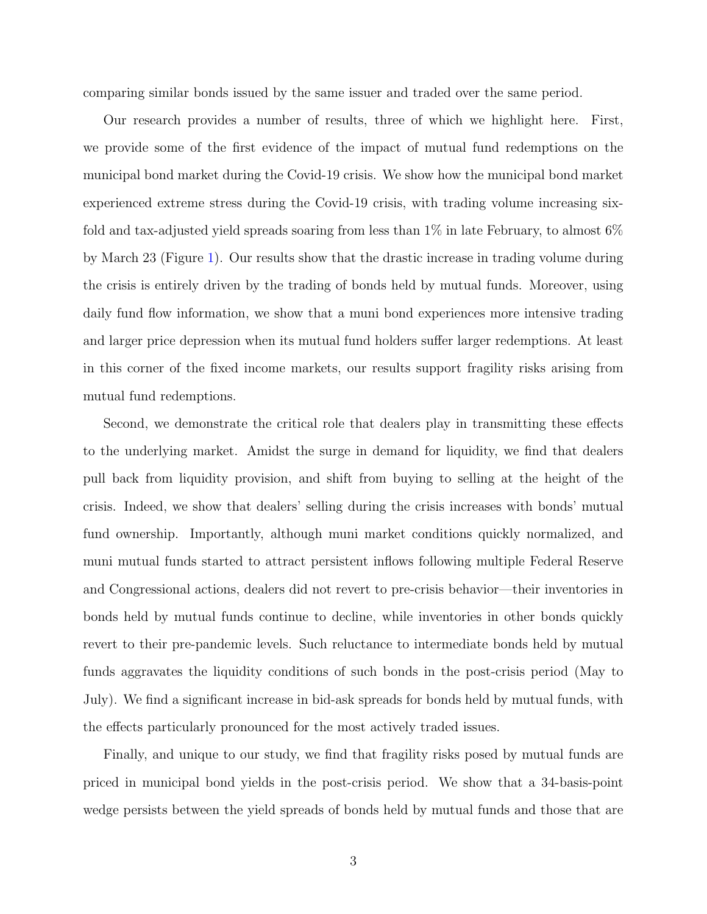comparing similar bonds issued by the same issuer and traded over the same period.

Our research provides a number of results, three of which we highlight here. First, we provide some of the first evidence of the impact of mutual fund redemptions on the municipal bond market during the Covid-19 crisis. We show how the municipal bond market experienced extreme stress during the Covid-19 crisis, with trading volume increasing sixfold and tax-adjusted yield spreads soaring from less than 1% in late February, to almost 6% by March 23 (Figure 1). Our results show that the drastic increase in trading volume during the crisis is entirely driven by the trading of bonds held by mutual funds. Moreover, using daily fund flow information, we show that a muni bond experiences more intensive trading and larger price depression when its mutual fund holders suffer larger redemptions. At least in this corner of the fixed income markets, our results support fragility risks arising from mutual fund redemptions.

Second, we demonstrate the critical role that dealers play in transmitting these effects to the underlying market. Amidst the surge in demand for liquidity, we find that dealers pull back from liquidity provision, and shift from buying to selling at the height of the crisis. Indeed, we show that dealers' selling during the crisis increases with bonds' mutual fund ownership. Importantly, although muni market conditions quickly normalized, and muni mutual funds started to attract persistent inflows following multiple Federal Reserve and Congressional actions, dealers did not revert to pre-crisis behavior—their inventories in bonds held by mutual funds continue to decline, while inventories in other bonds quickly revert to their pre-pandemic levels. Such reluctance to intermediate bonds held by mutual funds aggravates the liquidity conditions of such bonds in the post-crisis period (May to July). We find a significant increase in bid-ask spreads for bonds held by mutual funds, with the effects particularly pronounced for the most actively traded issues.

Finally, and unique to our study, we find that fragility risks posed by mutual funds are priced in municipal bond yields in the post-crisis period. We show that a 34-basis-point wedge persists between the yield spreads of bonds held by mutual funds and those that are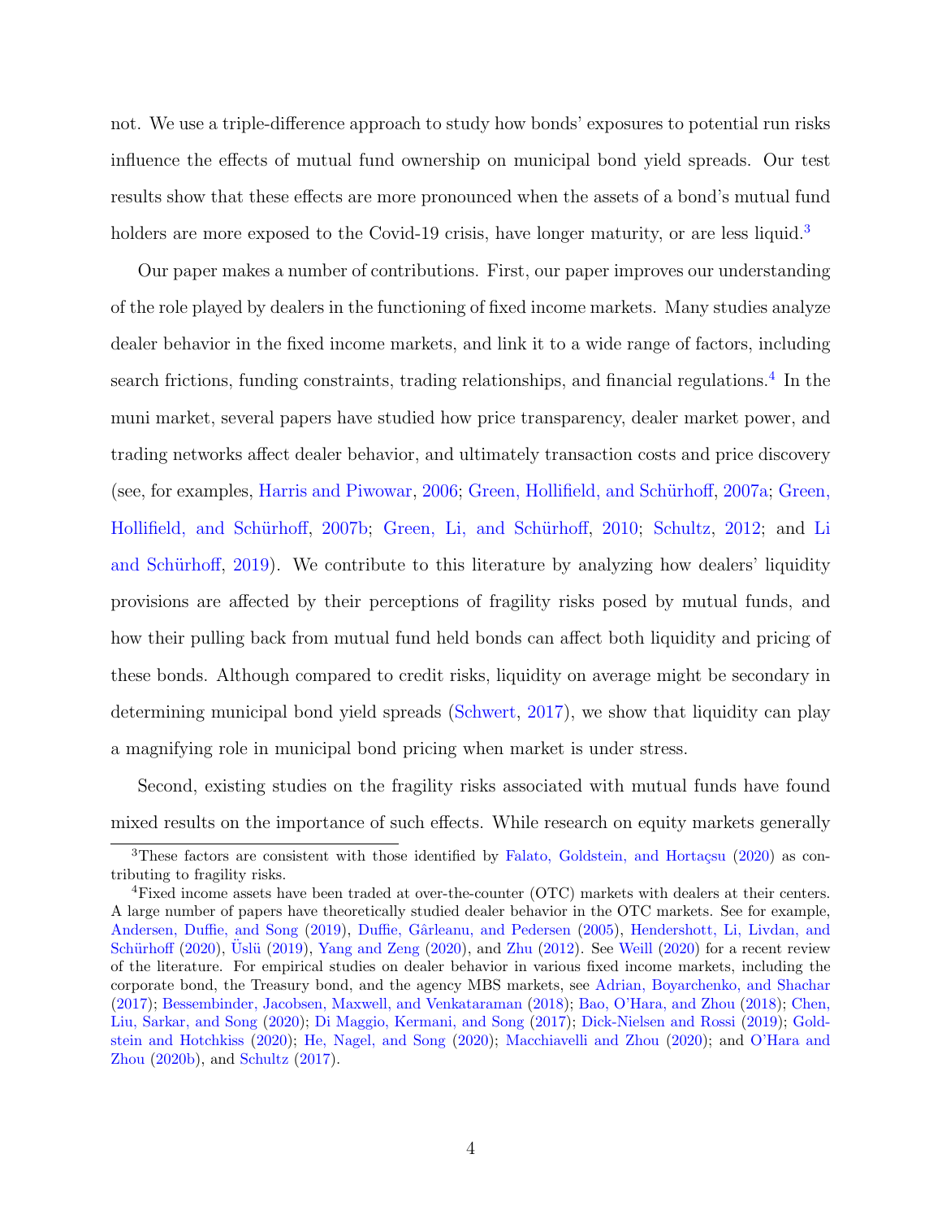not. We use a triple-difference approach to study how bonds' exposures to potential run risks influence the effects of mutual fund ownership on municipal bond yield spreads. Our test results show that these effects are more pronounced when the assets of a bond's mutual fund holders are more exposed to the Covid-19 crisis, have longer maturity, or are less liquid.[3]

Our paper makes a number of contributions. First, our paper improves our understanding of the role played by dealers in the functioning of fixed income markets. Many studies analyze dealer behavior in the fixed income markets, and link it to a wide range of factors, including search frictions, funding constraints, trading relationships, and financial regulations.[4] In the muni market, several papers have studied how price transparency, dealer market power, and trading networks affect dealer behavior, and ultimately transaction costs and price discovery (see, for examples, Harris and Piwowar, 2006; Green, Hollifield, and Schürhoff, 2007a; Green, Hollifield, and Schürhoff, 2007b; Green, Li, and Schürhoff, 2010; Schultz, 2012; and Li and Schürhoff, 2019). We contribute to this literature by analyzing how dealers' liquidity provisions are affected by their perceptions of fragility risks posed by mutual funds, and how their pulling back from mutual fund held bonds can affect both liquidity and pricing of these bonds. Although compared to credit risks, liquidity on average might be secondary in determining municipal bond yield spreads (Schwert, 2017), we show that liquidity can play a magnifying role in municipal bond pricing when market is under stress.

Second, existing studies on the fragility risks associated with mutual funds have found mixed results on the importance of such effects. While research on equity markets generally

[3] These factors are consistent with those identified by Falato, Goldstein, and Hortaçsu (2020) as contributing to fragility risks.

[4] Fixed income assets have been traded at over-the-counter (OTC) markets with dealers at their centers. A large number of papers have theoretically studied dealer behavior in the OTC markets. See for example, Andersen, Duffie, and Song (2019), Duffie, Gârleanu, and Pedersen (2005), Hendershott, Li, Livdan, and Schürhoff (2020), Üslü (2019), Yang and Zeng (2020), and Zhu (2012). See Weill (2020) for a recent review of the literature. For empirical studies on dealer behavior in various fixed income markets, including the corporate bond, the Treasury bond, and the agency MBS markets, see Adrian, Boyarchenko, and Shachar (2017); Bessembinder, Jacobsen, Maxwell, and Venkataraman (2018); Bao, O'Hara, and Zhou (2018); Chen, Liu, Sarkar, and Song (2020); Di Maggio, Kermani, and Song (2017); Dick-Nielsen and Rossi (2019); Goldstein and Hotchkiss (2020); He, Nagel, and Song (2020); Macchiavelli and Zhou (2020); and O'Hara and Zhou (2020b), and Schultz (2017).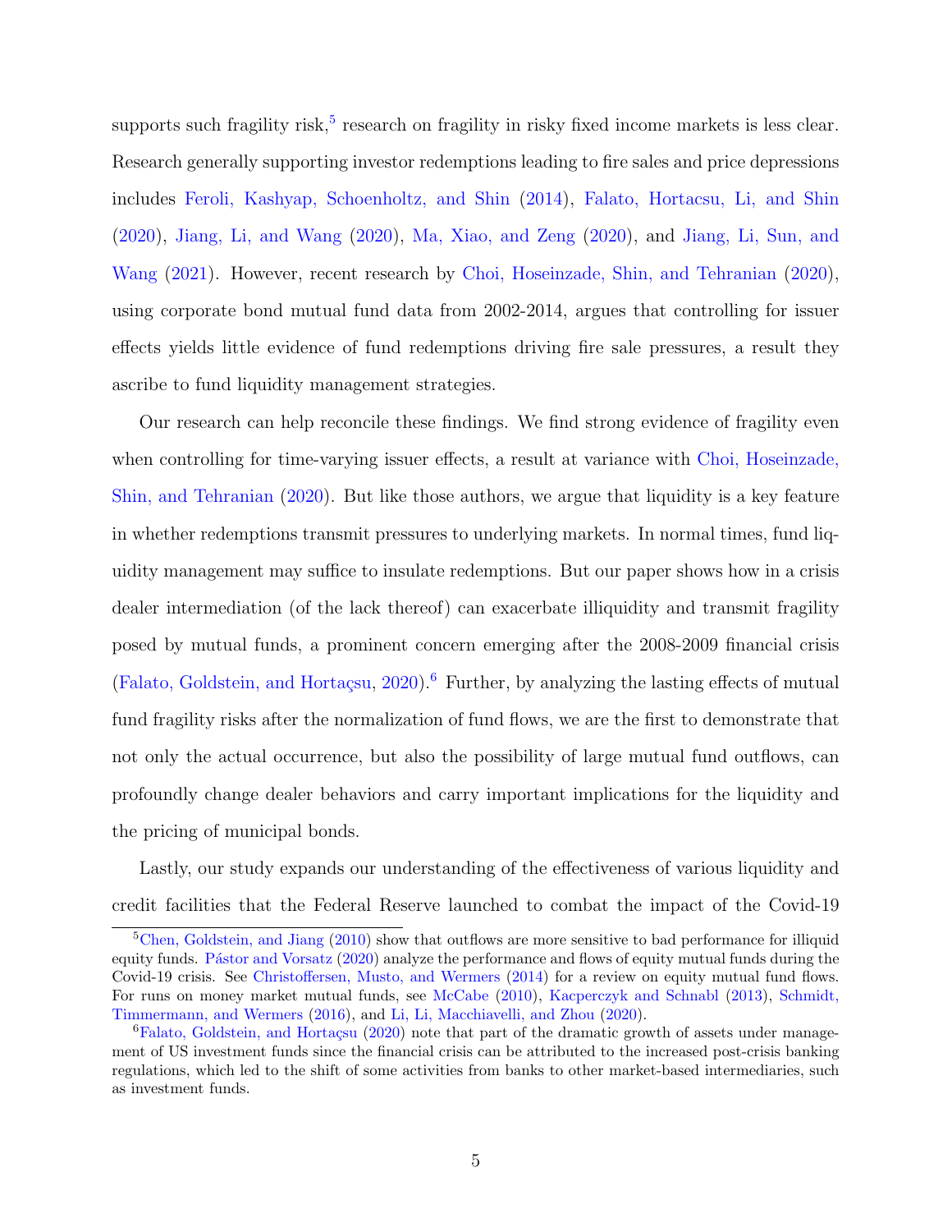supports such fragility risk,[5] research on fragility in risky fixed income markets is less clear. Research generally supporting investor redemptions leading to fire sales and price depressions includes Feroli, Kashyap, Schoenholtz, and Shin (2014), Falato, Hortacsu, Li, and Shin (2020), Jiang, Li, and Wang (2020), Ma, Xiao, and Zeng (2020), and Jiang, Li, Sun, and Wang (2021). However, recent research by Choi, Hoseinzade, Shin, and Tehranian (2020), using corporate bond mutual fund data from 2002-2014, argues that controlling for issuer effects yields little evidence of fund redemptions driving fire sale pressures, a result they ascribe to fund liquidity management strategies.

Our research can help reconcile these findings. We find strong evidence of fragility even when controlling for time-varying issuer effects, a result at variance with Choi, Hoseinzade, Shin, and Tehranian (2020). But like those authors, we argue that liquidity is a key feature in whether redemptions transmit pressures to underlying markets. In normal times, fund liquidity management may suffice to insulate redemptions. But our paper shows how in a crisis dealer intermediation (of the lack thereof) can exacerbate illiquidity and transmit fragility posed by mutual funds, a prominent concern emerging after the 2008-2009 financial crisis (Falato, Goldstein, and Hortaçsu, 2020).[6] Further, by analyzing the lasting effects of mutual fund fragility risks after the normalization of fund flows, we are the first to demonstrate that not only the actual occurrence, but also the possibility of large mutual fund outflows, can profoundly change dealer behaviors and carry important implications for the liquidity and the pricing of municipal bonds.

Lastly, our study expands our understanding of the effectiveness of various liquidity and credit facilities that the Federal Reserve launched to combat the impact of the Covid-19

[5] Chen, Goldstein, and Jiang (2010) show that outflows are more sensitive to bad performance for illiquid equity funds. Pástor and Vorsatz (2020) analyze the performance and flows of equity mutual funds during the Covid-19 crisis. See Christoffersen, Musto, and Wermers (2014) for a review on equity mutual fund flows. For runs on money market mutual funds, see McCabe (2010), Kacperczyk and Schnabl (2013), Schmidt, Timmermann, and Wermers (2016), and Li, Li, Macchiavelli, and Zhou (2020).

[6] Falato, Goldstein, and Hortaçsu (2020) note that part of the dramatic growth of assets under management of US investment funds since the financial crisis can be attributed to the increased post-crisis banking regulations, which led to the shift of some activities from banks to other market-based intermediaries, such as investment funds.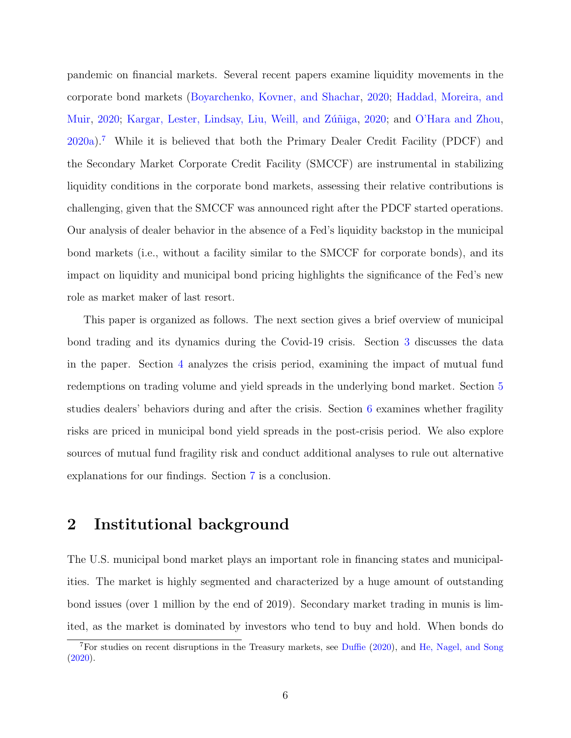pandemic on financial markets. Several recent papers examine liquidity movements in the corporate bond markets (Boyarchenko, Kovner, and Shachar, 2020; Haddad, Moreira, and Muir, 2020; Kargar, Lester, Lindsay, Liu, Weill, and Zúñiga, 2020; and O'Hara and Zhou, 2020a).[7] While it is believed that both the Primary Dealer Credit Facility (PDCF) and the Secondary Market Corporate Credit Facility (SMCCF) are instrumental in stabilizing liquidity conditions in the corporate bond markets, assessing their relative contributions is challenging, given that the SMCCF was announced right after the PDCF started operations. Our analysis of dealer behavior in the absence of a Fed's liquidity backstop in the municipal bond markets (i.e., without a facility similar to the SMCCF for corporate bonds), and its impact on liquidity and municipal bond pricing highlights the significance of the Fed's new role as market maker of last resort.

This paper is organized as follows. The next section gives a brief overview of municipal bond trading and its dynamics during the Covid-19 crisis. Section 3 discusses the data in the paper. Section 4 analyzes the crisis period, examining the impact of mutual fund redemptions on trading volume and yield spreads in the underlying bond market. Section 5 studies dealers' behaviors during and after the crisis. Section 6 examines whether fragility risks are priced in municipal bond yield spreads in the post-crisis period. We also explore sources of mutual fund fragility risk and conduct additional analyses to rule out alternative explanations for our findings. Section 7 is a conclusion.

## 2 Institutional background

The U.S. municipal bond market plays an important role in financing states and municipalities. The market is highly segmented and characterized by a huge amount of outstanding bond issues (over 1 million by the end of 2019). Secondary market trading in munis is limited, as the market is dominated by investors who tend to buy and hold. When bonds do

[7] For studies on recent disruptions in the Treasury markets, see Duffie (2020), and He, Nagel, and Song (2020).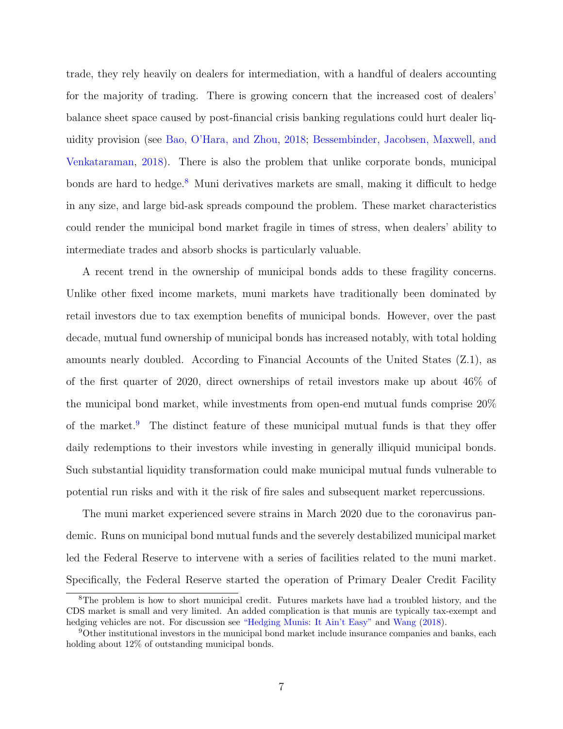trade, they rely heavily on dealers for intermediation, with a handful of dealers accounting for the majority of trading. There is growing concern that the increased cost of dealers' balance sheet space caused by post-financial crisis banking regulations could hurt dealer liquidity provision (see Bao, O'Hara, and Zhou, 2018; Bessembinder, Jacobsen, Maxwell, and Venkataraman, 2018). There is also the problem that unlike corporate bonds, municipal bonds are hard to hedge.[8] Muni derivatives markets are small, making it difficult to hedge in any size, and large bid-ask spreads compound the problem. These market characteristics could render the municipal bond market fragile in times of stress, when dealers' ability to intermediate trades and absorb shocks is particularly valuable.

A recent trend in the ownership of municipal bonds adds to these fragility concerns. Unlike other fixed income markets, muni markets have traditionally been dominated by retail investors due to tax exemption benefits of municipal bonds. However, over the past decade, mutual fund ownership of municipal bonds has increased notably, with total holding amounts nearly doubled. According to Financial Accounts of the United States (Z.1), as of the first quarter of 2020, direct ownerships of retail investors make up about 46% of the municipal bond market, while investments from open-end mutual funds comprise 20% of the market.[9] The distinct feature of these municipal mutual funds is that they offer daily redemptions to their investors while investing in generally illiquid municipal bonds. Such substantial liquidity transformation could make municipal mutual funds vulnerable to potential run risks and with it the risk of fire sales and subsequent market repercussions.

The muni market experienced severe strains in March 2020 due to the coronavirus pandemic. Runs on municipal bond mutual funds and the severely destabilized municipal market led the Federal Reserve to intervene with a series of facilities related to the muni market. Specifically, the Federal Reserve started the operation of Primary Dealer Credit Facility

[8] The problem is how to short municipal credit. Futures markets have had a troubled history, and the CDS market is small and very limited. An added complication is that munis are typically tax-exempt and hedging vehicles are not. For discussion see "Hedging Munis: It Ain't Easy" and Wang (2018).

[9] Other institutional investors in the municipal bond market include insurance companies and banks, each holding about 12% of outstanding municipal bonds.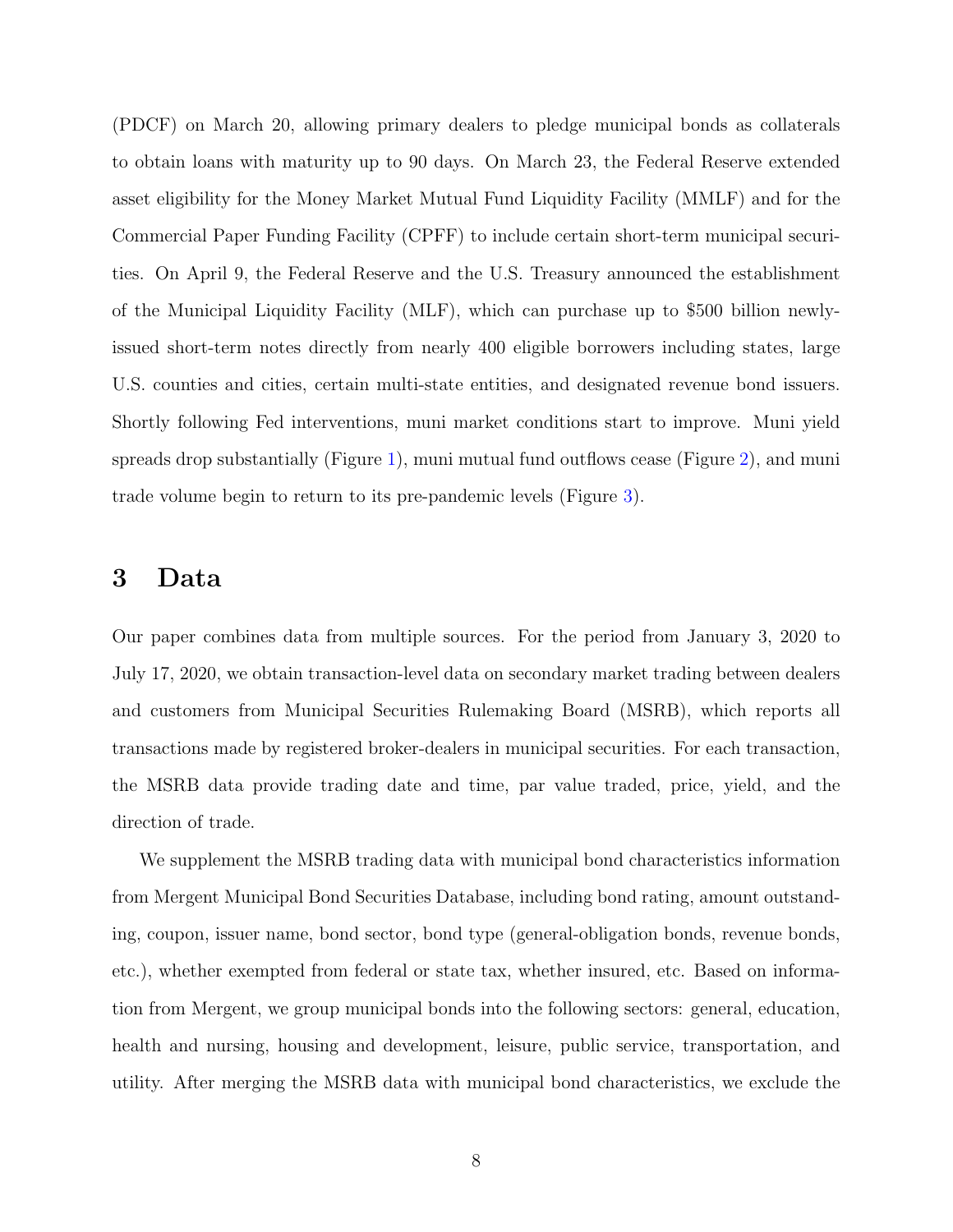(PDCF) on March 20, allowing primary dealers to pledge municipal bonds as collaterals to obtain loans with maturity up to 90 days. On March 23, the Federal Reserve extended asset eligibility for the Money Market Mutual Fund Liquidity Facility (MMLF) and for the Commercial Paper Funding Facility (CPFF) to include certain short-term municipal securities. On April 9, the Federal Reserve and the U.S. Treasury announced the establishment of the Municipal Liquidity Facility (MLF), which can purchase up to $500 billion newly-issued short-term notes directly from nearly 400 eligible borrowers including states, large U.S. counties and cities, certain multi-state entities, and designated revenue bond issuers. Shortly following Fed interventions, muni market conditions start to improve. Muni yield spreads drop substantially (Figure 1), muni mutual fund outflows cease (Figure 2), and muni trade volume begin to return to its pre-pandemic levels (Figure 3).

# 3 Data

Our paper combines data from multiple sources. For the period from January 3, 2020 to July 17, 2020, we obtain transaction-level data on secondary market trading between dealers and customers from Municipal Securities Rulemaking Board (MSRB), which reports all transactions made by registered broker-dealers in municipal securities. For each transaction, the MSRB data provide trading date and time, par value traded, price, yield, and the direction of trade.

We supplement the MSRB trading data with municipal bond characteristics information from Mergent Municipal Bond Securities Database, including bond rating, amount outstanding, coupon, issuer name, bond sector, bond type (general-obligation bonds, revenue bonds, etc.), whether exempted from federal or state tax, whether insured, etc. Based on information from Mergent, we group municipal bonds into the following sectors: general, education, health and nursing, housing and development, leisure, public service, transportation, and utility. After merging the MSRB data with municipal bond characteristics, we exclude the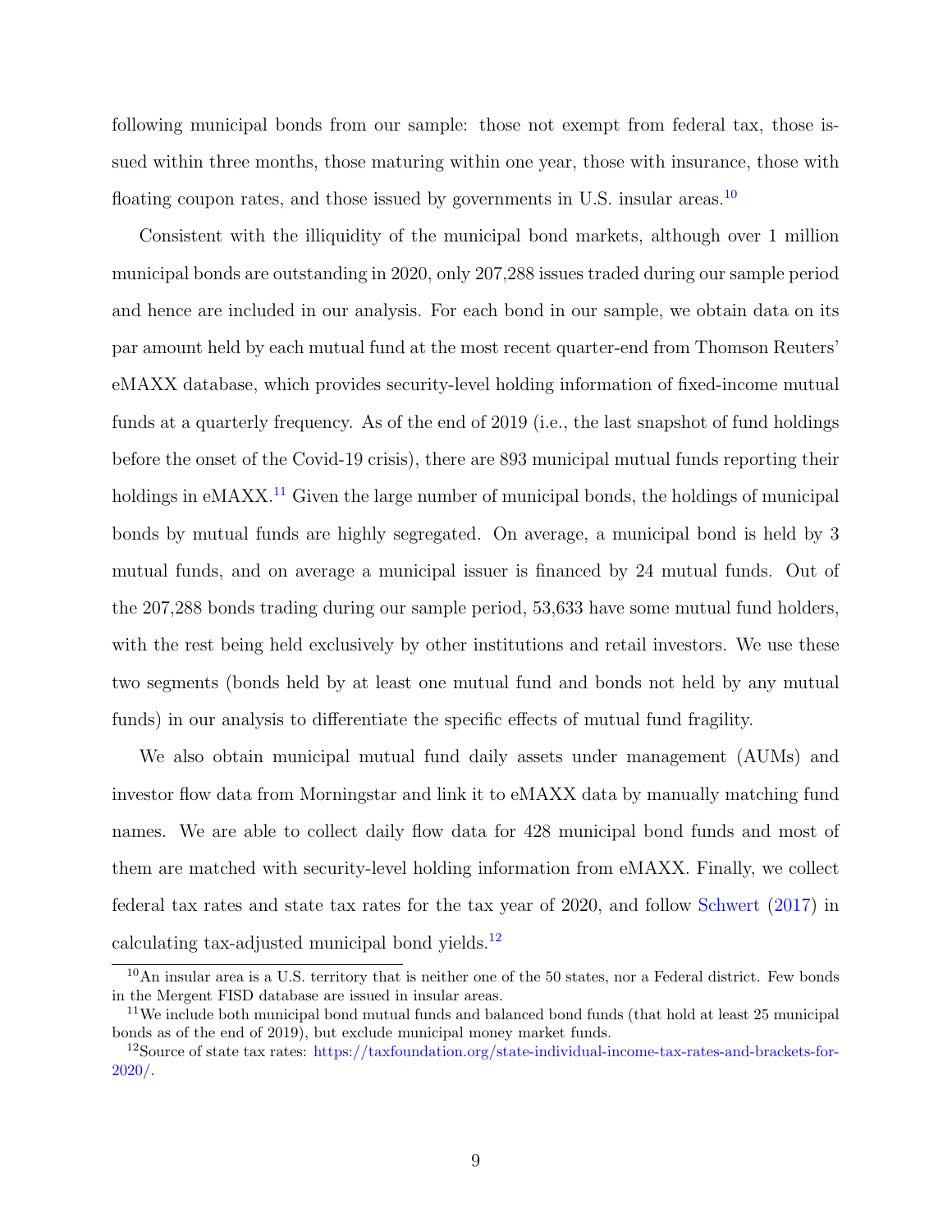following municipal bonds from our sample: those not exempt from federal tax, those issued within three months, those maturing within one year, those with insurance, those with floating coupon rates, and those issued by governments in U.S. insular areas.[10]

Consistent with the illiquidity of the municipal bond markets, although over 1 million municipal bonds are outstanding in 2020, only 207,288 issues traded during our sample period and hence are included in our analysis. For each bond in our sample, we obtain data on its par amount held by each mutual fund at the most recent quarter-end from Thomson Reuters' eMAXX database, which provides security-level holding information of fixed-income mutual funds at a quarterly frequency. As of the end of 2019 (i.e., the last snapshot of fund holdings before the onset of the Covid-19 crisis), there are 893 municipal mutual funds reporting their holdings in eMAXX.[11] Given the large number of municipal bonds, the holdings of municipal bonds by mutual funds are highly segregated. On average, a municipal bond is held by 3 mutual funds, and on average a municipal issuer is financed by 24 mutual funds. Out of the 207,288 bonds trading during our sample period, 53,633 have some mutual fund holders, with the rest being held exclusively by other institutions and retail investors. We use these two segments (bonds held by at least one mutual fund and bonds not held by any mutual funds) in our analysis to differentiate the specific effects of mutual fund fragility.

We also obtain municipal mutual fund daily assets under management (AUMs) and investor flow data from Morningstar and link it to eMAXX data by manually matching fund names. We are able to collect daily flow data for 428 municipal bond funds and most of them are matched with security-level holding information from eMAXX. Finally, we collect federal tax rates and state tax rates for the tax year of 2020, and follow Schwert (2017) in calculating tax-adjusted municipal bond yields.[12]

[10] An insular area is a U.S. territory that is neither one of the 50 states, nor a Federal district. Few bonds in the Mergent FISD database are issued in insular areas.

[11] We include both municipal bond mutual funds and balanced bond funds (that hold at least 25 municipal bonds as of the end of 2019), but exclude municipal money market funds.

[12] Source of state tax rates: https://taxfoundation.org/state-individual-income-tax-rates-and-brackets-for-2020/.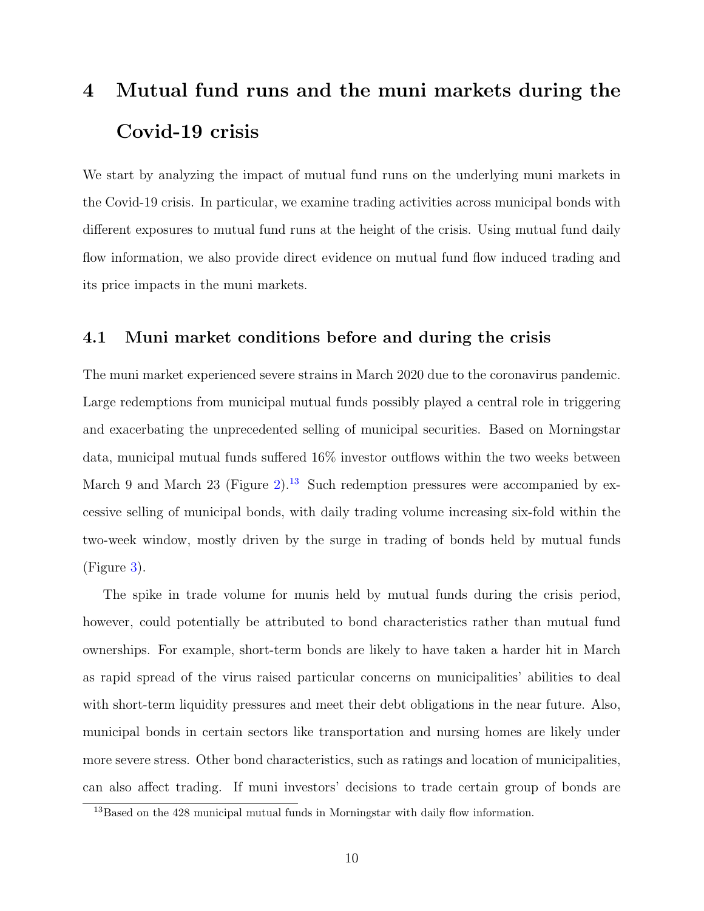# 4 Mutual fund runs and the muni markets during the Covid-19 crisis

We start by analyzing the impact of mutual fund runs on the underlying muni markets in the Covid-19 crisis. In particular, we examine trading activities across municipal bonds with different exposures to mutual fund runs at the height of the crisis. Using mutual fund daily flow information, we also provide direct evidence on mutual fund flow induced trading and its price impacts in the muni markets.

## 4.1 Muni market conditions before and during the crisis

The muni market experienced severe strains in March 2020 due to the coronavirus pandemic. Large redemptions from municipal mutual funds possibly played a central role in triggering and exacerbating the unprecedented selling of municipal securities. Based on Morningstar data, municipal mutual funds suffered 16% investor outflows within the two weeks between March 9 and March 23 (Figure 2).[13] Such redemption pressures were accompanied by excessive selling of municipal bonds, with daily trading volume increasing six-fold within the two-week window, mostly driven by the surge in trading of bonds held by mutual funds (Figure 3).

The spike in trade volume for munis held by mutual funds during the crisis period, however, could potentially be attributed to bond characteristics rather than mutual fund ownerships. For example, short-term bonds are likely to have taken a harder hit in March as rapid spread of the virus raised particular concerns on municipalities' abilities to deal with short-term liquidity pressures and meet their debt obligations in the near future. Also, municipal bonds in certain sectors like transportation and nursing homes are likely under more severe stress. Other bond characteristics, such as ratings and location of municipalities, can also affect trading. If muni investors' decisions to trade certain group of bonds are

[13] Based on the 428 municipal mutual funds in Morningstar with daily flow information.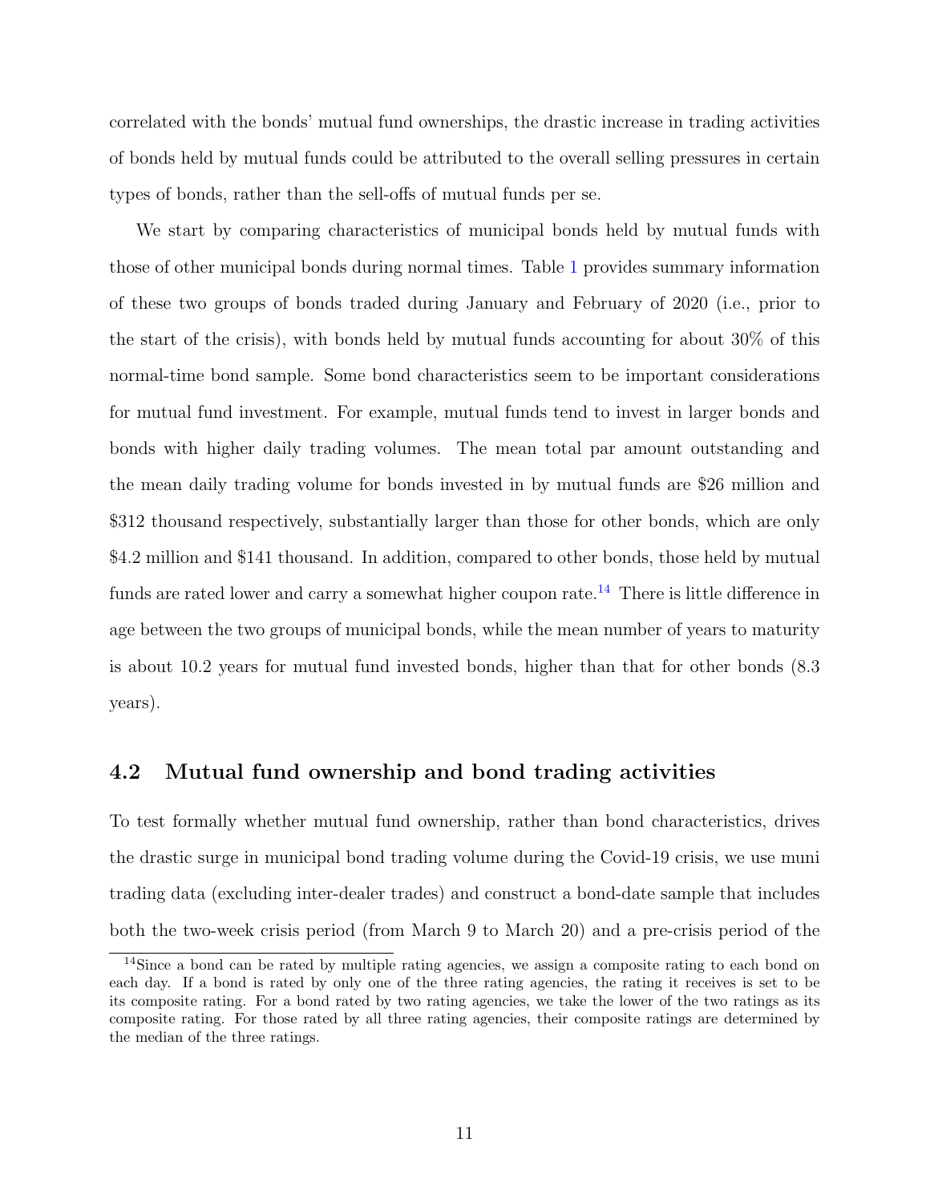correlated with the bonds' mutual fund ownerships, the drastic increase in trading activities of bonds held by mutual funds could be attributed to the overall selling pressures in certain types of bonds, rather than the sell-offs of mutual funds per se.

We start by comparing characteristics of municipal bonds held by mutual funds with those of other municipal bonds during normal times. Table 1 provides summary information of these two groups of bonds traded during January and February of 2020 (i.e., prior to the start of the crisis), with bonds held by mutual funds accounting for about 30% of this normal-time bond sample. Some bond characteristics seem to be important considerations for mutual fund investment. For example, mutual funds tend to invest in larger bonds and bonds with higher daily trading volumes. The mean total par amount outstanding and the mean daily trading volume for bonds invested in by mutual funds are $26 million and $312 thousand respectively, substantially larger than those for other bonds, which are only $4.2 million and $141 thousand. In addition, compared to other bonds, those held by mutual funds are rated lower and carry a somewhat higher coupon rate.[14] There is little difference in age between the two groups of municipal bonds, while the mean number of years to maturity is about 10.2 years for mutual fund invested bonds, higher than that for other bonds (8.3 years).

## 4.2 Mutual fund ownership and bond trading activities

To test formally whether mutual fund ownership, rather than bond characteristics, drives the drastic surge in municipal bond trading volume during the Covid-19 crisis, we use muni trading data (excluding inter-dealer trades) and construct a bond-date sample that includes both the two-week crisis period (from March 9 to March 20) and a pre-crisis period of the

[14] Since a bond can be rated by multiple rating agencies, we assign a composite rating to each bond on each day. If a bond is rated by only one of the three rating agencies, the rating it receives is set to be its composite rating. For a bond rated by two rating agencies, we take the lower of the two ratings as its composite rating. For those rated by all three rating agencies, their composite ratings are determined by the median of the three ratings.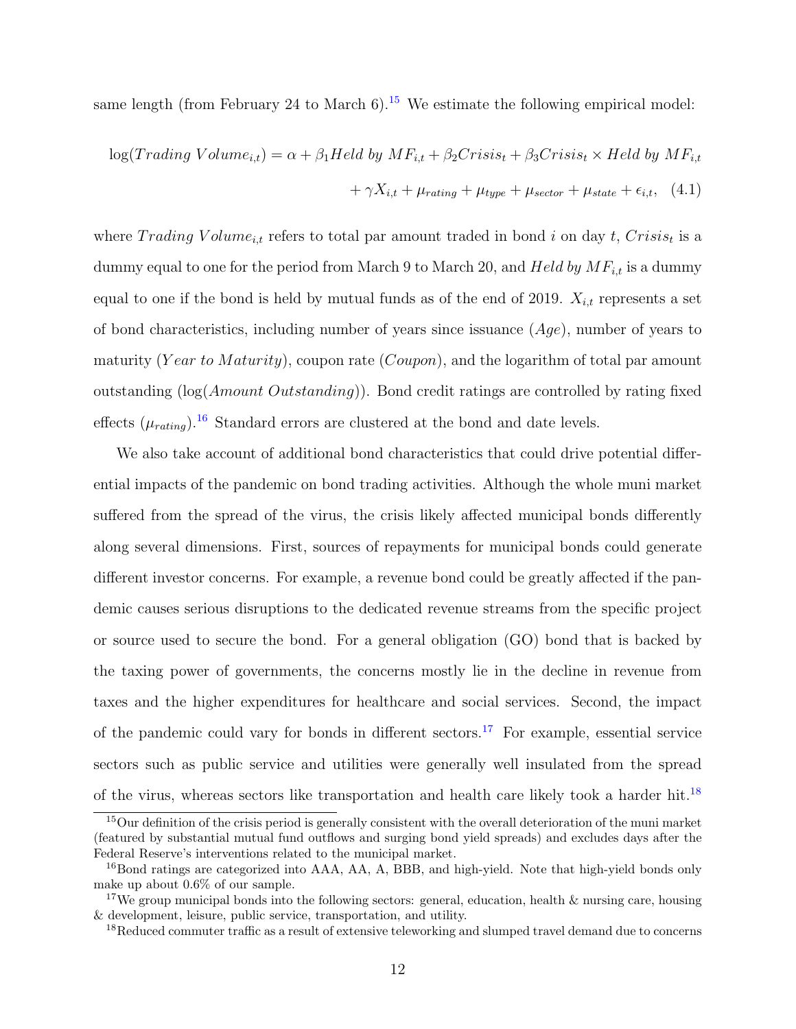same length (from February 24 to March 6).[15] We estimate the following empirical model:

$$\log(Trading\ Volume_{i,t}) = \alpha + \beta_1 Held\ by\ MF_{i,t} + \beta_2 Crisis_t + \beta_3 Crisis_t \times Held\ by\ MF_{i,t} + \gamma X_{i,t} + \mu_{rating} + \mu_{type} + \mu_{sector} + \mu_{state} + \epsilon_{i,t}, \quad (4.1)$$

where $Trading\ Volume_{i,t}$ refers to total par amount traded in bond $i$ on day $t$, $Crisis_t$ is a dummy equal to one for the period from March 9 to March 20, and $Held\ by\ MF_{i,t}$ is a dummy equal to one if the bond is held by mutual funds as of the end of 2019. $X_{i,t}$ represents a set of bond characteristics, including number of years since issuance ($Age$), number of years to maturity ($Year\ to\ Maturity$), coupon rate ($Coupon$), and the logarithm of total par amount outstanding ($\log(Amount\ Outstanding)$). Bond credit ratings are controlled by rating fixed effects ($\mu_{rating}$).[16] Standard errors are clustered at the bond and date levels.

We also take account of additional bond characteristics that could drive potential differential impacts of the pandemic on bond trading activities. Although the whole muni market suffered from the spread of the virus, the crisis likely affected municipal bonds differently along several dimensions. First, sources of repayments for municipal bonds could generate different investor concerns. For example, a revenue bond could be greatly affected if the pandemic causes serious disruptions to the dedicated revenue streams from the specific project or source used to secure the bond. For a general obligation (GO) bond that is backed by the taxing power of governments, the concerns mostly lie in the decline in revenue from taxes and the higher expenditures for healthcare and social services. Second, the impact of the pandemic could vary for bonds in different sectors.[17] For example, essential service sectors such as public service and utilities were generally well insulated from the spread of the virus, whereas sectors like transportation and health care likely took a harder hit.[18]

[15] Our definition of the crisis period is generally consistent with the overall deterioration of the muni market (featured by substantial mutual fund outflows and surging bond yield spreads) and excludes days after the Federal Reserve's interventions related to the municipal market.

[16] Bond ratings are categorized into AAA, AA, A, BBB, and high-yield. Note that high-yield bonds only make up about 0.6% of our sample.

[17] We group municipal bonds into the following sectors: general, education, health & nursing care, housing & development, leisure, public service, transportation, and utility.

[18] Reduced commuter traffic as a result of extensive teleworking and slumped travel demand due to concerns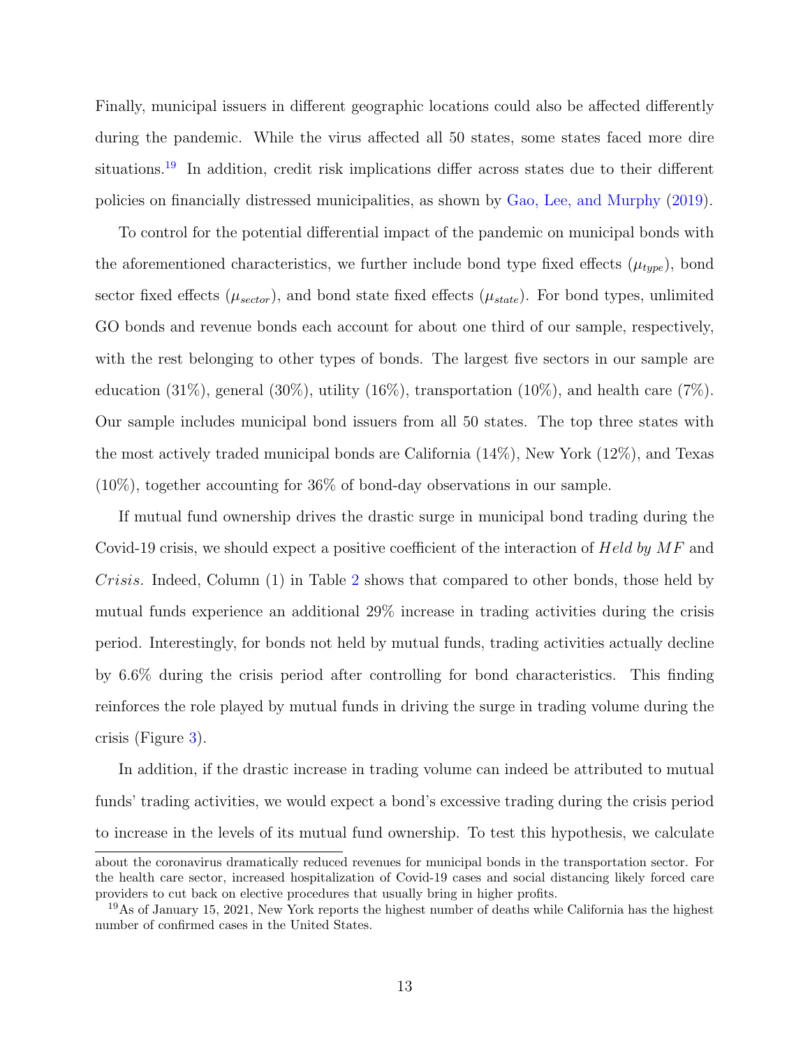Finally, municipal issuers in different geographic locations could also be affected differently during the pandemic. While the virus affected all 50 states, some states faced more dire situations.[19] In addition, credit risk implications differ across states due to their different policies on financially distressed municipalities, as shown by Gao, Lee, and Murphy (2019).

To control for the potential differential impact of the pandemic on municipal bonds with the aforementioned characteristics, we further include bond type fixed effects ($\mu_{type}$), bond sector fixed effects ($\mu_{sector}$), and bond state fixed effects ($\mu_{state}$). For bond types, unlimited GO bonds and revenue bonds each account for about one third of our sample, respectively, with the rest belonging to other types of bonds. The largest five sectors in our sample are education (31%), general (30%), utility (16%), transportation (10%), and health care (7%). Our sample includes municipal bond issuers from all 50 states. The top three states with the most actively traded municipal bonds are California (14%), New York (12%), and Texas (10%), together accounting for 36% of bond-day observations in our sample.

If mutual fund ownership drives the drastic surge in municipal bond trading during the Covid-19 crisis, we should expect a positive coefficient of the interaction of *Held by MF* and *Crisis*. Indeed, Column (1) in Table 2 shows that compared to other bonds, those held by mutual funds experience an additional 29% increase in trading activities during the crisis period. Interestingly, for bonds not held by mutual funds, trading activities actually decline by 6.6% during the crisis period after controlling for bond characteristics. This finding reinforces the role played by mutual funds in driving the surge in trading volume during the crisis (Figure 3).

In addition, if the drastic increase in trading volume can indeed be attributed to mutual funds' trading activities, we would expect a bond's excessive trading during the crisis period to increase in the levels of its mutual fund ownership. To test this hypothesis, we calculate

about the coronavirus dramatically reduced revenues for municipal bonds in the transportation sector. For the health care sector, increased hospitalization of Covid-19 cases and social distancing likely forced care providers to cut back on elective procedures that usually bring in higher profits.

[19] As of January 15, 2021, New York reports the highest number of deaths while California has the highest number of confirmed cases in the United States.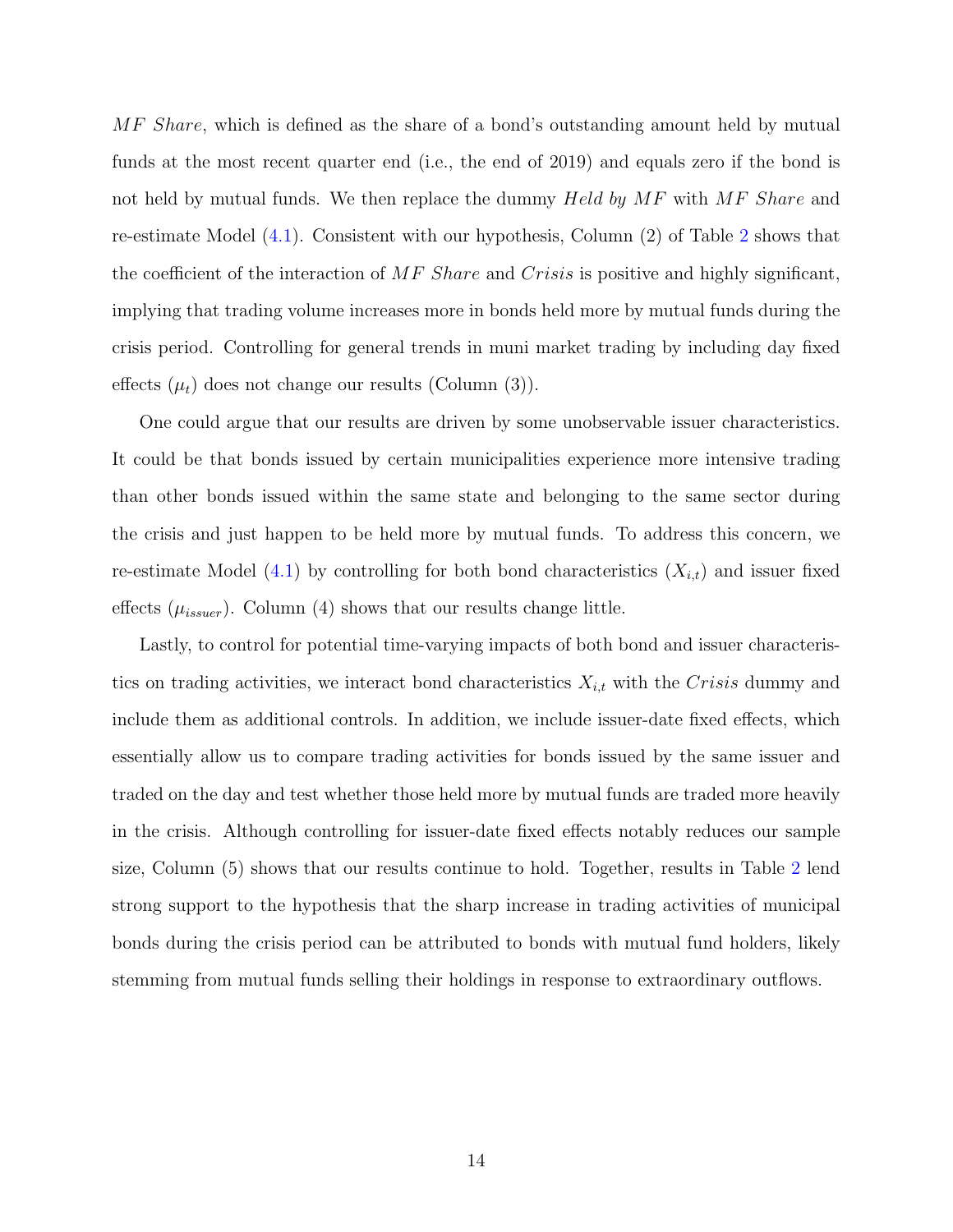*MF Share*, which is defined as the share of a bond's outstanding amount held by mutual funds at the most recent quarter end (i.e., the end of 2019) and equals zero if the bond is not held by mutual funds. We then replace the dummy *Held by MF* with *MF Share* and re-estimate Model (4.1). Consistent with our hypothesis, Column (2) of Table 2 shows that the coefficient of the interaction of *MF Share* and *Crisis* is positive and highly significant, implying that trading volume increases more in bonds held more by mutual funds during the crisis period. Controlling for general trends in muni market trading by including day fixed effects ($\mu_t$) does not change our results (Column (3)).

One could argue that our results are driven by some unobservable issuer characteristics. It could be that bonds issued by certain municipalities experience more intensive trading than other bonds issued within the same state and belonging to the same sector during the crisis and just happen to be held more by mutual funds. To address this concern, we re-estimate Model (4.1) by controlling for both bond characteristics ($X_{i,t}$) and issuer fixed effects ($\mu_{issuer}$). Column (4) shows that our results change little.

Lastly, to control for potential time-varying impacts of both bond and issuer characteristics on trading activities, we interact bond characteristics $X_{i,t}$ with the *Crisis* dummy and include them as additional controls. In addition, we include issuer-date fixed effects, which essentially allow us to compare trading activities for bonds issued by the same issuer and traded on the day and test whether those held more by mutual funds are traded more heavily in the crisis. Although controlling for issuer-date fixed effects notably reduces our sample size, Column (5) shows that our results continue to hold. Together, results in Table 2 lend strong support to the hypothesis that the sharp increase in trading activities of municipal bonds during the crisis period can be attributed to bonds with mutual fund holders, likely stemming from mutual funds selling their holdings in response to extraordinary outflows.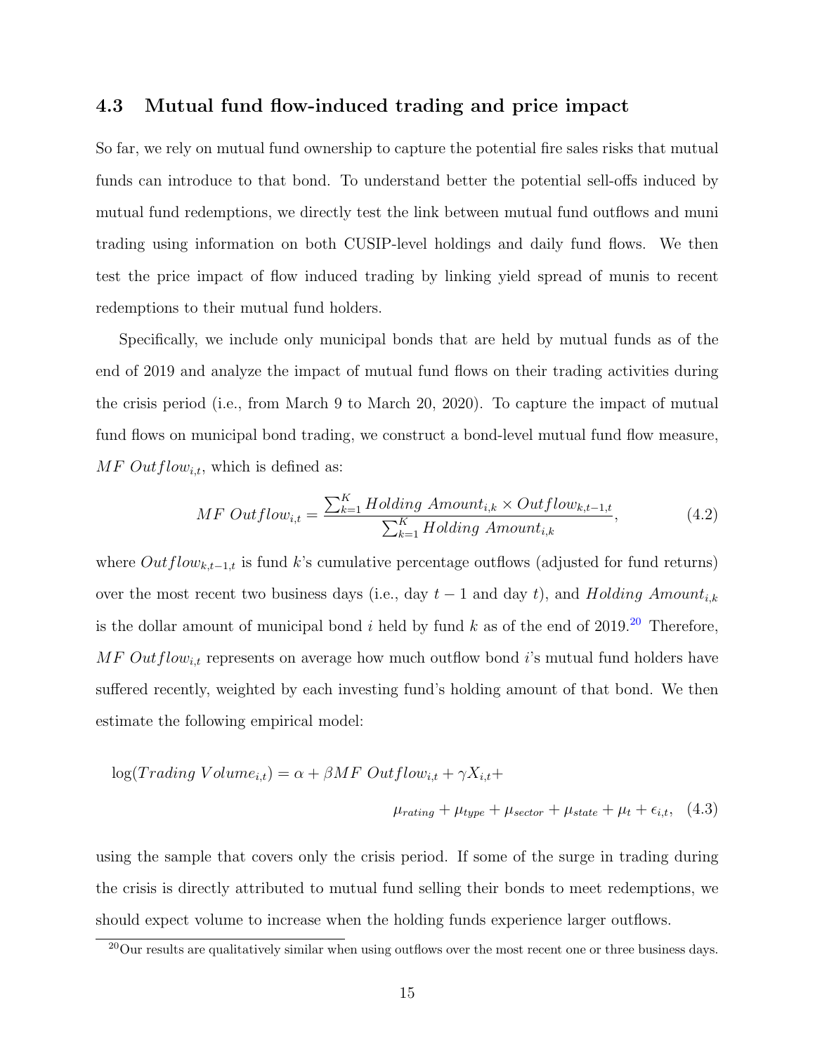### 4.3 Mutual fund flow-induced trading and price impact

So far, we rely on mutual fund ownership to capture the potential fire sales risks that mutual funds can introduce to that bond. To understand better the potential sell-offs induced by mutual fund redemptions, we directly test the link between mutual fund outflows and muni trading using information on both CUSIP-level holdings and daily fund flows. We then test the price impact of flow induced trading by linking yield spread of munis to recent redemptions to their mutual fund holders.

Specifically, we include only municipal bonds that are held by mutual funds as of the end of 2019 and analyze the impact of mutual fund flows on their trading activities during the crisis period (i.e., from March 9 to March 20, 2020). To capture the impact of mutual fund flows on municipal bond trading, we construct a bond-level mutual fund flow measure, $MF\ Outflow_{i,t}$, which is defined as:

$$MF\ Outflow_{i,t} = \frac{\sum_{k=1}^{K} Holding\ Amount_{i,k} \times Outflow_{k,t-1,t}}{\sum_{k=1}^{K} Holding\ Amount_{i,k}}, \tag{4.2}$$

where $Outflow_{k,t-1,t}$ is fund $k$'s cumulative percentage outflows (adjusted for fund returns) over the most recent two business days (i.e., day $t-1$ and day $t$), and $Holding\ Amount_{i,k}$ is the dollar amount of municipal bond $i$ held by fund $k$ as of the end of 2019.[20] Therefore, $MF\ Outflow_{i,t}$ represents on average how much outflow bond $i$'s mutual fund holders have suffered recently, weighted by each investing fund's holding amount of that bond. We then estimate the following empirical model:

$$\log(Trading\ Volume_{i,t}) = \alpha + \beta MF\ Outflow_{i,t} + \gamma X_{i,t} + \mu_{rating} + \mu_{type} + \mu_{sector} + \mu_{state} + \mu_t + \epsilon_{i,t}, \tag{4.3}$$

using the sample that covers only the crisis period. If some of the surge in trading during the crisis is directly attributed to mutual fund selling their bonds to meet redemptions, we should expect volume to increase when the holding funds experience larger outflows.

[20] Our results are qualitatively similar when using outflows over the most recent one or three business days.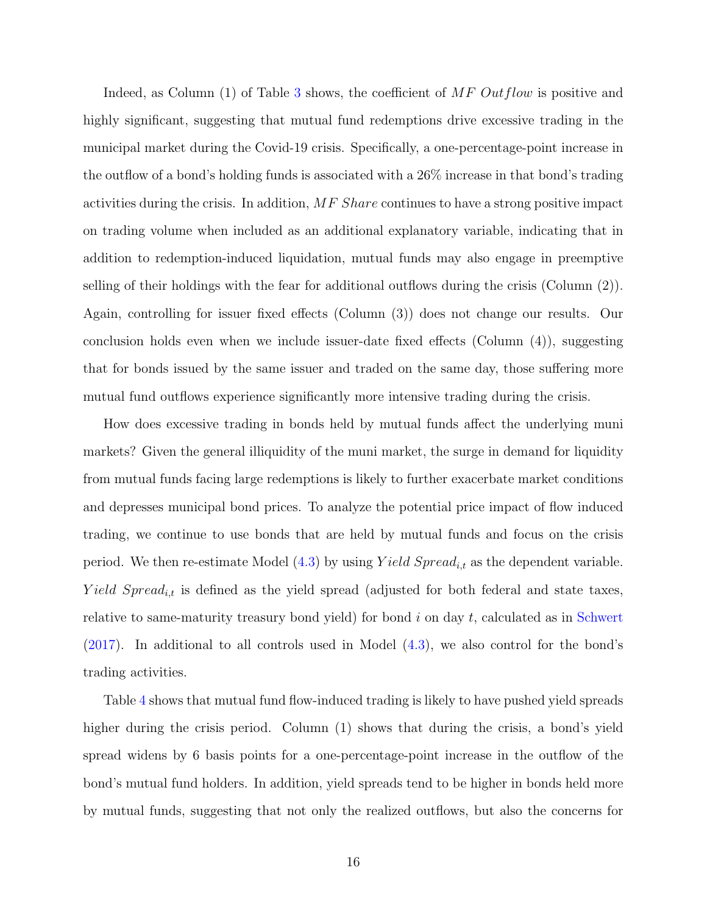Indeed, as Column (1) of Table 3 shows, the coefficient of $MF\ Outflow$ is positive and highly significant, suggesting that mutual fund redemptions drive excessive trading in the municipal market during the Covid-19 crisis. Specifically, a one-percentage-point increase in the outflow of a bond's holding funds is associated with a 26% increase in that bond's trading activities during the crisis. In addition, $MF\ Share$ continues to have a strong positive impact on trading volume when included as an additional explanatory variable, indicating that in addition to redemption-induced liquidation, mutual funds may also engage in preemptive selling of their holdings with the fear for additional outflows during the crisis (Column (2)). Again, controlling for issuer fixed effects (Column (3)) does not change our results. Our conclusion holds even when we include issuer-date fixed effects (Column (4)), suggesting that for bonds issued by the same issuer and traded on the same day, those suffering more mutual fund outflows experience significantly more intensive trading during the crisis.

How does excessive trading in bonds held by mutual funds affect the underlying muni markets? Given the general illiquidity of the muni market, the surge in demand for liquidity from mutual funds facing large redemptions is likely to further exacerbate market conditions and depresses municipal bond prices. To analyze the potential price impact of flow induced trading, we continue to use bonds that are held by mutual funds and focus on the crisis period. We then re-estimate Model (4.3) by using $Yield\ Spread_{i,t}$ as the dependent variable. $Yield\ Spread_{i,t}$ is defined as the yield spread (adjusted for both federal and state taxes, relative to same-maturity treasury bond yield) for bond $i$ on day $t$, calculated as in Schwert (2017). In additional to all controls used in Model (4.3), we also control for the bond's trading activities.

Table 4 shows that mutual fund flow-induced trading is likely to have pushed yield spreads higher during the crisis period. Column (1) shows that during the crisis, a bond's yield spread widens by 6 basis points for a one-percentage-point increase in the outflow of the bond's mutual fund holders. In addition, yield spreads tend to be higher in bonds held more by mutual funds, suggesting that not only the realized outflows, but also the concerns for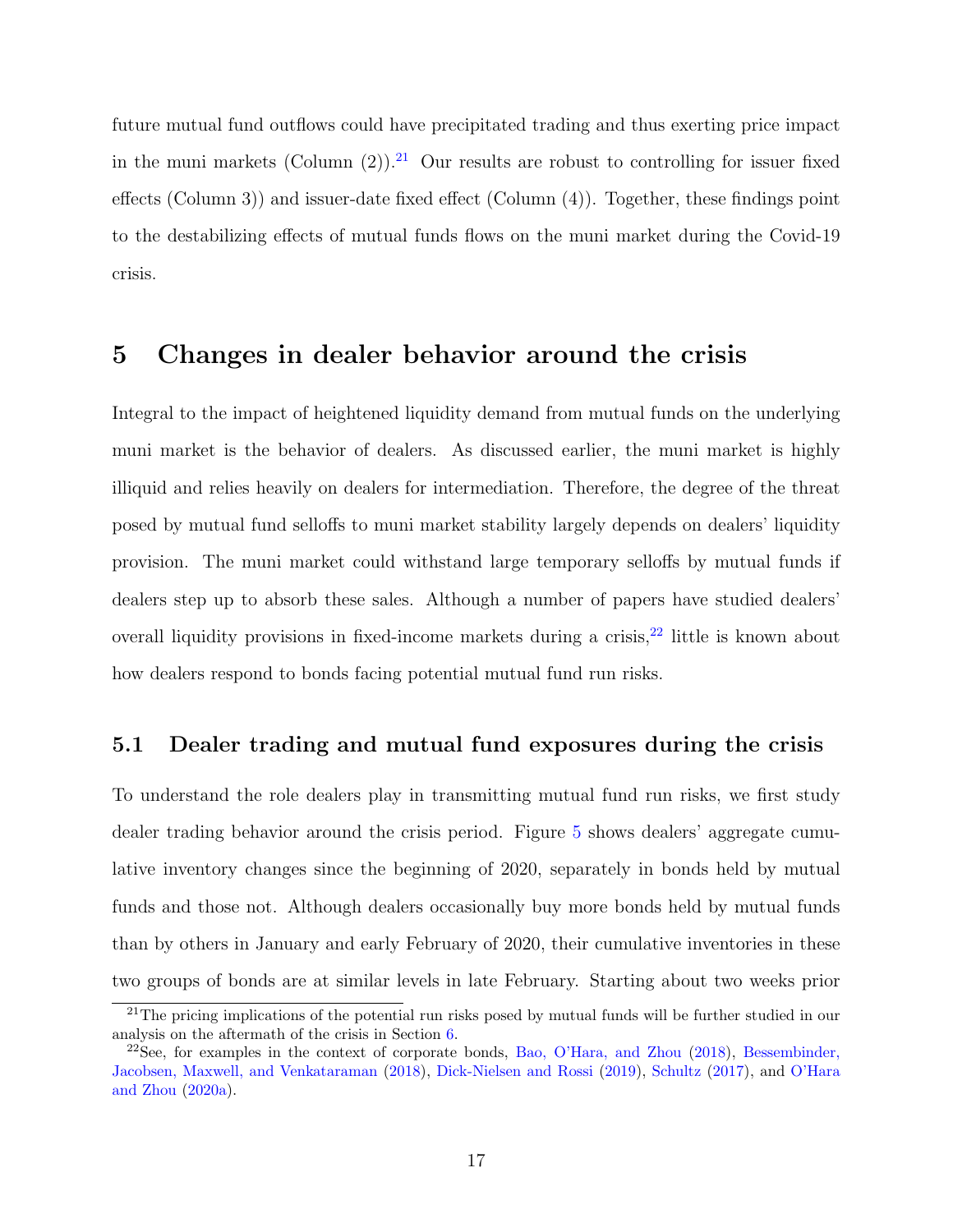future mutual fund outflows could have precipitated trading and thus exerting price impact in the muni markets (Column (2)).[21] Our results are robust to controlling for issuer fixed effects (Column 3)) and issuer-date fixed effect (Column (4)). Together, these findings point to the destabilizing effects of mutual funds flows on the muni market during the Covid-19 crisis.

## 5 Changes in dealer behavior around the crisis

Integral to the impact of heightened liquidity demand from mutual funds on the underlying muni market is the behavior of dealers. As discussed earlier, the muni market is highly illiquid and relies heavily on dealers for intermediation. Therefore, the degree of the threat posed by mutual fund selloffs to muni market stability largely depends on dealers' liquidity provision. The muni market could withstand large temporary selloffs by mutual funds if dealers step up to absorb these sales. Although a number of papers have studied dealers' overall liquidity provisions in fixed-income markets during a crisis,[22] little is known about how dealers respond to bonds facing potential mutual fund run risks.

### 5.1 Dealer trading and mutual fund exposures during the crisis

To understand the role dealers play in transmitting mutual fund run risks, we first study dealer trading behavior around the crisis period. Figure 5 shows dealers' aggregate cumulative inventory changes since the beginning of 2020, separately in bonds held by mutual funds and those not. Although dealers occasionally buy more bonds held by mutual funds than by others in January and early February of 2020, their cumulative inventories in these two groups of bonds are at similar levels in late February. Starting about two weeks prior

[21] The pricing implications of the potential run risks posed by mutual funds will be further studied in our analysis on the aftermath of the crisis in Section 6.

[22] See, for examples in the context of corporate bonds, Bao, O'Hara, and Zhou (2018), Bessembinder, Jacobsen, Maxwell, and Venkataraman (2018), Dick-Nielsen and Rossi (2019), Schultz (2017), and O'Hara and Zhou (2020a).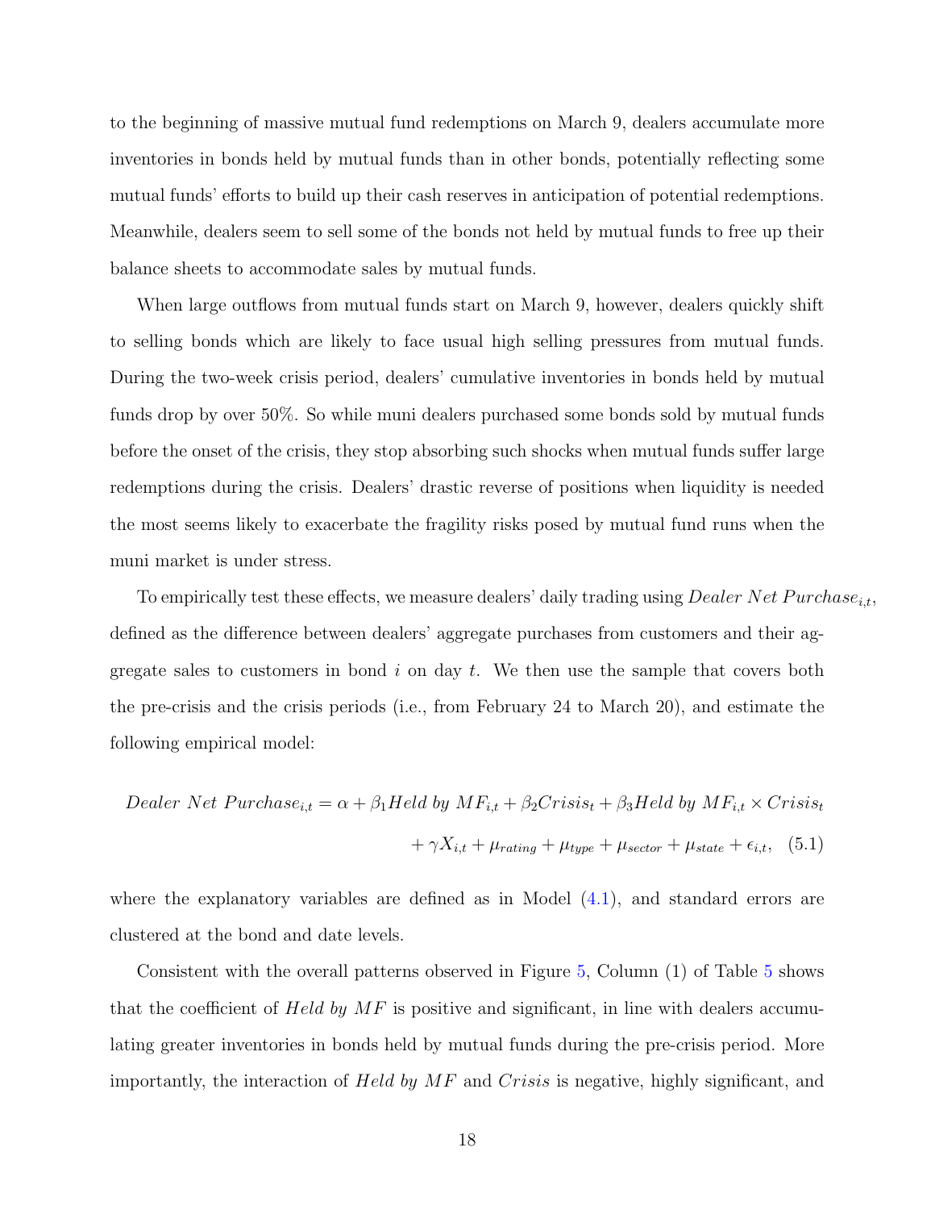to the beginning of massive mutual fund redemptions on March 9, dealers accumulate more inventories in bonds held by mutual funds than in other bonds, potentially reflecting some mutual funds' efforts to build up their cash reserves in anticipation of potential redemptions. Meanwhile, dealers seem to sell some of the bonds not held by mutual funds to free up their balance sheets to accommodate sales by mutual funds.

When large outflows from mutual funds start on March 9, however, dealers quickly shift to selling bonds which are likely to face usual high selling pressures from mutual funds. During the two-week crisis period, dealers' cumulative inventories in bonds held by mutual funds drop by over 50%. So while muni dealers purchased some bonds sold by mutual funds before the onset of the crisis, they stop absorbing such shocks when mutual funds suffer large redemptions during the crisis. Dealers' drastic reverse of positions when liquidity is needed the most seems likely to exacerbate the fragility risks posed by mutual fund runs when the muni market is under stress.

To empirically test these effects, we measure dealers' daily trading using $Dealer\ Net\ Purchase_{i,t}$, defined as the difference between dealers' aggregate purchases from customers and their aggregate sales to customers in bond $i$ on day $t$. We then use the sample that covers both the pre-crisis and the crisis periods (i.e., from February 24 to March 20), and estimate the following empirical model:

$$Dealer\ Net\ Purchase_{i,t} = \alpha + \beta_1 Held\ by\ MF_{i,t} + \beta_2 Crisis_t + \beta_3 Held\ by\ MF_{i,t} \times Crisis_t + \gamma X_{i,t} + \mu_{rating} + \mu_{type} + \mu_{sector} + \mu_{state} + \epsilon_{i,t}, \quad (5.1)$$

where the explanatory variables are defined as in Model (4.1), and standard errors are clustered at the bond and date levels.

Consistent with the overall patterns observed in Figure 5, Column (1) of Table 5 shows that the coefficient of *Held by MF* is positive and significant, in line with dealers accumulating greater inventories in bonds held by mutual funds during the pre-crisis period. More importantly, the interaction of *Held by MF* and *Crisis* is negative, highly significant, and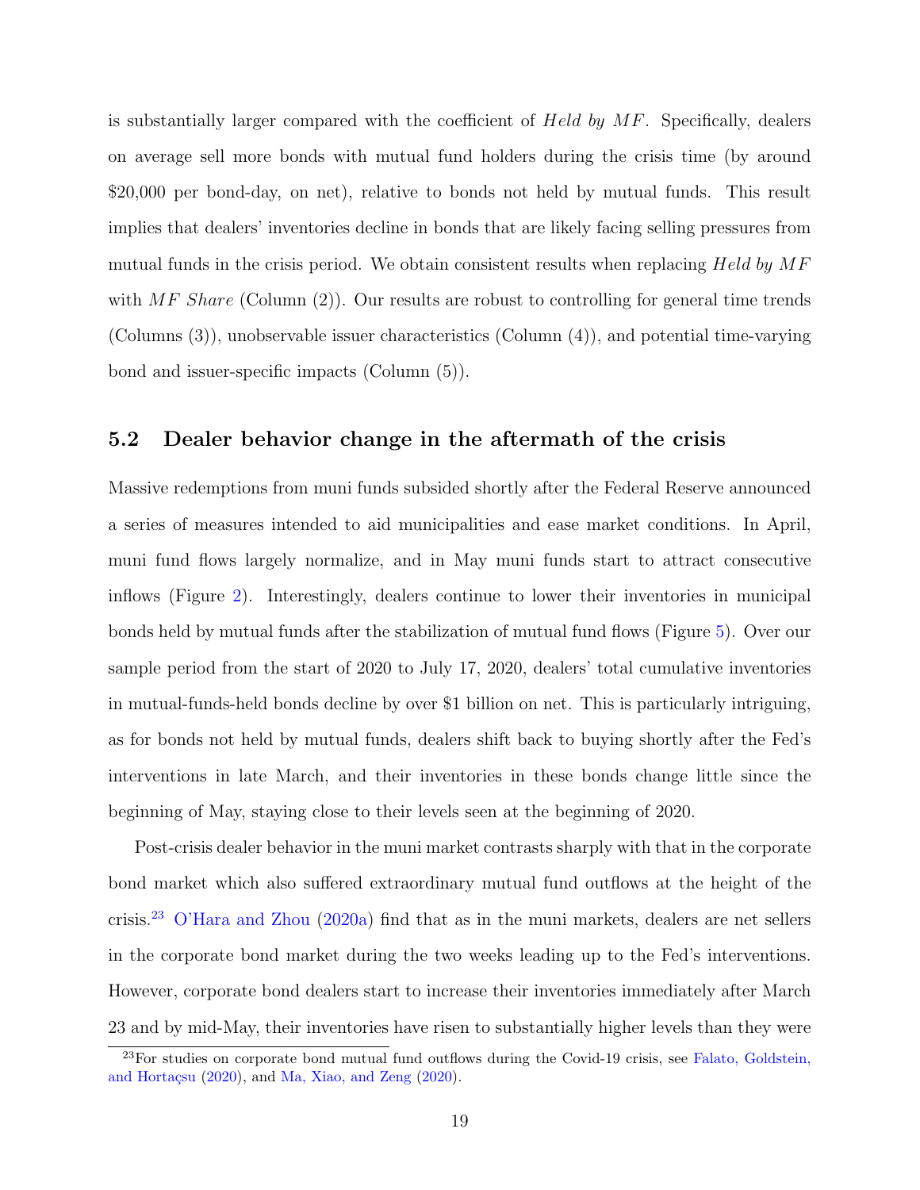is substantially larger compared with the coefficient of *Held by MF*. Specifically, dealers on average sell more bonds with mutual fund holders during the crisis time (by around $20,000 per bond-day, on net), relative to bonds not held by mutual funds. This result implies that dealers' inventories decline in bonds that are likely facing selling pressures from mutual funds in the crisis period. We obtain consistent results when replacing *Held by MF* with *MF Share* (Column (2)). Our results are robust to controlling for general time trends (Columns (3)), unobservable issuer characteristics (Column (4)), and potential time-varying bond and issuer-specific impacts (Column (5)).

### 5.2 Dealer behavior change in the aftermath of the crisis

Massive redemptions from muni funds subsided shortly after the Federal Reserve announced a series of measures intended to aid municipalities and ease market conditions. In April, muni fund flows largely normalize, and in May muni funds start to attract consecutive inflows (Figure 2). Interestingly, dealers continue to lower their inventories in municipal bonds held by mutual funds after the stabilization of mutual fund flows (Figure 5). Over our sample period from the start of 2020 to July 17, 2020, dealers' total cumulative inventories in mutual-funds-held bonds decline by over $1 billion on net. This is particularly intriguing, as for bonds not held by mutual funds, dealers shift back to buying shortly after the Fed's interventions in late March, and their inventories in these bonds change little since the beginning of May, staying close to their levels seen at the beginning of 2020.

Post-crisis dealer behavior in the muni market contrasts sharply with that in the corporate bond market which also suffered extraordinary mutual fund outflows at the height of the crisis.[23] O'Hara and Zhou (2020a) find that as in the muni markets, dealers are net sellers in the corporate bond market during the two weeks leading up to the Fed's interventions. However, corporate bond dealers start to increase their inventories immediately after March 23 and by mid-May, their inventories have risen to substantially higher levels than they were

[23] For studies on corporate bond mutual fund outflows during the Covid-19 crisis, see Falato, Goldstein, and Hortaçsu (2020), and Ma, Xiao, and Zeng (2020).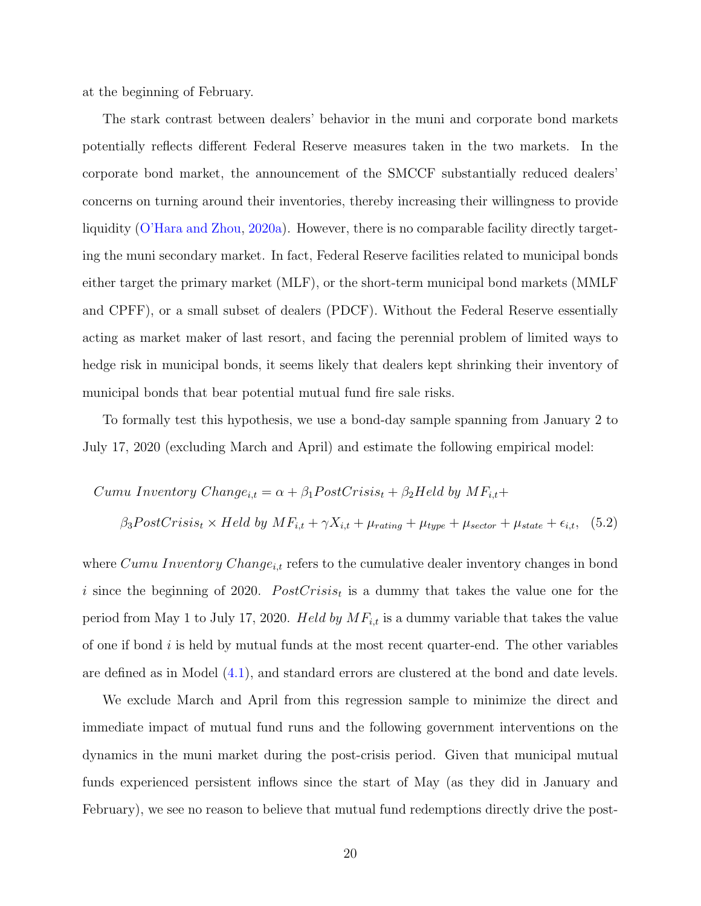at the beginning of February.

The stark contrast between dealers' behavior in the muni and corporate bond markets potentially reflects different Federal Reserve measures taken in the two markets. In the corporate bond market, the announcement of the SMCCF substantially reduced dealers' concerns on turning around their inventories, thereby increasing their willingness to provide liquidity (O'Hara and Zhou, 2020a). However, there is no comparable facility directly targeting the muni secondary market. In fact, Federal Reserve facilities related to municipal bonds either target the primary market (MLF), or the short-term municipal bond markets (MMLF and CPFF), or a small subset of dealers (PDCF). Without the Federal Reserve essentially acting as market maker of last resort, and facing the perennial problem of limited ways to hedge risk in municipal bonds, it seems likely that dealers kept shrinking their inventory of municipal bonds that bear potential mutual fund fire sale risks.

To formally test this hypothesis, we use a bond-day sample spanning from January 2 to July 17, 2020 (excluding March and April) and estimate the following empirical model:

$$
\begin{aligned}
Cumu\ Inventory\ Change_{i,t} = \alpha + \beta_1 PostCrisis_t + \beta_2 Held\ by\ MF_{i,t} + \\
\beta_3 PostCrisis_t \times Held\ by\ MF_{i,t} + \gamma X_{i,t} + \mu_{rating} + \mu_{type} + \mu_{sector} + \mu_{state} + \epsilon_{i,t}, \quad (5.2)
\end{aligned}
$$

where $Cumu\ Inventory\ Change_{i,t}$ refers to the cumulative dealer inventory changes in bond $i$ since the beginning of 2020. $PostCrisis_t$ is a dummy that takes the value one for the period from May 1 to July 17, 2020. $Held\ by\ MF_{i,t}$ is a dummy variable that takes the value of one if bond $i$ is held by mutual funds at the most recent quarter-end. The other variables are defined as in Model (4.1), and standard errors are clustered at the bond and date levels.

We exclude March and April from this regression sample to minimize the direct and immediate impact of mutual fund runs and the following government interventions on the dynamics in the muni market during the post-crisis period. Given that municipal mutual funds experienced persistent inflows since the start of May (as they did in January and February), we see no reason to believe that mutual fund redemptions directly drive the post-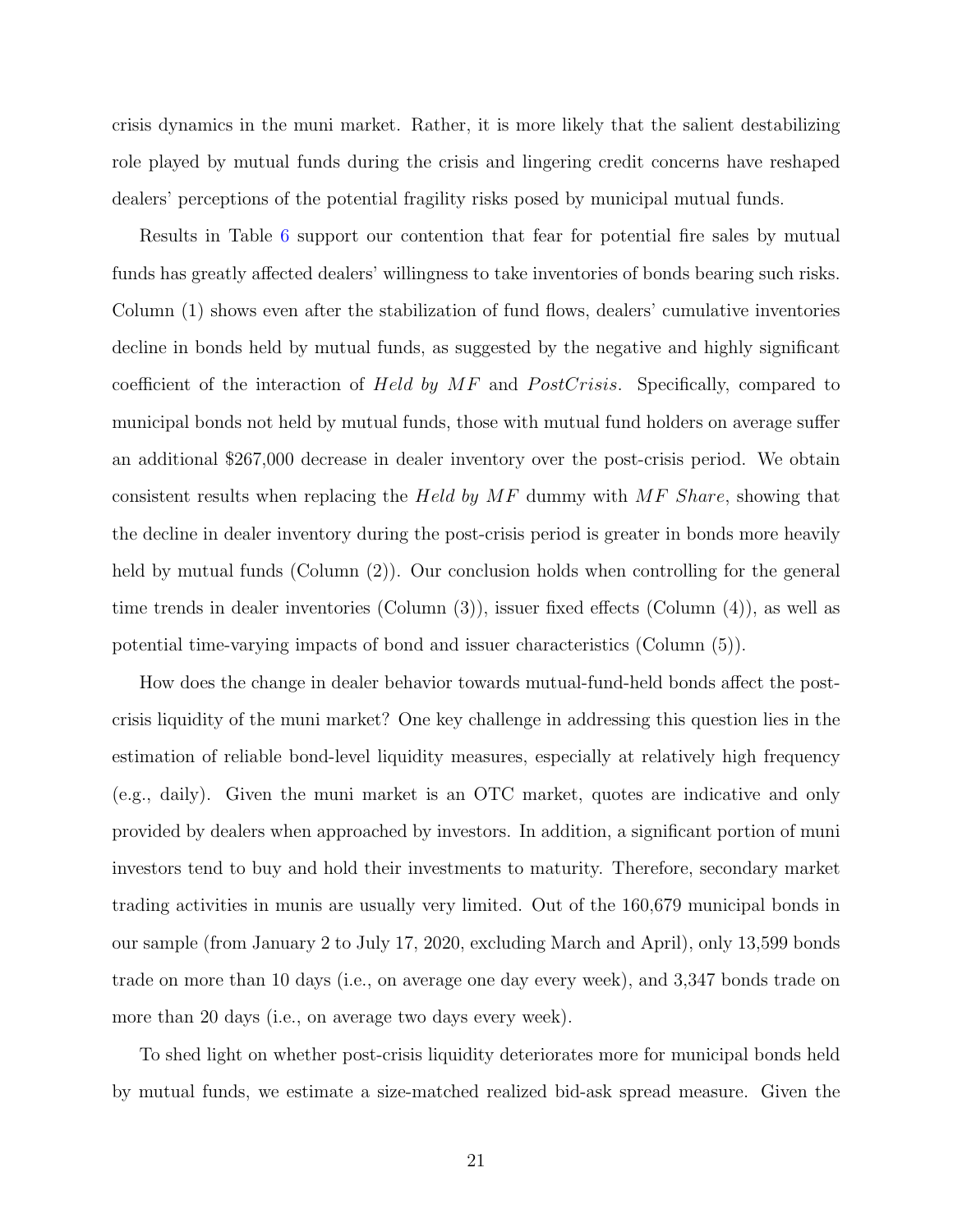crisis dynamics in the muni market. Rather, it is more likely that the salient destabilizing role played by mutual funds during the crisis and lingering credit concerns have reshaped dealers' perceptions of the potential fragility risks posed by municipal mutual funds.

Results in Table 6 support our contention that fear for potential fire sales by mutual funds has greatly affected dealers' willingness to take inventories of bonds bearing such risks. Column (1) shows even after the stabilization of fund flows, dealers' cumulative inventories decline in bonds held by mutual funds, as suggested by the negative and highly significant coefficient of the interaction of *Held by MF* and *PostCrisis*. Specifically, compared to municipal bonds not held by mutual funds, those with mutual fund holders on average suffer an additional $267,000 decrease in dealer inventory over the post-crisis period. We obtain consistent results when replacing the *Held by MF* dummy with *MF Share*, showing that the decline in dealer inventory during the post-crisis period is greater in bonds more heavily held by mutual funds (Column (2)). Our conclusion holds when controlling for the general time trends in dealer inventories (Column (3)), issuer fixed effects (Column (4)), as well as potential time-varying impacts of bond and issuer characteristics (Column (5)).

How does the change in dealer behavior towards mutual-fund-held bonds affect the post-crisis liquidity of the muni market? One key challenge in addressing this question lies in the estimation of reliable bond-level liquidity measures, especially at relatively high frequency (e.g., daily). Given the muni market is an OTC market, quotes are indicative and only provided by dealers when approached by investors. In addition, a significant portion of muni investors tend to buy and hold their investments to maturity. Therefore, secondary market trading activities in munis are usually very limited. Out of the 160,679 municipal bonds in our sample (from January 2 to July 17, 2020, excluding March and April), only 13,599 bonds trade on more than 10 days (i.e., on average one day every week), and 3,347 bonds trade on more than 20 days (i.e., on average two days every week).

To shed light on whether post-crisis liquidity deteriorates more for municipal bonds held by mutual funds, we estimate a size-matched realized bid-ask spread measure. Given the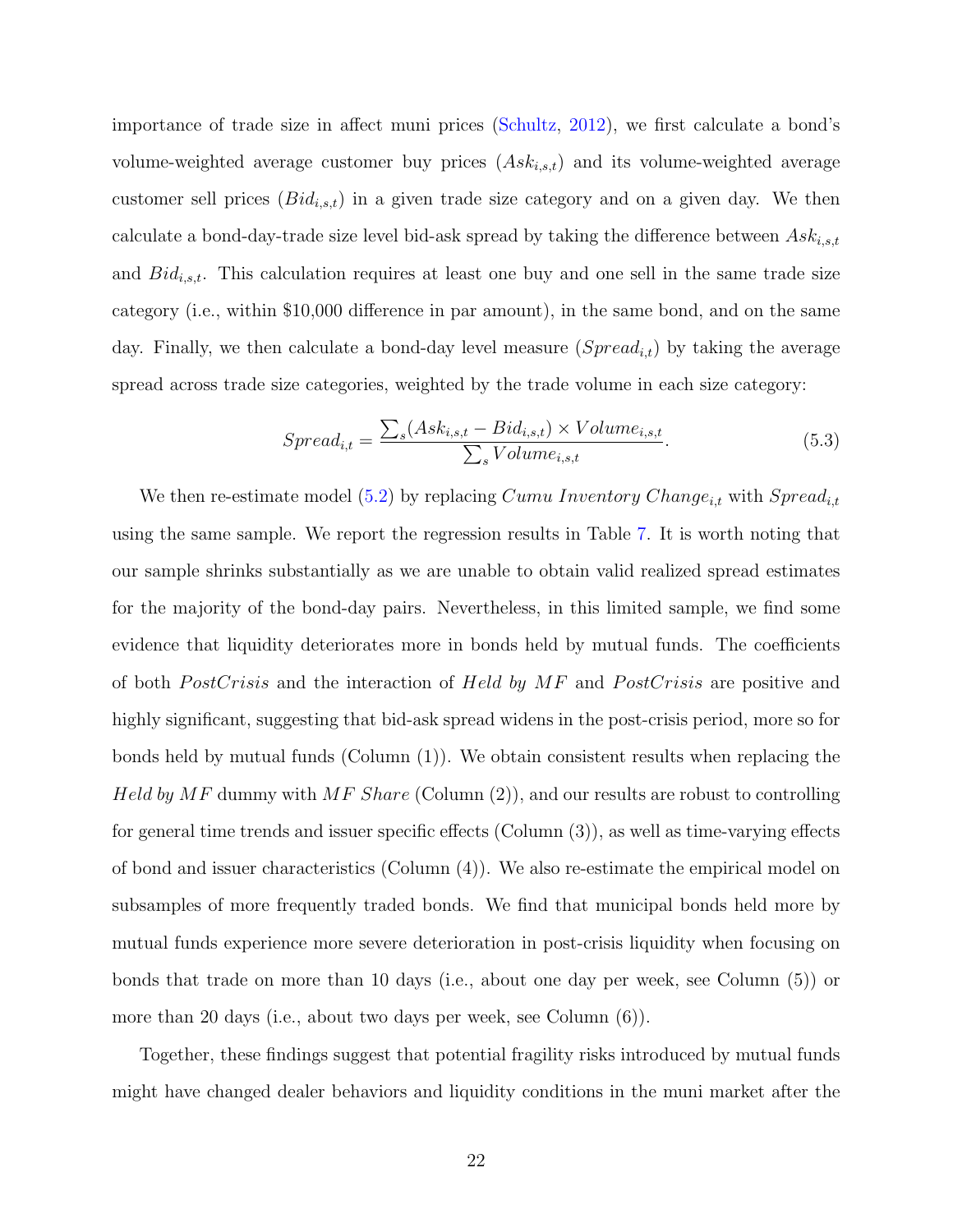importance of trade size in affect muni prices (Schultz, 2012), we first calculate a bond's volume-weighted average customer buy prices ($Ask_{i,s,t}$) and its volume-weighted average customer sell prices ($Bid_{i,s,t}$) in a given trade size category and on a given day. We then calculate a bond-day-trade size level bid-ask spread by taking the difference between $Ask_{i,s,t}$ and $Bid_{i,s,t}$. This calculation requires at least one buy and one sell in the same trade size category (i.e., within \$10,000 difference in par amount), in the same bond, and on the same day. Finally, we then calculate a bond-day level measure ($Spread_{i,t}$) by taking the average spread across trade size categories, weighted by the trade volume in each size category:

$$Spread_{i,t} = \frac{\sum_s (Ask_{i,s,t} - Bid_{i,s,t}) \times Volume_{i,s,t}}{\sum_s Volume_{i,s,t}}. \tag{5.3}$$

We then re-estimate model (5.2) by replacing $Cumu\ Inventory\ Change_{i,t}$ with $Spread_{i,t}$ using the same sample. We report the regression results in Table 7. It is worth noting that our sample shrinks substantially as we are unable to obtain valid realized spread estimates for the majority of the bond-day pairs. Nevertheless, in this limited sample, we find some evidence that liquidity deteriorates more in bonds held by mutual funds. The coefficients of both $PostCrisis$ and the interaction of $Held\ by\ MF$ and $PostCrisis$ are positive and highly significant, suggesting that bid-ask spread widens in the post-crisis period, more so for bonds held by mutual funds (Column (1)). We obtain consistent results when replacing the $Held\ by\ MF$ dummy with $MF\ Share$ (Column (2)), and our results are robust to controlling for general time trends and issuer specific effects (Column (3)), as well as time-varying effects of bond and issuer characteristics (Column (4)). We also re-estimate the empirical model on subsamples of more frequently traded bonds. We find that municipal bonds held more by mutual funds experience more severe deterioration in post-crisis liquidity when focusing on bonds that trade on more than 10 days (i.e., about one day per week, see Column (5)) or more than 20 days (i.e., about two days per week, see Column (6)).

Together, these findings suggest that potential fragility risks introduced by mutual funds might have changed dealer behaviors and liquidity conditions in the muni market after the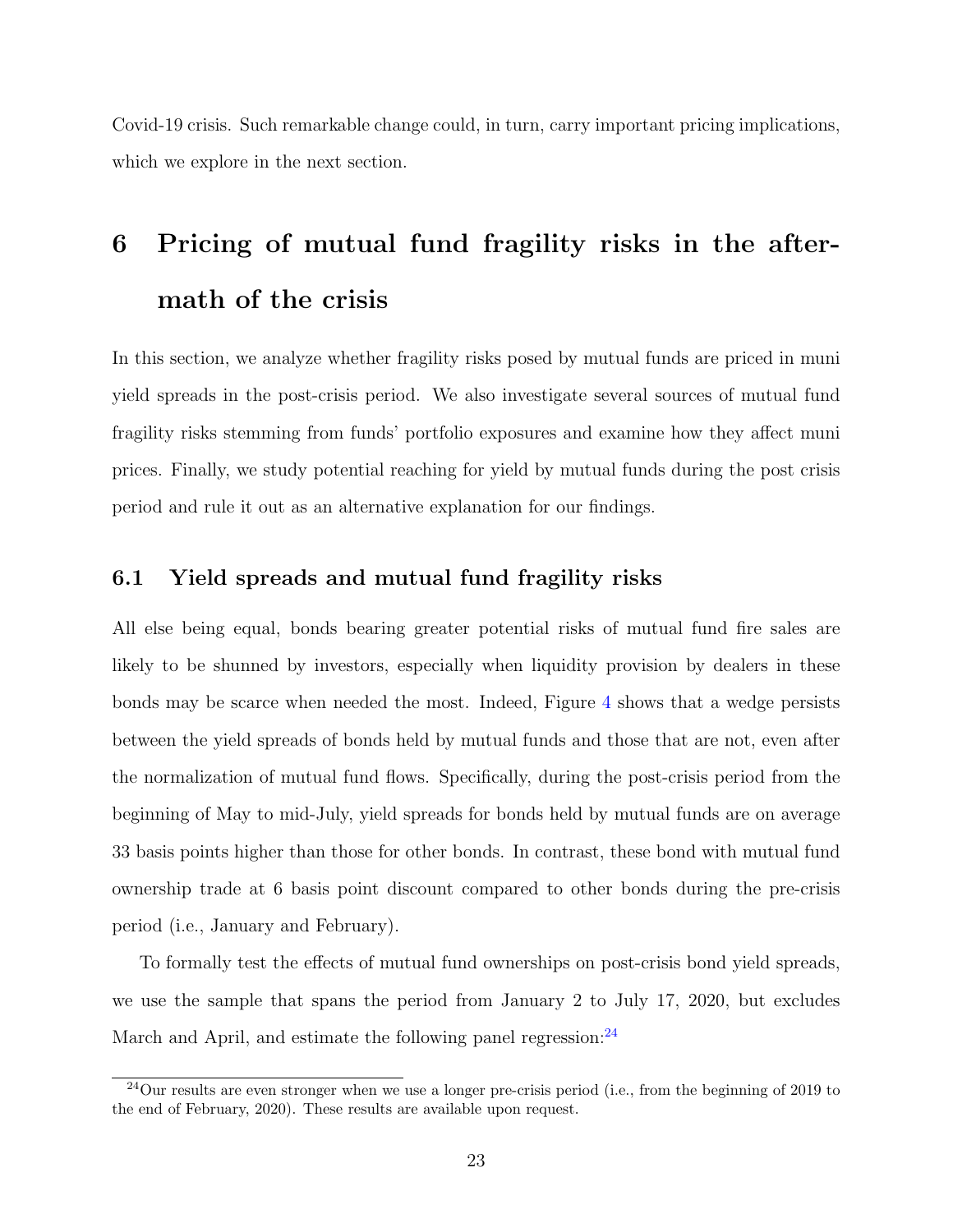Covid-19 crisis. Such remarkable change could, in turn, carry important pricing implications, which we explore in the next section.

# 6 Pricing of mutual fund fragility risks in the aftermath of the crisis

In this section, we analyze whether fragility risks posed by mutual funds are priced in muni yield spreads in the post-crisis period. We also investigate several sources of mutual fund fragility risks stemming from funds' portfolio exposures and examine how they affect muni prices. Finally, we study potential reaching for yield by mutual funds during the post crisis period and rule it out as an alternative explanation for our findings.

## 6.1 Yield spreads and mutual fund fragility risks

All else being equal, bonds bearing greater potential risks of mutual fund fire sales are likely to be shunned by investors, especially when liquidity provision by dealers in these bonds may be scarce when needed the most. Indeed, Figure 4 shows that a wedge persists between the yield spreads of bonds held by mutual funds and those that are not, even after the normalization of mutual fund flows. Specifically, during the post-crisis period from the beginning of May to mid-July, yield spreads for bonds held by mutual funds are on average 33 basis points higher than those for other bonds. In contrast, these bond with mutual fund ownership trade at 6 basis point discount compared to other bonds during the pre-crisis period (i.e., January and February).

To formally test the effects of mutual fund ownerships on post-crisis bond yield spreads, we use the sample that spans the period from January 2 to July 17, 2020, but excludes March and April, and estimate the following panel regression:[24]

[24] Our results are even stronger when we use a longer pre-crisis period (i.e., from the beginning of 2019 to the end of February, 2020). These results are available upon request.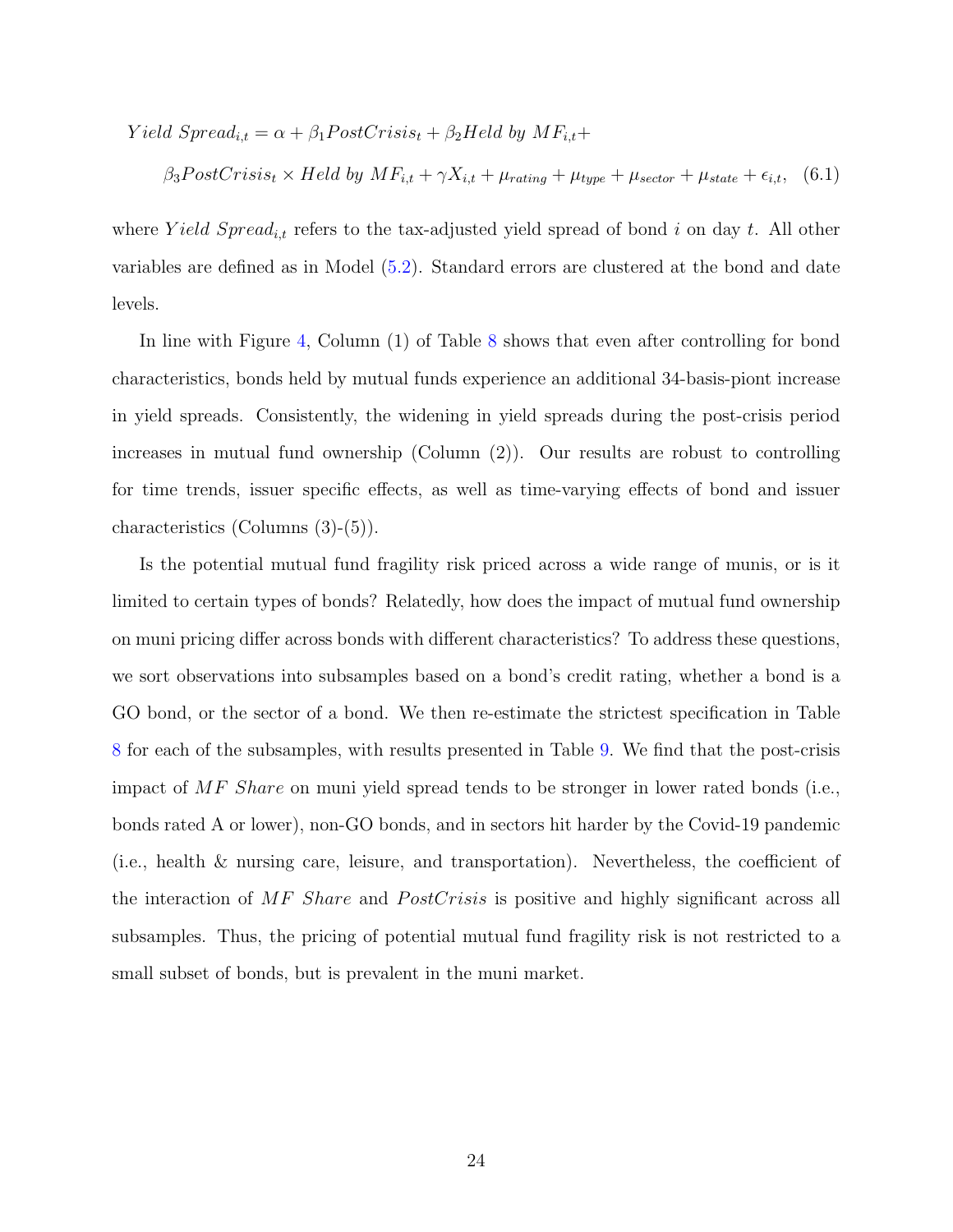$$Yield\ Spread_{i,t} = \alpha + \beta_1 PostCrisis_t + \beta_2 Held\ by\ MF_{i,t} +$$
$$\beta_3 PostCrisis_t \times Held\ by\ MF_{i,t} + \gamma X_{i,t} + \mu_{rating} + \mu_{type} + \mu_{sector} + \mu_{state} + \epsilon_{i,t}, \quad (6.1)$$

where $Yield\ Spread_{i,t}$ refers to the tax-adjusted yield spread of bond $i$ on day $t$. All other variables are defined as in Model (5.2). Standard errors are clustered at the bond and date levels.

In line with Figure 4, Column (1) of Table 8 shows that even after controlling for bond characteristics, bonds held by mutual funds experience an additional 34-basis-piont increase in yield spreads. Consistently, the widening in yield spreads during the post-crisis period increases in mutual fund ownership (Column (2)). Our results are robust to controlling for time trends, issuer specific effects, as well as time-varying effects of bond and issuer characteristics (Columns (3)-(5)).

Is the potential mutual fund fragility risk priced across a wide range of munis, or is it limited to certain types of bonds? Relatedly, how does the impact of mutual fund ownership on muni pricing differ across bonds with different characteristics? To address these questions, we sort observations into subsamples based on a bond's credit rating, whether a bond is a GO bond, or the sector of a bond. We then re-estimate the strictest specification in Table 8 for each of the subsamples, with results presented in Table 9. We find that the post-crisis impact of $MF\ Share$ on muni yield spread tends to be stronger in lower rated bonds (i.e., bonds rated A or lower), non-GO bonds, and in sectors hit harder by the Covid-19 pandemic (i.e., health & nursing care, leisure, and transportation). Nevertheless, the coefficient of the interaction of $MF\ Share$ and $PostCrisis$ is positive and highly significant across all subsamples. Thus, the pricing of potential mutual fund fragility risk is not restricted to a small subset of bonds, but is prevalent in the muni market.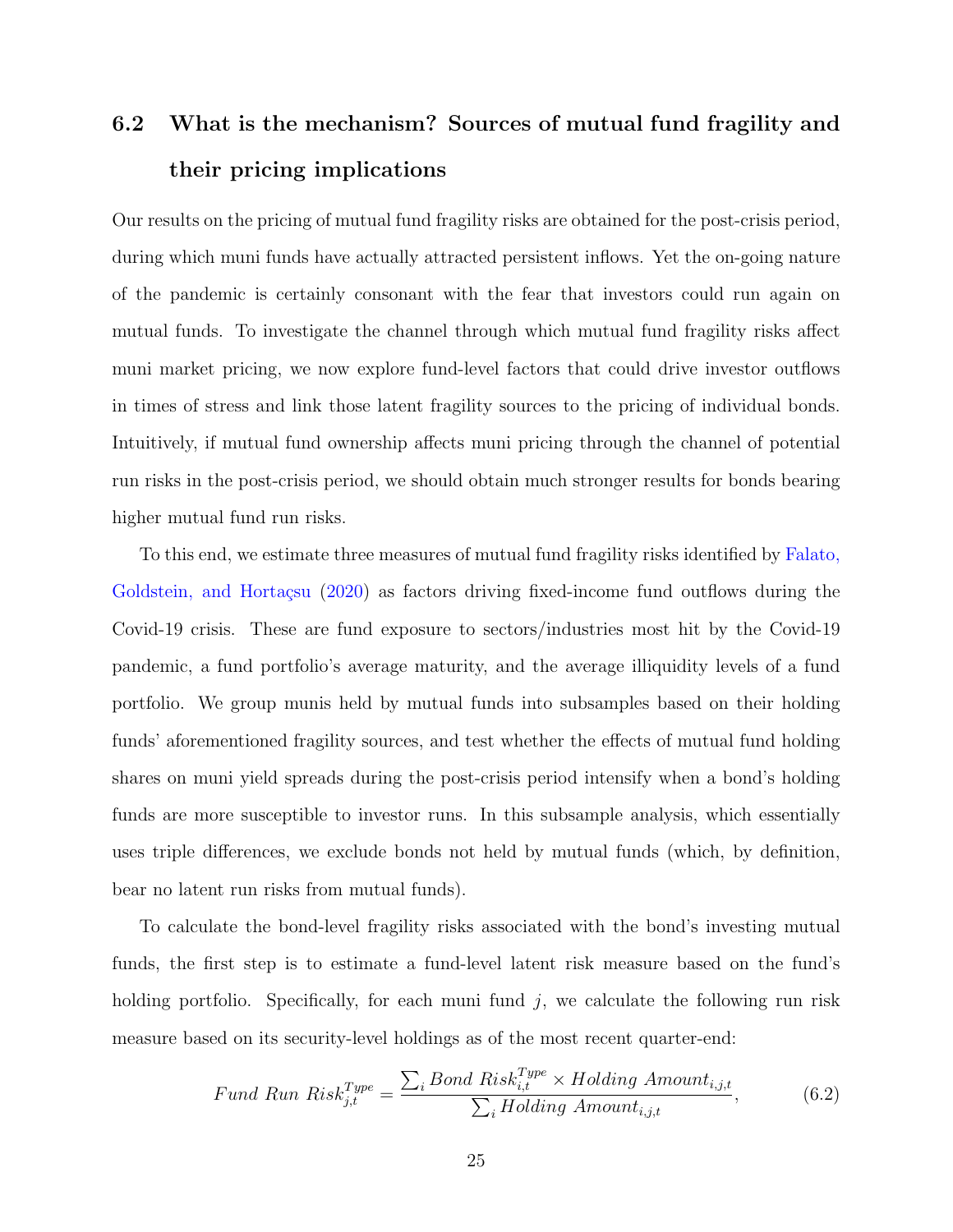### 6.2 What is the mechanism? Sources of mutual fund fragility and their pricing implications

Our results on the pricing of mutual fund fragility risks are obtained for the post-crisis period, during which muni funds have actually attracted persistent inflows. Yet the on-going nature of the pandemic is certainly consonant with the fear that investors could run again on mutual funds. To investigate the channel through which mutual fund fragility risks affect muni market pricing, we now explore fund-level factors that could drive investor outflows in times of stress and link those latent fragility sources to the pricing of individual bonds. Intuitively, if mutual fund ownership affects muni pricing through the channel of potential run risks in the post-crisis period, we should obtain much stronger results for bonds bearing higher mutual fund run risks.

To this end, we estimate three measures of mutual fund fragility risks identified by Falato, Goldstein, and Hortaçsu (2020) as factors driving fixed-income fund outflows during the Covid-19 crisis. These are fund exposure to sectors/industries most hit by the Covid-19 pandemic, a fund portfolio's average maturity, and the average illiquidity levels of a fund portfolio. We group munis held by mutual funds into subsamples based on their holding funds' aforementioned fragility sources, and test whether the effects of mutual fund holding shares on muni yield spreads during the post-crisis period intensify when a bond's holding funds are more susceptible to investor runs. In this subsample analysis, which essentially uses triple differences, we exclude bonds not held by mutual funds (which, by definition, bear no latent run risks from mutual funds).

To calculate the bond-level fragility risks associated with the bond's investing mutual funds, the first step is to estimate a fund-level latent risk measure based on the fund's holding portfolio. Specifically, for each muni fund $j$, we calculate the following run risk measure based on its security-level holdings as of the most recent quarter-end:

$$Fund\ Run\ Risk_{j,t}^{Type} = \frac{\sum_i Bond\ Risk_{i,t}^{Type} \times Holding\ Amount_{i,j,t}}{\sum_i Holding\ Amount_{i,j,t}}, \tag{6.2}$$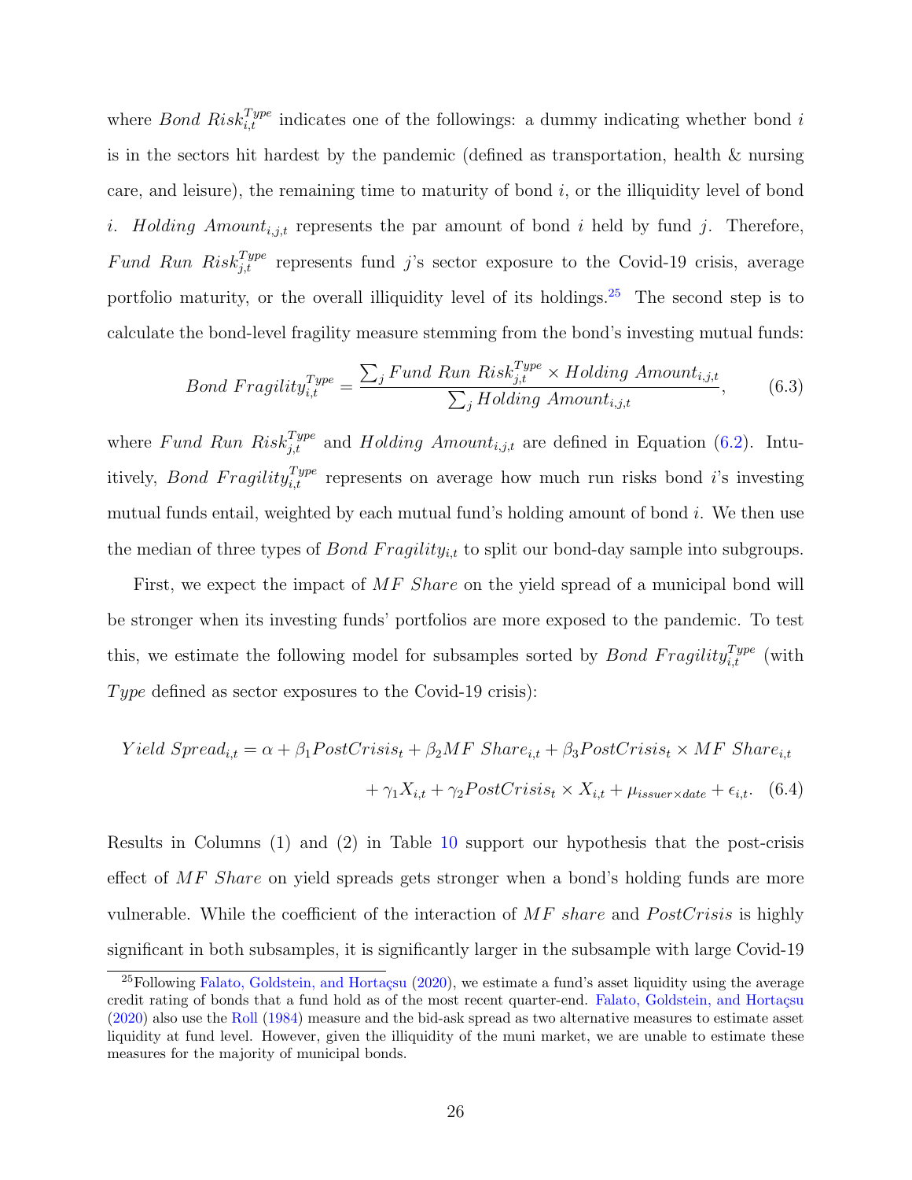where $Bond\ Risk_{i,t}^{Type}$ indicates one of the followings: a dummy indicating whether bond $i$ is in the sectors hit hardest by the pandemic (defined as transportation, health & nursing care, and leisure), the remaining time to maturity of bond $i$, or the illiquidity level of bond $i$. $Holding\ Amount_{i,j,t}$ represents the par amount of bond $i$ held by fund $j$. Therefore, $Fund\ Run\ Risk_{j,t}^{Type}$ represents fund $j$'s sector exposure to the Covid-19 crisis, average portfolio maturity, or the overall illiquidity level of its holdings.[25] The second step is to calculate the bond-level fragility measure stemming from the bond's investing mutual funds:

$$Bond\ Fragility_{i,t}^{Type} = \frac{\sum_j Fund\ Run\ Risk_{j,t}^{Type} \times Holding\ Amount_{i,j,t}}{\sum_j Holding\ Amount_{i,j,t}}, \tag{6.3}$$

where $Fund\ Run\ Risk_{j,t}^{Type}$ and $Holding\ Amount_{i,j,t}$ are defined in Equation (6.2). Intuitively, $Bond\ Fragility_{i,t}^{Type}$ represents on average how much run risks bond $i$'s investing mutual funds entail, weighted by each mutual fund's holding amount of bond $i$. We then use the median of three types of $Bond\ Fragility_{i,t}$ to split our bond-day sample into subgroups.

First, we expect the impact of $MF\ Share$ on the yield spread of a municipal bond will be stronger when its investing funds' portfolios are more exposed to the pandemic. To test this, we estimate the following model for subsamples sorted by $Bond\ Fragility_{i,t}^{Type}$ (with $Type$ defined as sector exposures to the Covid-19 crisis):

$$\begin{aligned} Yield\ Spread_{i,t} = \alpha + \beta_1 PostCrisis_t + \beta_2 MF\ Share_{i,t} + \beta_3 PostCrisis_t \times MF\ Share_{i,t} \\ + \gamma_1 X_{i,t} + \gamma_2 PostCrisis_t \times X_{i,t} + \mu_{issuer \times date} + \epsilon_{i,t}. \end{aligned} \tag{6.4}$$

Results in Columns (1) and (2) in Table 10 support our hypothesis that the post-crisis effect of $MF\ Share$ on yield spreads gets stronger when a bond's holding funds are more vulnerable. While the coefficient of the interaction of $MF\ share$ and $PostCrisis$ is highly significant in both subsamples, it is significantly larger in the subsample with large Covid-19

[25] Following Falato, Goldstein, and Hortaçsu (2020), we estimate a fund's asset liquidity using the average credit rating of bonds that a fund hold as of the most recent quarter-end. Falato, Goldstein, and Hortaçsu (2020) also use the Roll (1984) measure and the bid-ask spread as two alternative measures to estimate asset liquidity at fund level. However, given the illiquidity of the muni market, we are unable to estimate these measures for the majority of municipal bonds.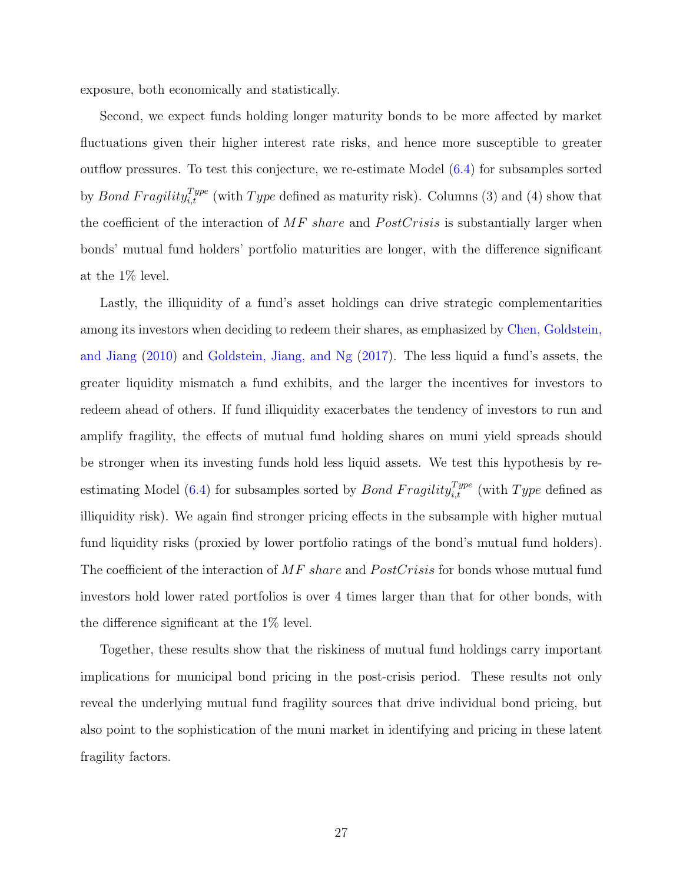exposure, both economically and statistically.

Second, we expect funds holding longer maturity bonds to be more affected by market fluctuations given their higher interest rate risks, and hence more susceptible to greater outflow pressures. To test this conjecture, we re-estimate Model (6.4) for subsamples sorted by $Bond\ Fragility_{i,t}^{Type}$ (with $Type$ defined as maturity risk). Columns (3) and (4) show that the coefficient of the interaction of $MF\ share$ and $PostCrisis$ is substantially larger when bonds' mutual fund holders' portfolio maturities are longer, with the difference significant at the 1% level.

Lastly, the illiquidity of a fund's asset holdings can drive strategic complementarities among its investors when deciding to redeem their shares, as emphasized by Chen, Goldstein, and Jiang (2010) and Goldstein, Jiang, and Ng (2017). The less liquid a fund's assets, the greater liquidity mismatch a fund exhibits, and the larger the incentives for investors to redeem ahead of others. If fund illiquidity exacerbates the tendency of investors to run and amplify fragility, the effects of mutual fund holding shares on muni yield spreads should be stronger when its investing funds hold less liquid assets. We test this hypothesis by re-estimating Model (6.4) for subsamples sorted by $Bond\ Fragility_{i,t}^{Type}$ (with $Type$ defined as illiquidity risk). We again find stronger pricing effects in the subsample with higher mutual fund liquidity risks (proxied by lower portfolio ratings of the bond's mutual fund holders). The coefficient of the interaction of $MF\ share$ and $PostCrisis$ for bonds whose mutual fund investors hold lower rated portfolios is over 4 times larger than that for other bonds, with the difference significant at the 1% level.

Together, these results show that the riskiness of mutual fund holdings carry important implications for municipal bond pricing in the post-crisis period. These results not only reveal the underlying mutual fund fragility sources that drive individual bond pricing, but also point to the sophistication of the muni market in identifying and pricing in these latent fragility factors.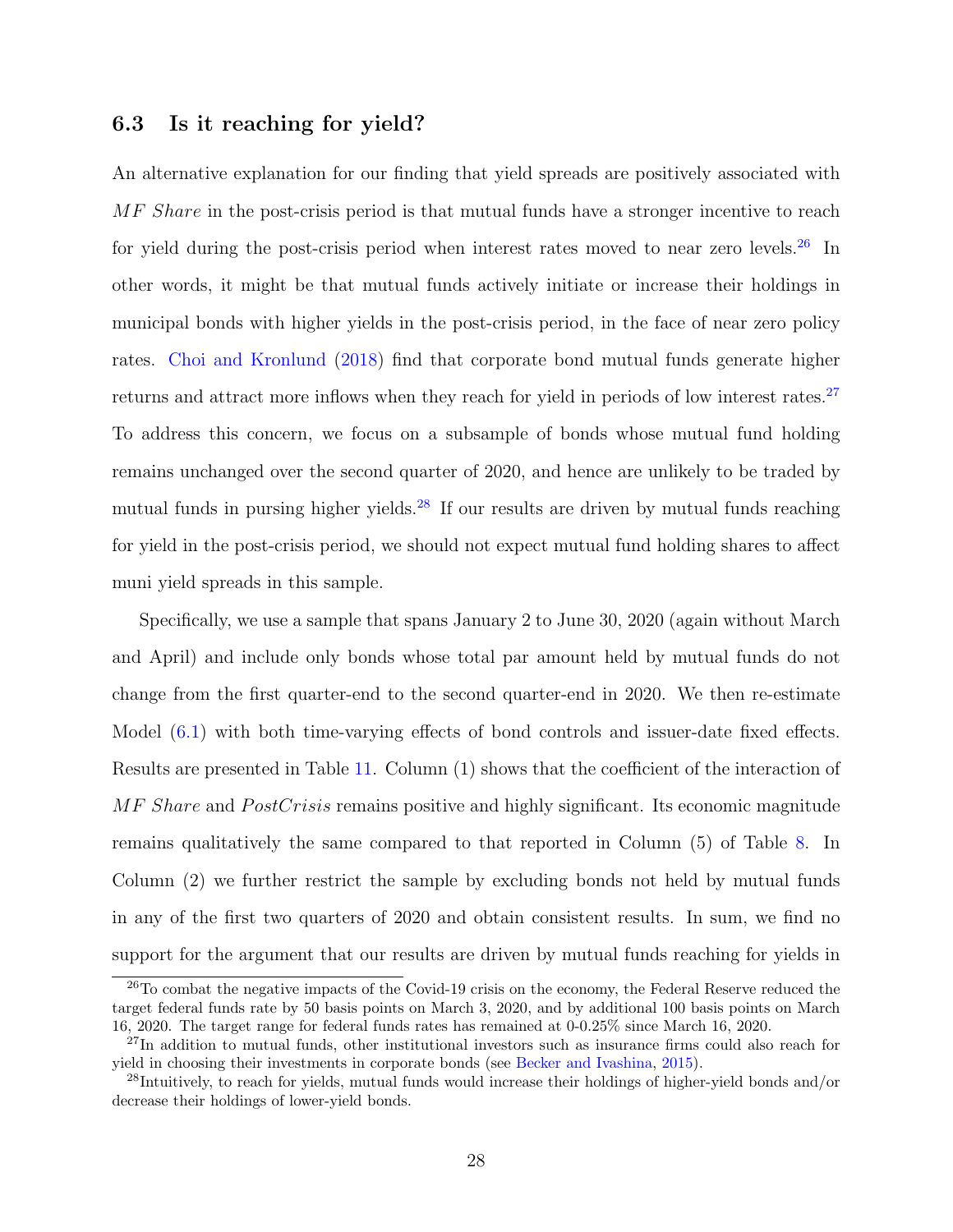### 6.3 Is it reaching for yield?

An alternative explanation for our finding that yield spreads are positively associated with *MF Share* in the post-crisis period is that mutual funds have a stronger incentive to reach for yield during the post-crisis period when interest rates moved to near zero levels.[26] In other words, it might be that mutual funds actively initiate or increase their holdings in municipal bonds with higher yields in the post-crisis period, in the face of near zero policy rates. Choi and Kronlund (2018) find that corporate bond mutual funds generate higher returns and attract more inflows when they reach for yield in periods of low interest rates.[27] To address this concern, we focus on a subsample of bonds whose mutual fund holding remains unchanged over the second quarter of 2020, and hence are unlikely to be traded by mutual funds in pursing higher yields.[28] If our results are driven by mutual funds reaching for yield in the post-crisis period, we should not expect mutual fund holding shares to affect muni yield spreads in this sample.

Specifically, we use a sample that spans January 2 to June 30, 2020 (again without March and April) and include only bonds whose total par amount held by mutual funds do not change from the first quarter-end to the second quarter-end in 2020. We then re-estimate Model (6.1) with both time-varying effects of bond controls and issuer-date fixed effects. Results are presented in Table 11. Column (1) shows that the coefficient of the interaction of *MF Share* and *PostCrisis* remains positive and highly significant. Its economic magnitude remains qualitatively the same compared to that reported in Column (5) of Table 8. In Column (2) we further restrict the sample by excluding bonds not held by mutual funds in any of the first two quarters of 2020 and obtain consistent results. In sum, we find no support for the argument that our results are driven by mutual funds reaching for yields in

[26] To combat the negative impacts of the Covid-19 crisis on the economy, the Federal Reserve reduced the target federal funds rate by 50 basis points on March 3, 2020, and by additional 100 basis points on March 16, 2020. The target range for federal funds rates has remained at 0-0.25% since March 16, 2020.

[27] In addition to mutual funds, other institutional investors such as insurance firms could also reach for yield in choosing their investments in corporate bonds (see Becker and Ivashina, 2015).

[28] Intuitively, to reach for yields, mutual funds would increase their holdings of higher-yield bonds and/or decrease their holdings of lower-yield bonds.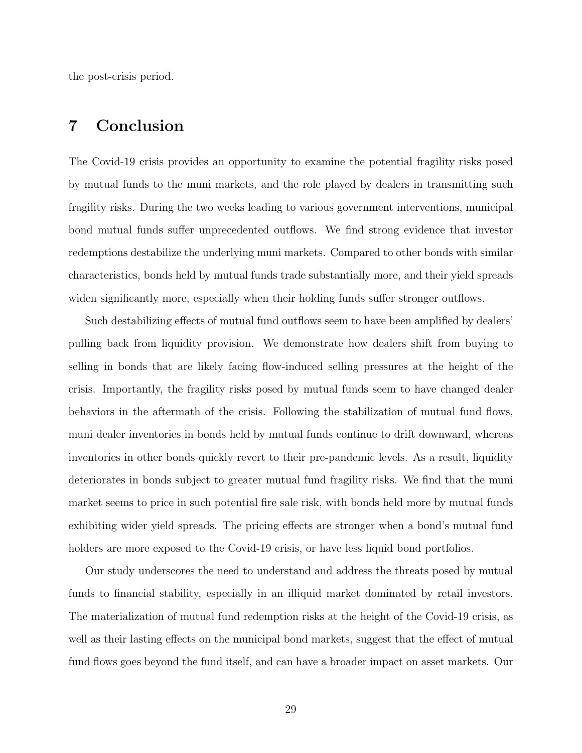the post-crisis period.

# 7 Conclusion

The Covid-19 crisis provides an opportunity to examine the potential fragility risks posed by mutual funds to the muni markets, and the role played by dealers in transmitting such fragility risks. During the two weeks leading to various government interventions, municipal bond mutual funds suffer unprecedented outflows. We find strong evidence that investor redemptions destabilize the underlying muni markets. Compared to other bonds with similar characteristics, bonds held by mutual funds trade substantially more, and their yield spreads widen significantly more, especially when their holding funds suffer stronger outflows.

Such destabilizing effects of mutual fund outflows seem to have been amplified by dealers' pulling back from liquidity provision. We demonstrate how dealers shift from buying to selling in bonds that are likely facing flow-induced selling pressures at the height of the crisis. Importantly, the fragility risks posed by mutual funds seem to have changed dealer behaviors in the aftermath of the crisis. Following the stabilization of mutual fund flows, muni dealer inventories in bonds held by mutual funds continue to drift downward, whereas inventories in other bonds quickly revert to their pre-pandemic levels. As a result, liquidity deteriorates in bonds subject to greater mutual fund fragility risks. We find that the muni market seems to price in such potential fire sale risk, with bonds held more by mutual funds exhibiting wider yield spreads. The pricing effects are stronger when a bond's mutual fund holders are more exposed to the Covid-19 crisis, or have less liquid bond portfolios.

Our study underscores the need to understand and address the threats posed by mutual funds to financial stability, especially in an illiquid market dominated by retail investors. The materialization of mutual fund redemption risks at the height of the Covid-19 crisis, as well as their lasting effects on the municipal bond markets, suggest that the effect of mutual fund flows goes beyond the fund itself, and can have a broader impact on asset markets. Our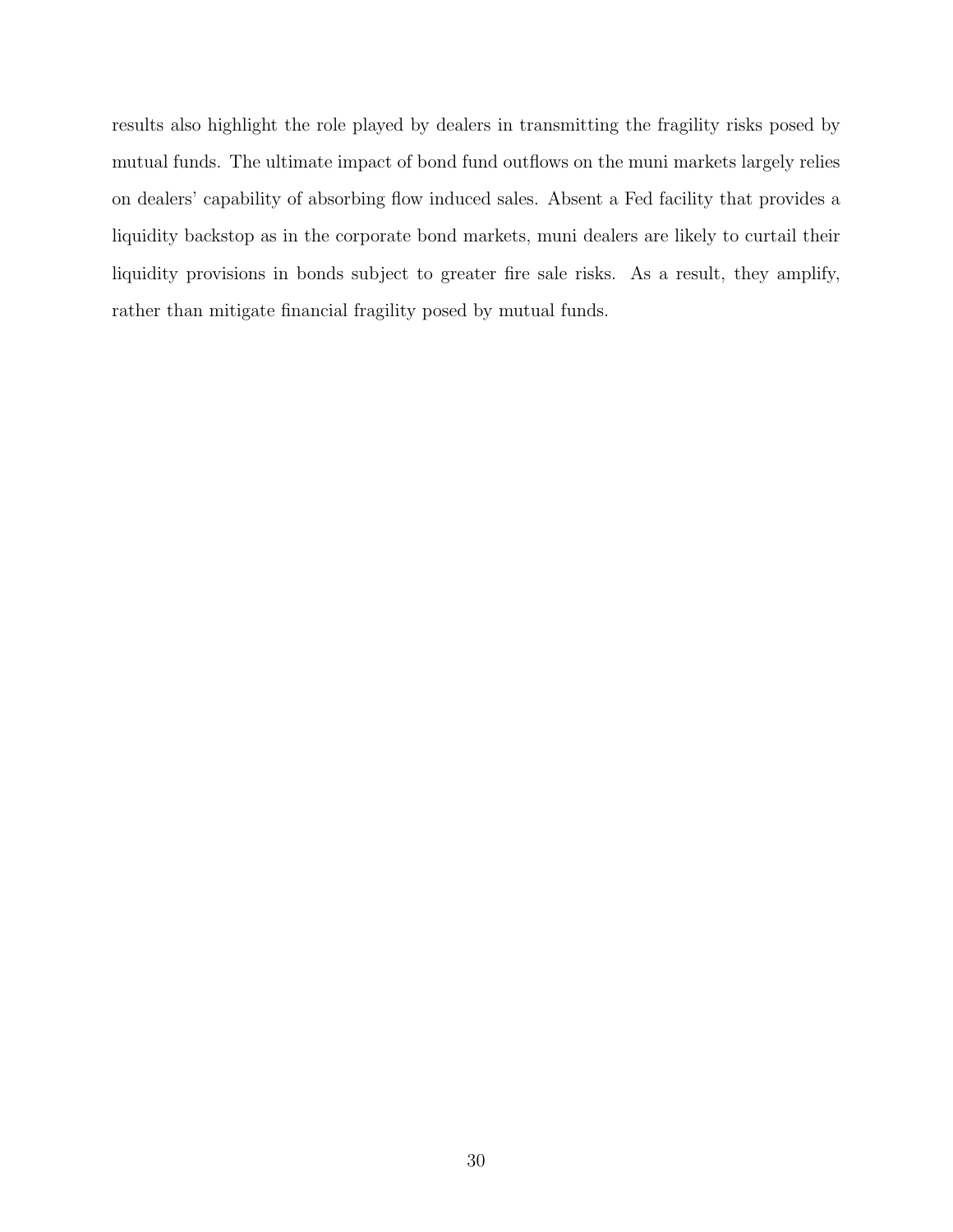results also highlight the role played by dealers in transmitting the fragility risks posed by mutual funds. The ultimate impact of bond fund outflows on the muni markets largely relies on dealers' capability of absorbing flow induced sales. Absent a Fed facility that provides a liquidity backstop as in the corporate bond markets, muni dealers are likely to curtail their liquidity provisions in bonds subject to greater fire sale risks. As a result, they amplify, rather than mitigate financial fragility posed by mutual funds.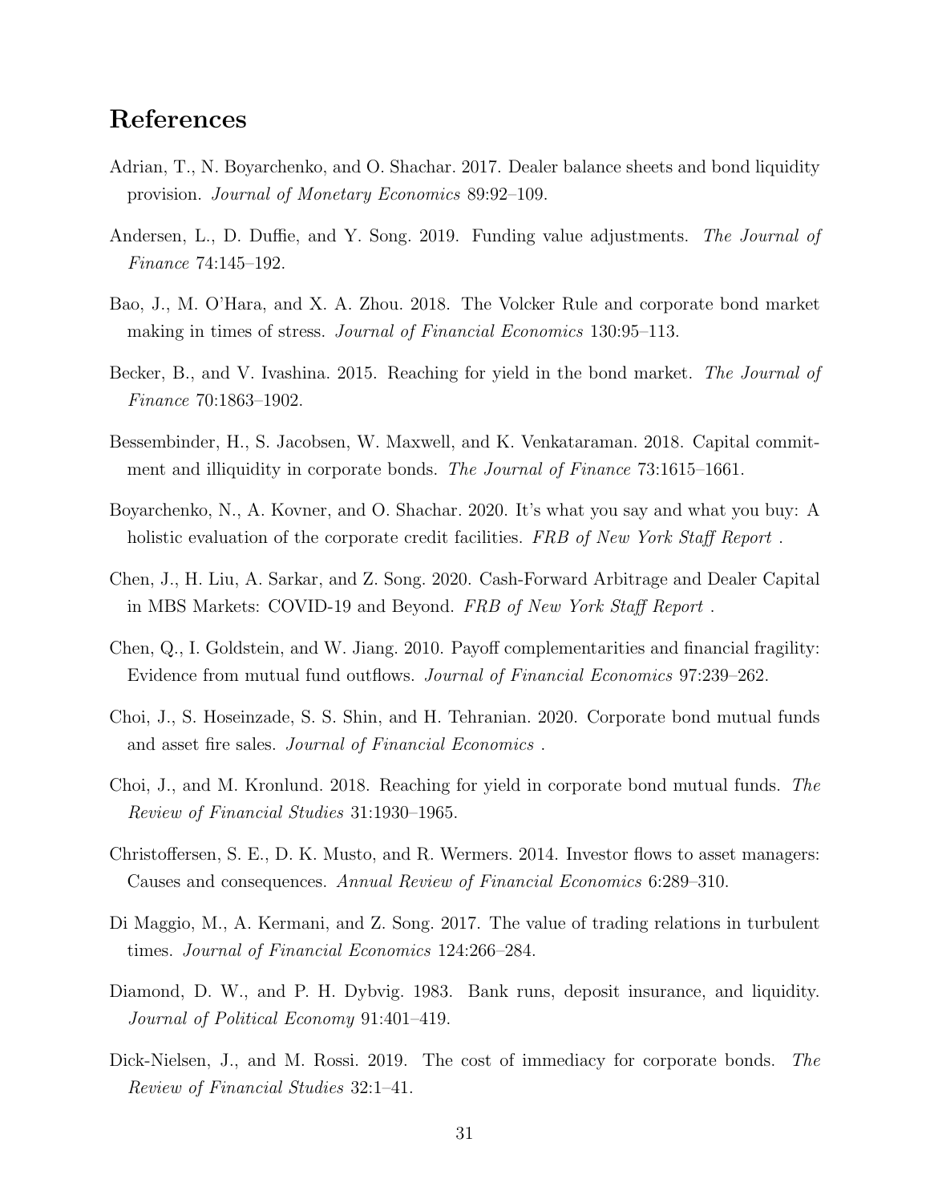## References

Adrian, T., N. Boyarchenko, and O. Shachar. 2017. Dealer balance sheets and bond liquidity provision. *Journal of Monetary Economics* 89:92–109.

Andersen, L., D. Duffie, and Y. Song. 2019. Funding value adjustments. *The Journal of Finance* 74:145–192.

Bao, J., M. O'Hara, and X. A. Zhou. 2018. The Volcker Rule and corporate bond market making in times of stress. *Journal of Financial Economics* 130:95–113.

Becker, B., and V. Ivashina. 2015. Reaching for yield in the bond market. *The Journal of Finance* 70:1863–1902.

Bessembinder, H., S. Jacobsen, W. Maxwell, and K. Venkataraman. 2018. Capital commitment and illiquidity in corporate bonds. *The Journal of Finance* 73:1615–1661.

Boyarchenko, N., A. Kovner, and O. Shachar. 2020. It's what you say and what you buy: A holistic evaluation of the corporate credit facilities. *FRB of New York Staff Report* .

Chen, J., H. Liu, A. Sarkar, and Z. Song. 2020. Cash-Forward Arbitrage and Dealer Capital in MBS Markets: COVID-19 and Beyond. *FRB of New York Staff Report* .

Chen, Q., I. Goldstein, and W. Jiang. 2010. Payoff complementarities and financial fragility: Evidence from mutual fund outflows. *Journal of Financial Economics* 97:239–262.

Choi, J., S. Hoseinzade, S. S. Shin, and H. Tehranian. 2020. Corporate bond mutual funds and asset fire sales. *Journal of Financial Economics* .

Choi, J., and M. Kronlund. 2018. Reaching for yield in corporate bond mutual funds. *The Review of Financial Studies* 31:1930–1965.

Christoffersen, S. E., D. K. Musto, and R. Wermers. 2014. Investor flows to asset managers: Causes and consequences. *Annual Review of Financial Economics* 6:289–310.

Di Maggio, M., A. Kermani, and Z. Song. 2017. The value of trading relations in turbulent times. *Journal of Financial Economics* 124:266–284.

Diamond, D. W., and P. H. Dybvig. 1983. Bank runs, deposit insurance, and liquidity. *Journal of Political Economy* 91:401–419.

Dick-Nielsen, J., and M. Rossi. 2019. The cost of immediacy for corporate bonds. *The Review of Financial Studies* 32:1–41.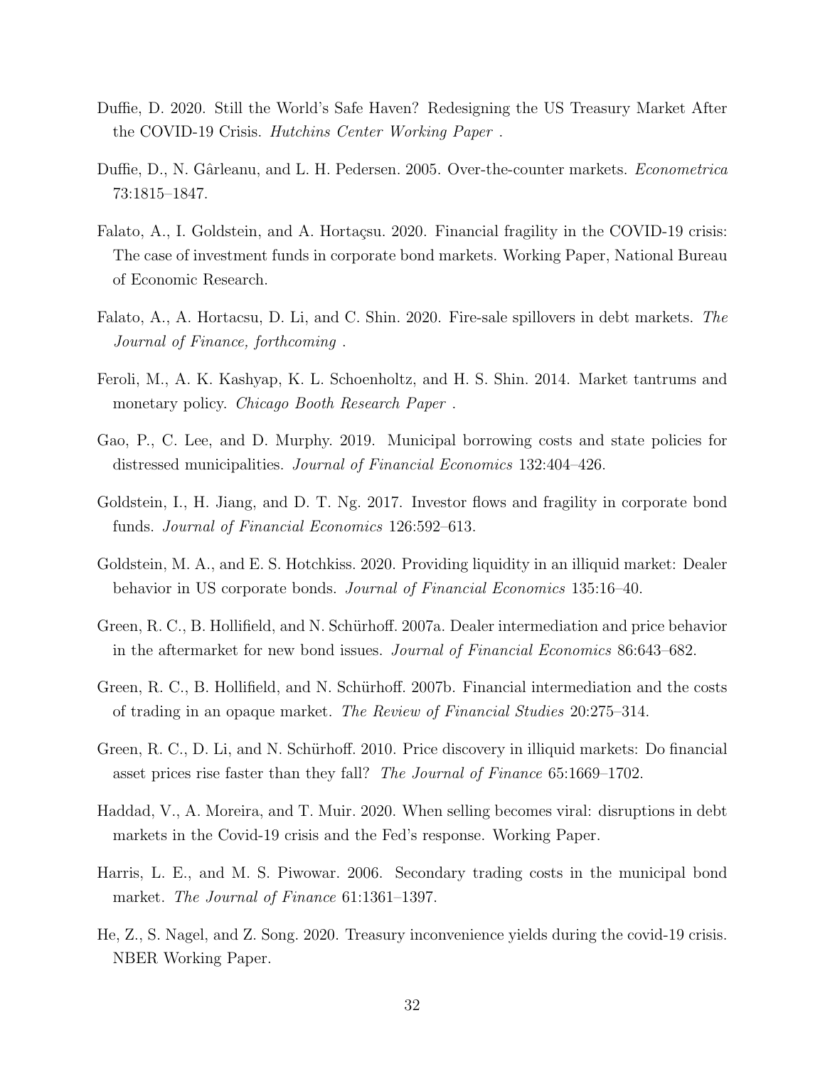Duffie, D. 2020. Still the World's Safe Haven? Redesigning the US Treasury Market After the COVID-19 Crisis. *Hutchins Center Working Paper* .

Duffie, D., N. Gârleanu, and L. H. Pedersen. 2005. Over-the-counter markets. *Econometrica* 73:1815–1847.

Falato, A., I. Goldstein, and A. Hortaçsu. 2020. Financial fragility in the COVID-19 crisis: The case of investment funds in corporate bond markets. Working Paper, National Bureau of Economic Research.

Falato, A., A. Hortacsu, D. Li, and C. Shin. 2020. Fire-sale spillovers in debt markets. *The Journal of Finance, forthcoming* .

Feroli, M., A. K. Kashyap, K. L. Schoenholtz, and H. S. Shin. 2014. Market tantrums and monetary policy. *Chicago Booth Research Paper* .

Gao, P., C. Lee, and D. Murphy. 2019. Municipal borrowing costs and state policies for distressed municipalities. *Journal of Financial Economics* 132:404–426.

Goldstein, I., H. Jiang, and D. T. Ng. 2017. Investor flows and fragility in corporate bond funds. *Journal of Financial Economics* 126:592–613.

Goldstein, M. A., and E. S. Hotchkiss. 2020. Providing liquidity in an illiquid market: Dealer behavior in US corporate bonds. *Journal of Financial Economics* 135:16–40.

Green, R. C., B. Hollifield, and N. Schürhoff. 2007a. Dealer intermediation and price behavior in the aftermarket for new bond issues. *Journal of Financial Economics* 86:643–682.

Green, R. C., B. Hollifield, and N. Schürhoff. 2007b. Financial intermediation and the costs of trading in an opaque market. *The Review of Financial Studies* 20:275–314.

Green, R. C., D. Li, and N. Schürhoff. 2010. Price discovery in illiquid markets: Do financial asset prices rise faster than they fall? *The Journal of Finance* 65:1669–1702.

Haddad, V., A. Moreira, and T. Muir. 2020. When selling becomes viral: disruptions in debt markets in the Covid-19 crisis and the Fed's response. Working Paper.

Harris, L. E., and M. S. Piwowar. 2006. Secondary trading costs in the municipal bond market. *The Journal of Finance* 61:1361–1397.

He, Z., S. Nagel, and Z. Song. 2020. Treasury inconvenience yields during the covid-19 crisis. NBER Working Paper.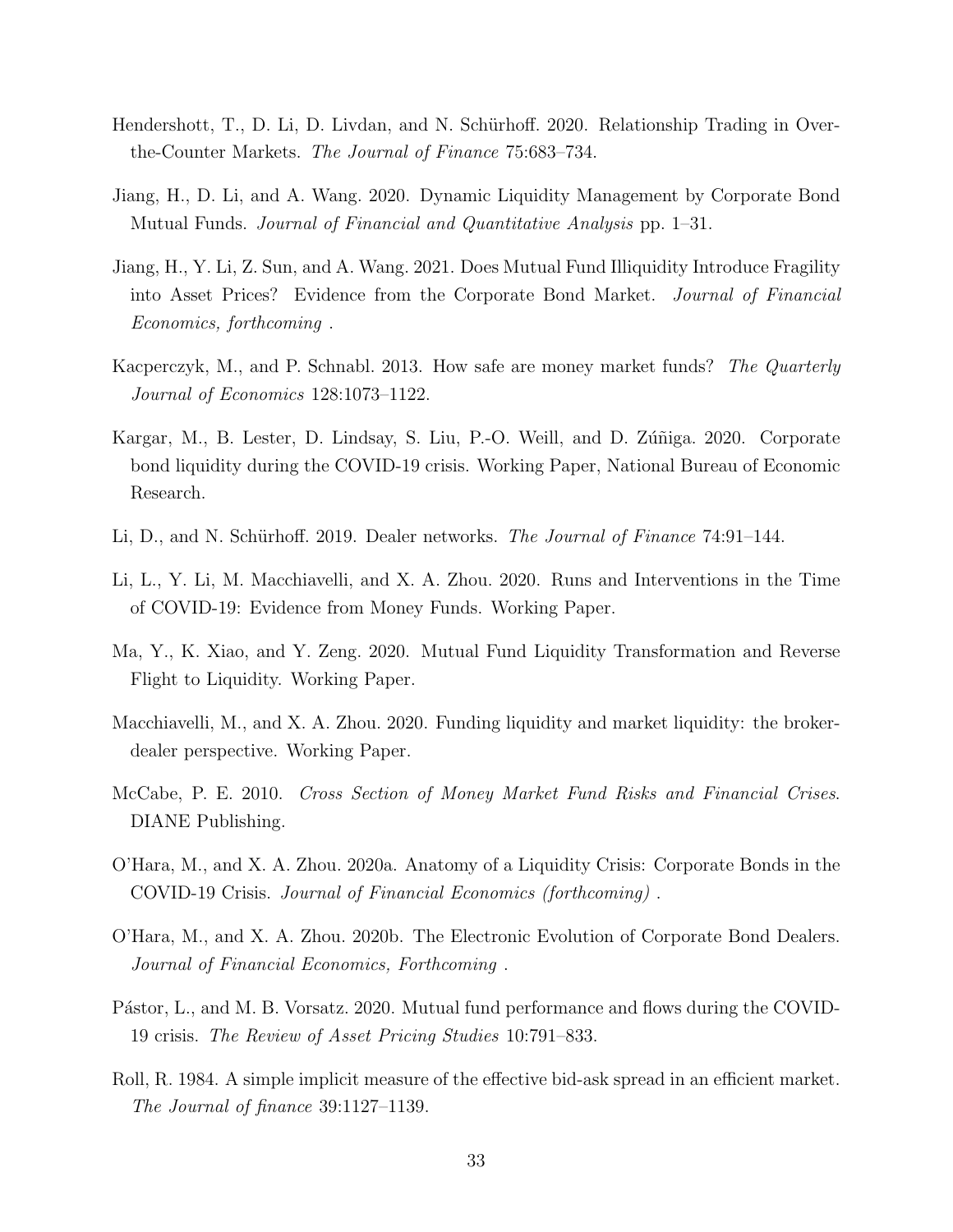Hendershott, T., D. Li, D. Livdan, and N. Schürhoff. 2020. Relationship Trading in Over-the-Counter Markets. *The Journal of Finance* 75:683–734.

Jiang, H., D. Li, and A. Wang. 2020. Dynamic Liquidity Management by Corporate Bond Mutual Funds. *Journal of Financial and Quantitative Analysis* pp. 1–31.

Jiang, H., Y. Li, Z. Sun, and A. Wang. 2021. Does Mutual Fund Illiquidity Introduce Fragility into Asset Prices? Evidence from the Corporate Bond Market. *Journal of Financial Economics, forthcoming* .

Kacperczyk, M., and P. Schnabl. 2013. How safe are money market funds? *The Quarterly Journal of Economics* 128:1073–1122.

Kargar, M., B. Lester, D. Lindsay, S. Liu, P.-O. Weill, and D. Zúñiga. 2020. Corporate bond liquidity during the COVID-19 crisis. Working Paper, National Bureau of Economic Research.

Li, D., and N. Schürhoff. 2019. Dealer networks. *The Journal of Finance* 74:91–144.

Li, L., Y. Li, M. Macchiavelli, and X. A. Zhou. 2020. Runs and Interventions in the Time of COVID-19: Evidence from Money Funds. Working Paper.

Ma, Y., K. Xiao, and Y. Zeng. 2020. Mutual Fund Liquidity Transformation and Reverse Flight to Liquidity. Working Paper.

Macchiavelli, M., and X. A. Zhou. 2020. Funding liquidity and market liquidity: the broker-dealer perspective. Working Paper.

McCabe, P. E. 2010. *Cross Section of Money Market Fund Risks and Financial Crises*. DIANE Publishing.

O'Hara, M., and X. A. Zhou. 2020a. Anatomy of a Liquidity Crisis: Corporate Bonds in the COVID-19 Crisis. *Journal of Financial Economics (forthcoming)* .

O'Hara, M., and X. A. Zhou. 2020b. The Electronic Evolution of Corporate Bond Dealers. *Journal of Financial Economics, Forthcoming* .

Pástor, L., and M. B. Vorsatz. 2020. Mutual fund performance and flows during the COVID-19 crisis. *The Review of Asset Pricing Studies* 10:791–833.

Roll, R. 1984. A simple implicit measure of the effective bid-ask spread in an efficient market. *The Journal of finance* 39:1127–1139.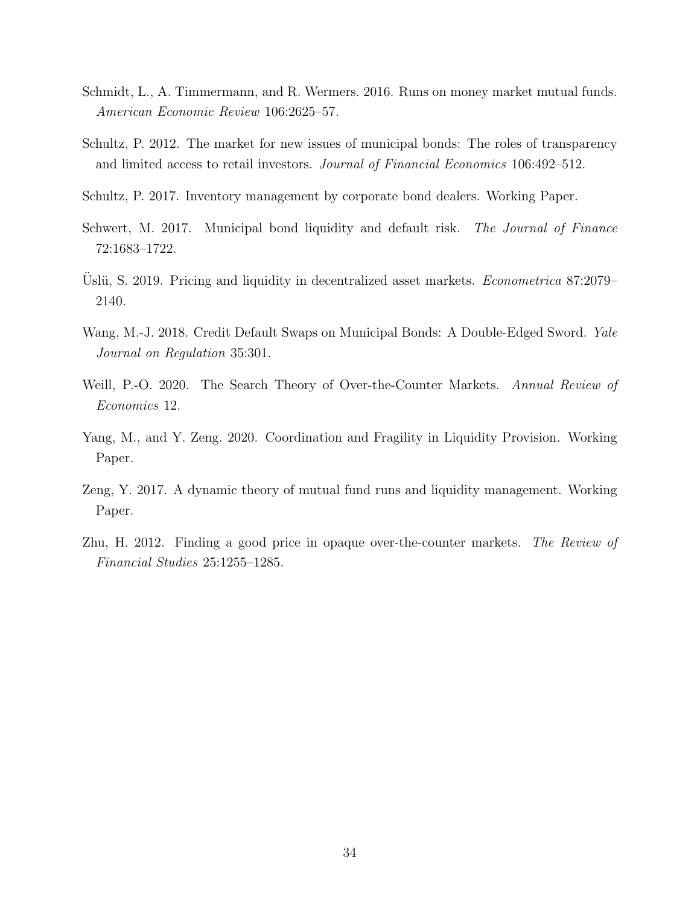Schmidt, L., A. Timmermann, and R. Wermers. 2016. Runs on money market mutual funds. *American Economic Review* 106:2625–57.

Schultz, P. 2012. The market for new issues of municipal bonds: The roles of transparency and limited access to retail investors. *Journal of Financial Economics* 106:492–512.

Schultz, P. 2017. Inventory management by corporate bond dealers. Working Paper.

Schwert, M. 2017. Municipal bond liquidity and default risk. *The Journal of Finance* 72:1683–1722.

Üslü, S. 2019. Pricing and liquidity in decentralized asset markets. *Econometrica* 87:2079–2140.

Wang, M.-J. 2018. Credit Default Swaps on Municipal Bonds: A Double-Edged Sword. *Yale Journal on Regulation* 35:301.

Weill, P.-O. 2020. The Search Theory of Over-the-Counter Markets. *Annual Review of Economics* 12.

Yang, M., and Y. Zeng. 2020. Coordination and Fragility in Liquidity Provision. Working Paper.

Zeng, Y. 2017. A dynamic theory of mutual fund runs and liquidity management. Working Paper.

Zhu, H. 2012. Finding a good price in opaque over-the-counter markets. *The Review of Financial Studies* 25:1255–1285.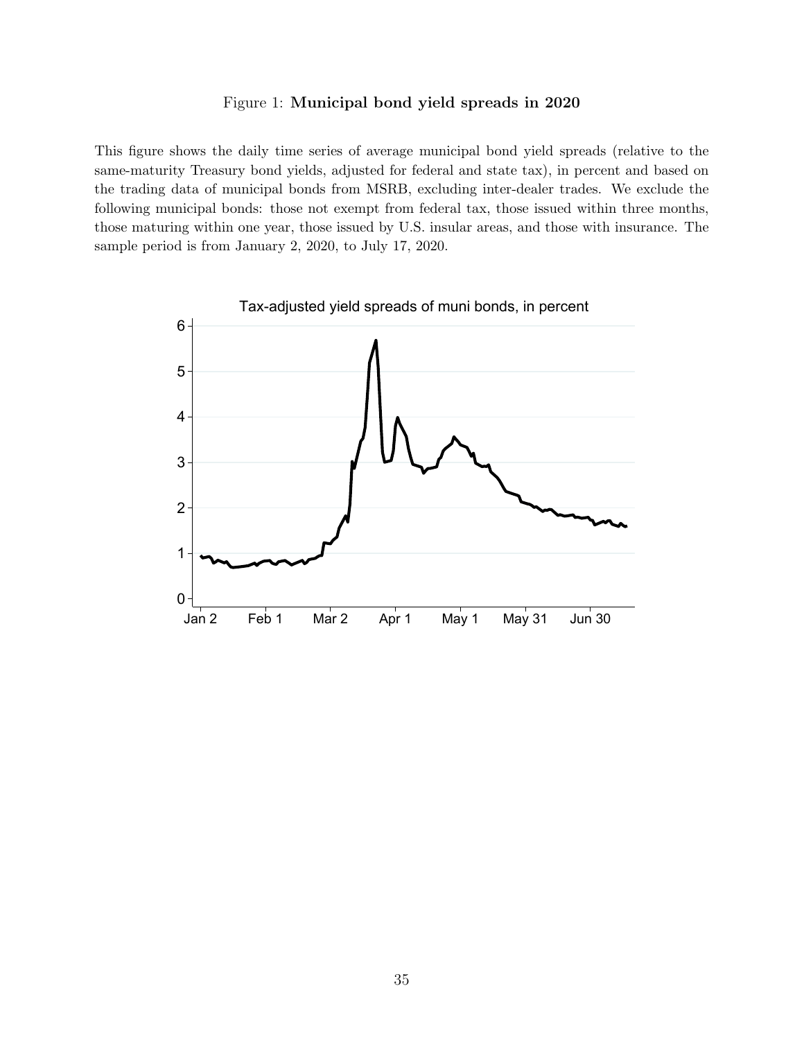Figure 1: **Municipal bond yield spreads in 2020**

This figure shows the daily time series of average municipal bond yield spreads (relative to the same-maturity Treasury bond yields, adjusted for federal and state tax), in percent and based on the trading data of municipal bonds from MSRB, excluding inter-dealer trades. We exclude the following municipal bonds: those not exempt from federal tax, those issued within three months, those maturing within one year, those issued by U.S. insular areas, and those with insurance. The sample period is from January 2, 2020, to July 17, 2020.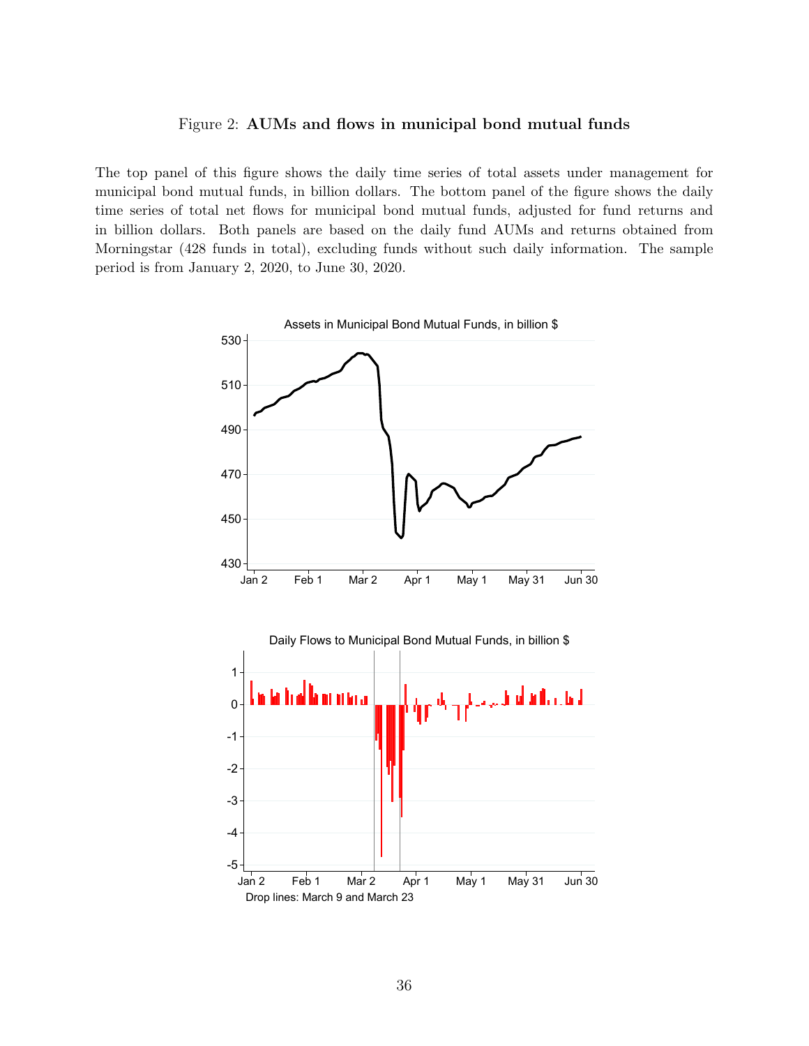Figure 2: **AUMs and flows in municipal bond mutual funds**

The top panel of this figure shows the daily time series of total assets under management for municipal bond mutual funds, in billion dollars. The bottom panel of the figure shows the daily time series of total net flows for municipal bond mutual funds, adjusted for fund returns and in billion dollars. Both panels are based on the daily fund AUMs and returns obtained from Morningstar (428 funds in total), excluding funds without such daily information. The sample period is from January 2, 2020, to June 30, 2020.

Assets in Municipal Bond Mutual Funds, in billion $

Daily Flows to Municipal Bond Mutual Funds, in billion $

Drop lines: March 9 and March 23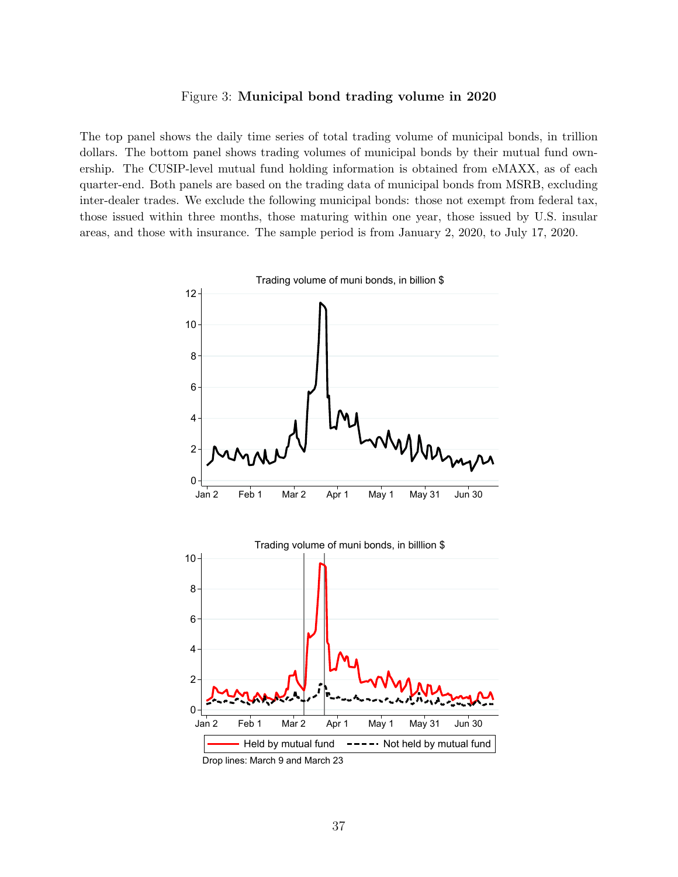Figure 3: **Municipal bond trading volume in 2020**

The top panel shows the daily time series of total trading volume of municipal bonds, in trillion dollars. The bottom panel shows trading volumes of municipal bonds by their mutual fund ownership. The CUSIP-level mutual fund holding information is obtained from eMAXX, as of each quarter-end. Both panels are based on the trading data of municipal bonds from MSRB, excluding inter-dealer trades. We exclude the following municipal bonds: those not exempt from federal tax, those issued within three months, those maturing within one year, those issued by U.S. insular areas, and those with insurance. The sample period is from January 2, 2020, to July 17, 2020.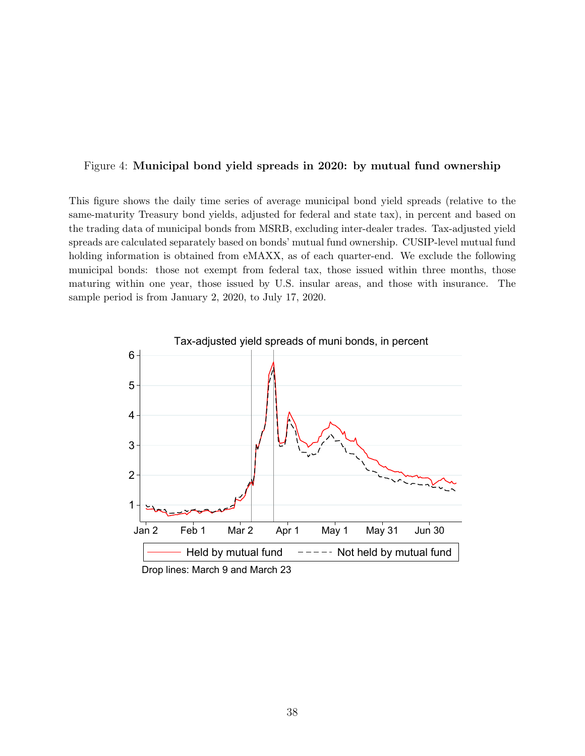Figure 4: **Municipal bond yield spreads in 2020: by mutual fund ownership**

This figure shows the daily time series of average municipal bond yield spreads (relative to the same-maturity Treasury bond yields, adjusted for federal and state tax), in percent and based on the trading data of municipal bonds from MSRB, excluding inter-dealer trades. Tax-adjusted yield spreads are calculated separately based on bonds' mutual fund ownership. CUSIP-level mutual fund holding information is obtained from eMAXX, as of each quarter-end. We exclude the following municipal bonds: those not exempt from federal tax, those issued within three months, those maturing within one year, those issued by U.S. insular areas, and those with insurance. The sample period is from January 2, 2020, to July 17, 2020.

Tax-adjusted yield spreads of muni bonds, in percent

Held by mutual fund — Not held by mutual fund

Drop lines: March 9 and March 23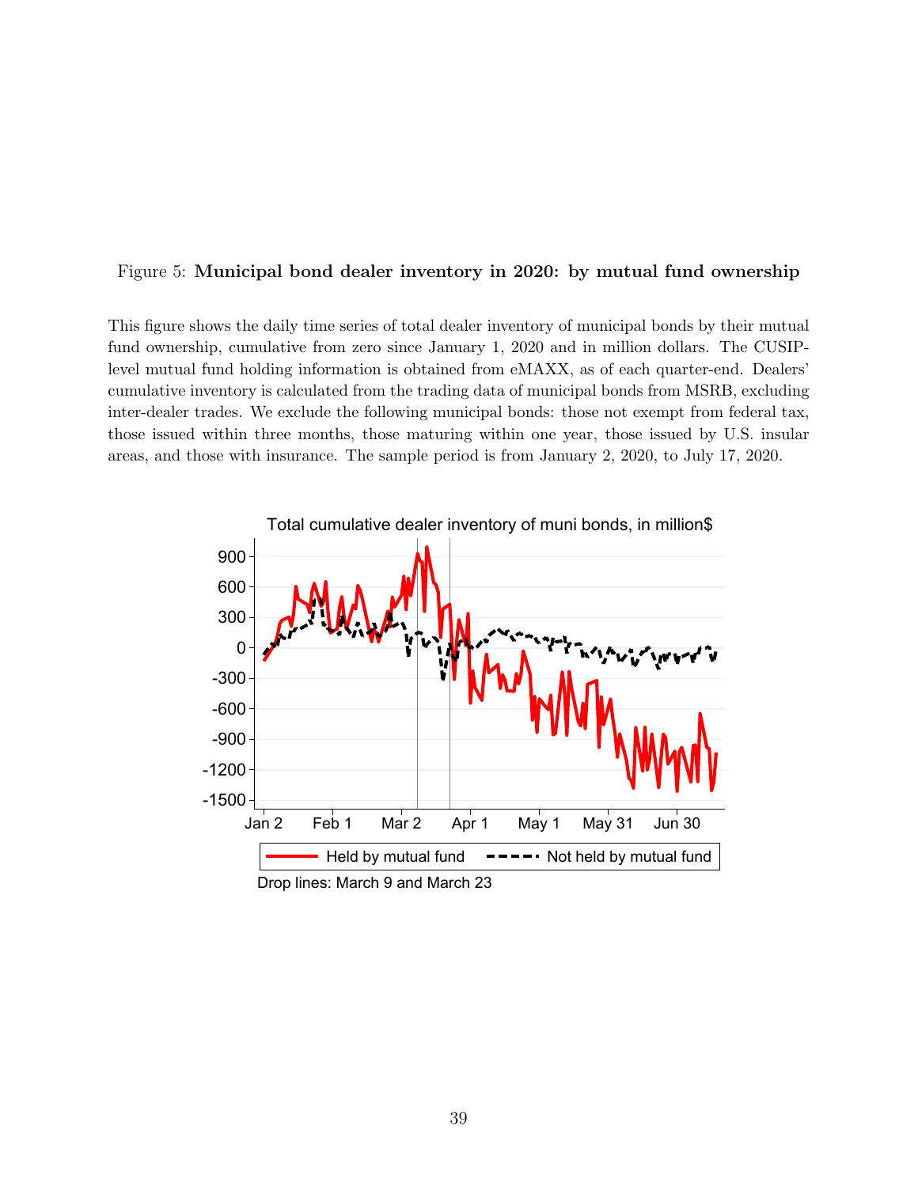Figure 5: **Municipal bond dealer inventory in 2020: by mutual fund ownership**

This figure shows the daily time series of total dealer inventory of municipal bonds by their mutual fund ownership, cumulative from zero since January 1, 2020 and in million dollars. The CUSIP-level mutual fund holding information is obtained from eMAXX, as of each quarter-end. Dealers' cumulative inventory is calculated from the trading data of municipal bonds from MSRB, excluding inter-dealer trades. We exclude the following municipal bonds: those not exempt from federal tax, those issued within three months, those maturing within one year, those issued by U.S. insular areas, and those with insurance. The sample period is from January 2, 2020, to July 17, 2020.

Total cumulative dealer inventory of muni bonds, in million$

Held by mutual fund — Not held by mutual fund

Drop lines: March 9 and March 23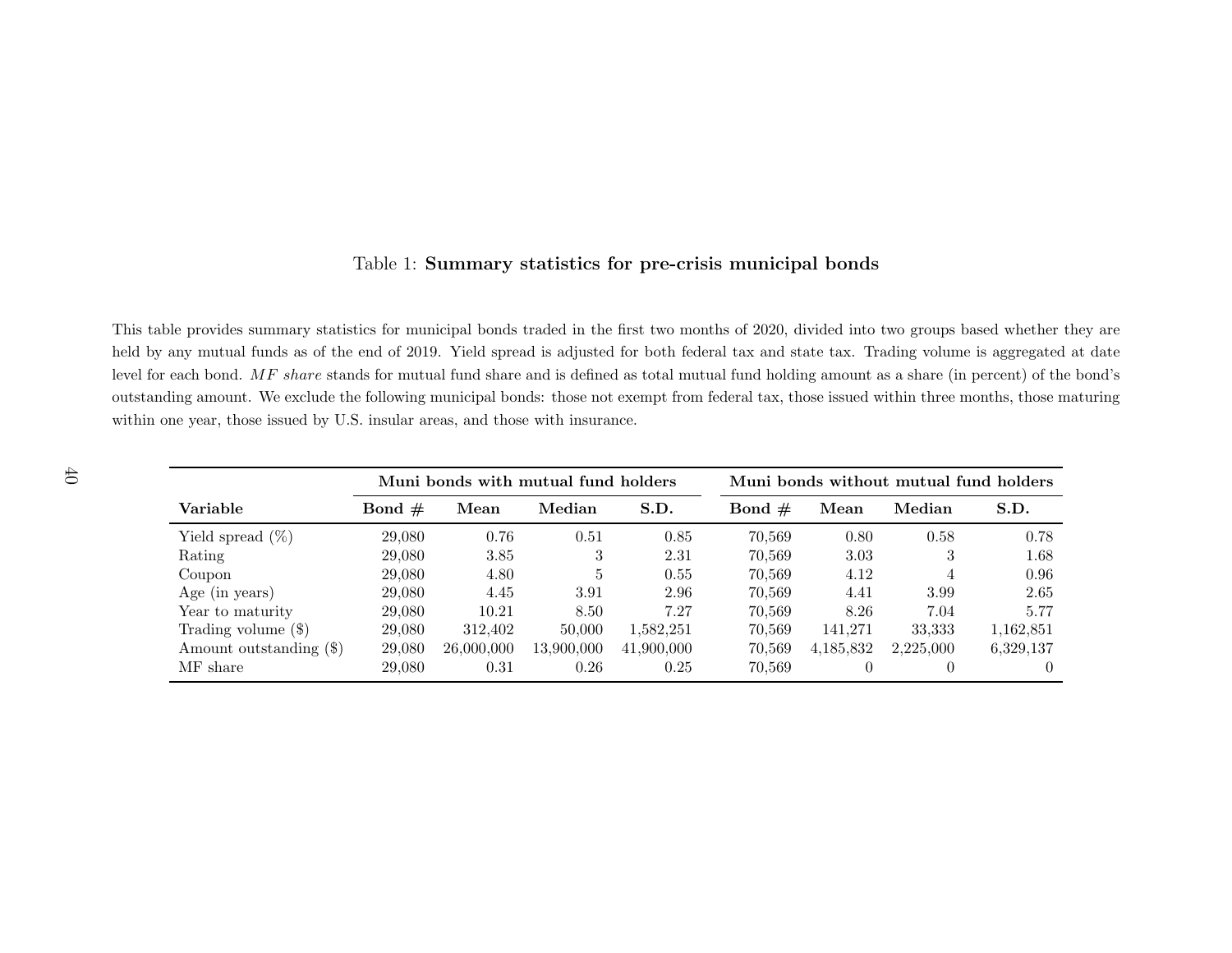Table 1: **Summary statistics for pre-crisis municipal bonds**

This table provides summary statistics for municipal bonds traded in the first two months of 2020, divided into two groups based whether they are held by any mutual funds as of the end of 2019. Yield spread is adjusted for both federal tax and state tax. Trading volume is aggregated at date level for each bond. *MF share* stands for mutual fund share and is defined as total mutual fund holding amount as a share (in percent) of the bond's outstanding amount. We exclude the following municipal bonds: those not exempt from federal tax, those issued within three months, those maturing within one year, those issued by U.S. insular areas, and those with insurance.

| | **Muni bonds with mutual fund holders** | | | | **Muni bonds without mutual fund holders** | | | |
|---|---|---|---|---|---|---|---|---|
| **Variable** | **Bond #** | **Mean** | **Median** | **S.D.** | **Bond #** | **Mean** | **Median** | **S.D.** |
| Yield spread (%) | 29,080 | 0.76 | 0.51 | 0.85 | 70,569 | 0.80 | 0.58 | 0.78 |
| Rating | 29,080 | 3.85 | 3 | 2.31 | 70,569 | 3.03 | 3 | 1.68 |
| Coupon | 29,080 | 4.80 | 5 | 0.55 | 70,569 | 4.12 | 4 | 0.96 |
| Age (in years) | 29,080 | 4.45 | 3.91 | 2.96 | 70,569 | 4.41 | 3.99 | 2.65 |
| Year to maturity | 29,080 | 10.21 | 8.50 | 7.27 | 70,569 | 8.26 | 7.04 | 5.77 |
| Trading volume ($) | 29,080 | 312,402 | 50,000 | 1,582,251 | 70,569 | 141,271 | 33,333 | 1,162,851 |
| Amount outstanding ($) | 29,080 | 26,000,000 | 13,900,000 | 41,900,000 | 70,569 | 4,185,832 | 2,225,000 | 6,329,137 |
| MF share | 29,080 | 0.31 | 0.26 | 0.25 | 70,569 | 0 | 0 | 0 |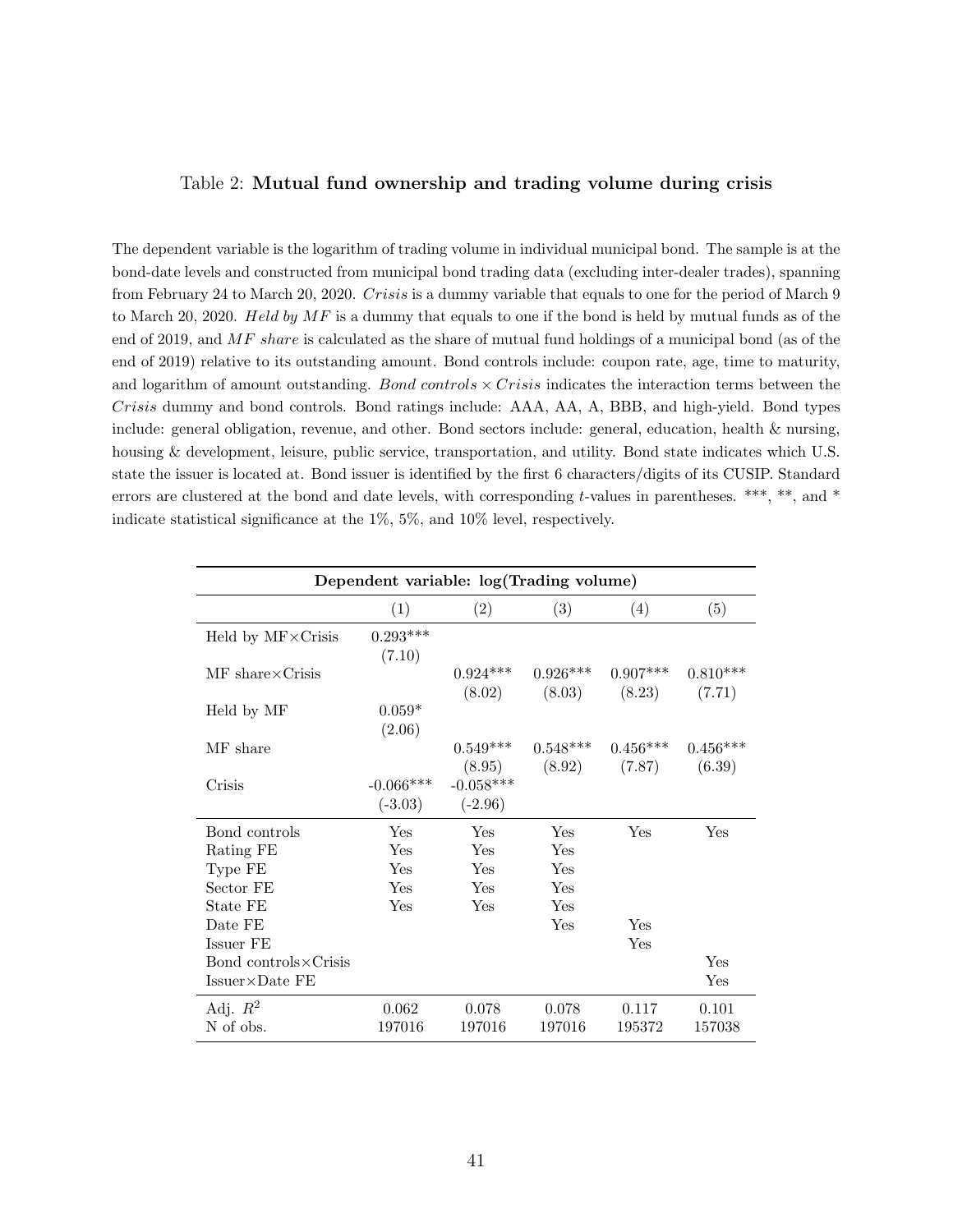Table 2: **Mutual fund ownership and trading volume during crisis**

The dependent variable is the logarithm of trading volume in individual municipal bond. The sample is at the bond-date levels and constructed from municipal bond trading data (excluding inter-dealer trades), spanning from February 24 to March 20, 2020. *Crisis* is a dummy variable that equals to one for the period of March 9 to March 20, 2020. *Held by MF* is a dummy that equals to one if the bond is held by mutual funds as of the end of 2019, and *MF share* is calculated as the share of mutual fund holdings of a municipal bond (as of the end of 2019) relative to its outstanding amount. Bond controls include: coupon rate, age, time to maturity, and logarithm of amount outstanding. *Bond controls* $\times$ *Crisis* indicates the interaction terms between the *Crisis* dummy and bond controls. Bond ratings include: AAA, AA, A, BBB, and high-yield. Bond types include: general obligation, revenue, and other. Bond sectors include: general, education, health & nursing, housing & development, leisure, public service, transportation, and utility. Bond state indicates which U.S. state the issuer is located at. Bond issuer is identified by the first 6 characters/digits of its CUSIP. Standard errors are clustered at the bond and date levels, with corresponding $t$-values in parentheses. ***, **, and * indicate statistical significance at the 1%, 5%, and 10% level, respectively.

| **Dependent variable: log(Trading volume)** | | | | | |
|---|---|---|---|---|---|
| | (1) | (2) | (3) | (4) | (5) |
| Held by MF×Crisis | 0.293*** | | | | |
| | (7.10) | | | | |
| MF share×Crisis | | 0.924*** | 0.926*** | 0.907*** | 0.810*** |
| | | (8.02) | (8.03) | (8.23) | (7.71) |
| Held by MF | 0.059* | | | | |
| | (2.06) | | | | |
| MF share | | 0.549*** | 0.548*** | 0.456*** | 0.456*** |
| | | (8.95) | (8.92) | (7.87) | (6.39) |
| Crisis | -0.066*** | -0.058*** | | | |
| | (-3.03) | (-2.96) | | | |
| Bond controls | Yes | Yes | Yes | Yes | Yes |
| Rating FE | Yes | Yes | Yes | | |
| Type FE | Yes | Yes | Yes | | |
| Sector FE | Yes | Yes | Yes | | |
| State FE | Yes | Yes | Yes | | |
| Date FE | | | Yes | Yes | |
| Issuer FE | | | | Yes | |
| Bond controls×Crisis | | | | | Yes |
| Issuer×Date FE | | | | | Yes |
| Adj. $R^2$ | 0.062 | 0.078 | 0.078 | 0.117 | 0.101 |
| N of obs. | 197016 | 197016 | 197016 | 195372 | 157038 |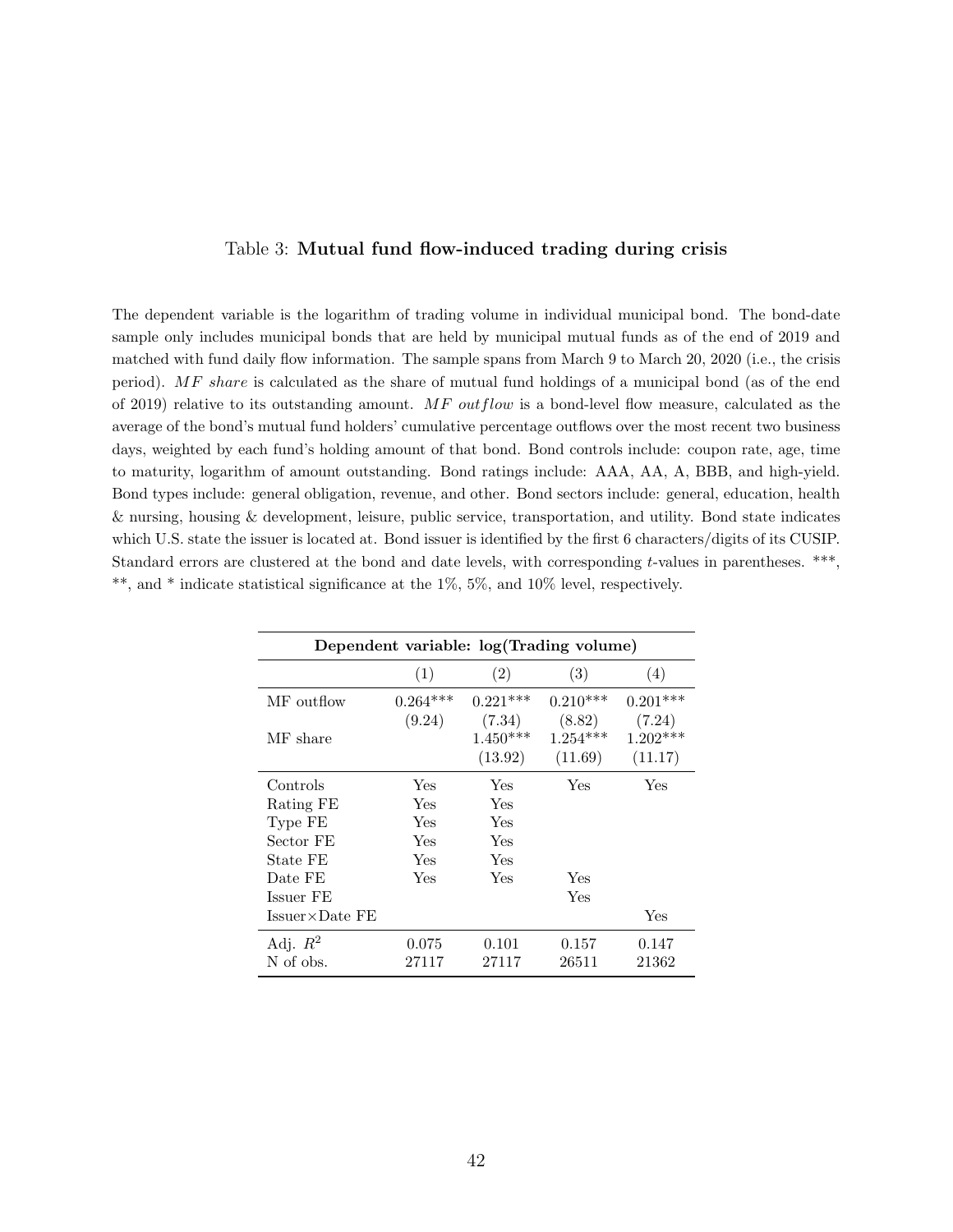Table 3: **Mutual fund flow-induced trading during crisis**

The dependent variable is the logarithm of trading volume in individual municipal bond. The bond-date sample only includes municipal bonds that are held by municipal mutual funds as of the end of 2019 and matched with fund daily flow information. The sample spans from March 9 to March 20, 2020 (i.e., the crisis period). *MF share* is calculated as the share of mutual fund holdings of a municipal bond (as of the end of 2019) relative to its outstanding amount. *MF outflow* is a bond-level flow measure, calculated as the average of the bond's mutual fund holders' cumulative percentage outflows over the most recent two business days, weighted by each fund's holding amount of that bond. Bond controls include: coupon rate, age, time to maturity, logarithm of amount outstanding. Bond ratings include: AAA, AA, A, BBB, and high-yield. Bond types include: general obligation, revenue, and other. Bond sectors include: general, education, health & nursing, housing & development, leisure, public service, transportation, and utility. Bond state indicates which U.S. state the issuer is located at. Bond issuer is identified by the first 6 characters/digits of its CUSIP. Standard errors are clustered at the bond and date levels, with corresponding $t$-values in parentheses. \*\*\*, \*\*, and \* indicate statistical significance at the 1%, 5%, and 10% level, respectively.

| **Dependent variable: log(Trading volume)** | | | | |
|---|---|---|---|---|
| | (1) | (2) | (3) | (4) |
| MF outflow | 0.264*** | 0.221*** | 0.210*** | 0.201*** |
| | (9.24) | (7.34) | (8.82) | (7.24) |
| MF share | | 1.450*** | 1.254*** | 1.202*** |
| | | (13.92) | (11.69) | (11.17) |
| Controls | Yes | Yes | Yes | Yes |
| Rating FE | Yes | Yes | | |
| Type FE | Yes | Yes | | |
| Sector FE | Yes | Yes | | |
| State FE | Yes | Yes | | |
| Date FE | Yes | Yes | Yes | |
| Issuer FE | | | Yes | |
| Issuer×Date FE | | | | Yes |
| Adj. $R^2$ | 0.075 | 0.101 | 0.157 | 0.147 |
| N of obs. | 27117 | 27117 | 26511 | 21362 |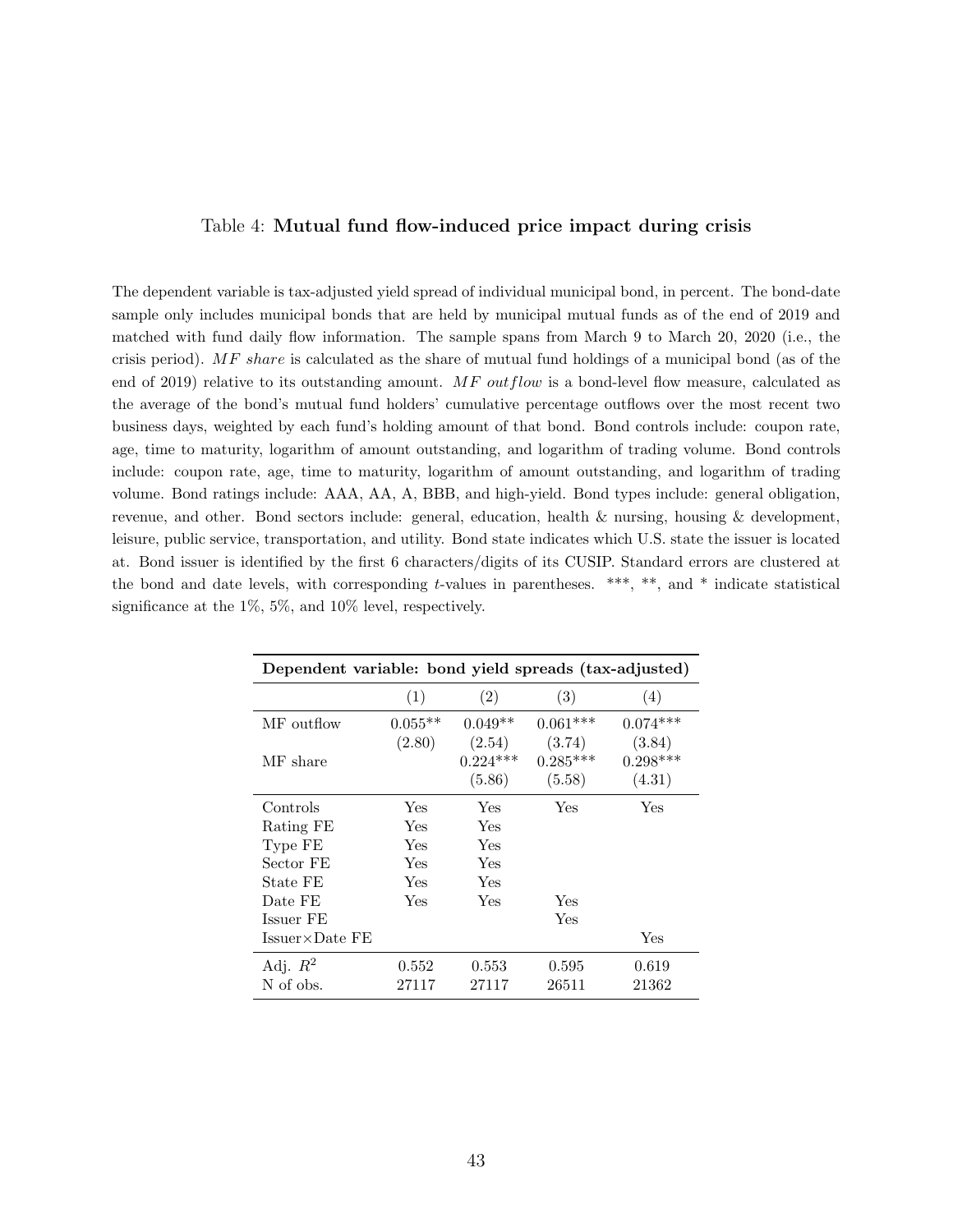Table 4: **Mutual fund flow-induced price impact during crisis**

The dependent variable is tax-adjusted yield spread of individual municipal bond, in percent. The bond-date sample only includes municipal bonds that are held by municipal mutual funds as of the end of 2019 and matched with fund daily flow information. The sample spans from March 9 to March 20, 2020 (i.e., the crisis period). *MF share* is calculated as the share of mutual fund holdings of a municipal bond (as of the end of 2019) relative to its outstanding amount. *MF outflow* is a bond-level flow measure, calculated as the average of the bond's mutual fund holders' cumulative percentage outflows over the most recent two business days, weighted by each fund's holding amount of that bond. Bond controls include: coupon rate, age, time to maturity, logarithm of amount outstanding, and logarithm of trading volume. Bond controls include: coupon rate, age, time to maturity, logarithm of amount outstanding, and logarithm of trading volume. Bond ratings include: AAA, AA, A, BBB, and high-yield. Bond types include: general obligation, revenue, and other. Bond sectors include: general, education, health & nursing, housing & development, leisure, public service, transportation, and utility. Bond state indicates which U.S. state the issuer is located at. Bond issuer is identified by the first 6 characters/digits of its CUSIP. Standard errors are clustered at the bond and date levels, with corresponding *t*-values in parentheses. ***, **, and * indicate statistical significance at the 1%, 5%, and 10% level, respectively.

| **Dependent variable: bond yield spreads (tax-adjusted)** | | | | |
|---|---|---|---|---|
| | (1) | (2) | (3) | (4) |
| MF outflow | 0.055** | 0.049** | 0.061*** | 0.074*** |
| | (2.80) | (2.54) | (3.74) | (3.84) |
| MF share | | 0.224*** | 0.285*** | 0.298*** |
| | | (5.86) | (5.58) | (4.31) |
| Controls | Yes | Yes | Yes | Yes |
| Rating FE | Yes | Yes | | |
| Type FE | Yes | Yes | | |
| Sector FE | Yes | Yes | | |
| State FE | Yes | Yes | | |
| Date FE | Yes | Yes | Yes | |
| Issuer FE | | | Yes | |
| Issuer×Date FE | | | | Yes |
| Adj. $R^2$ | 0.552 | 0.553 | 0.595 | 0.619 |
| N of obs. | 27117 | 27117 | 26511 | 21362 |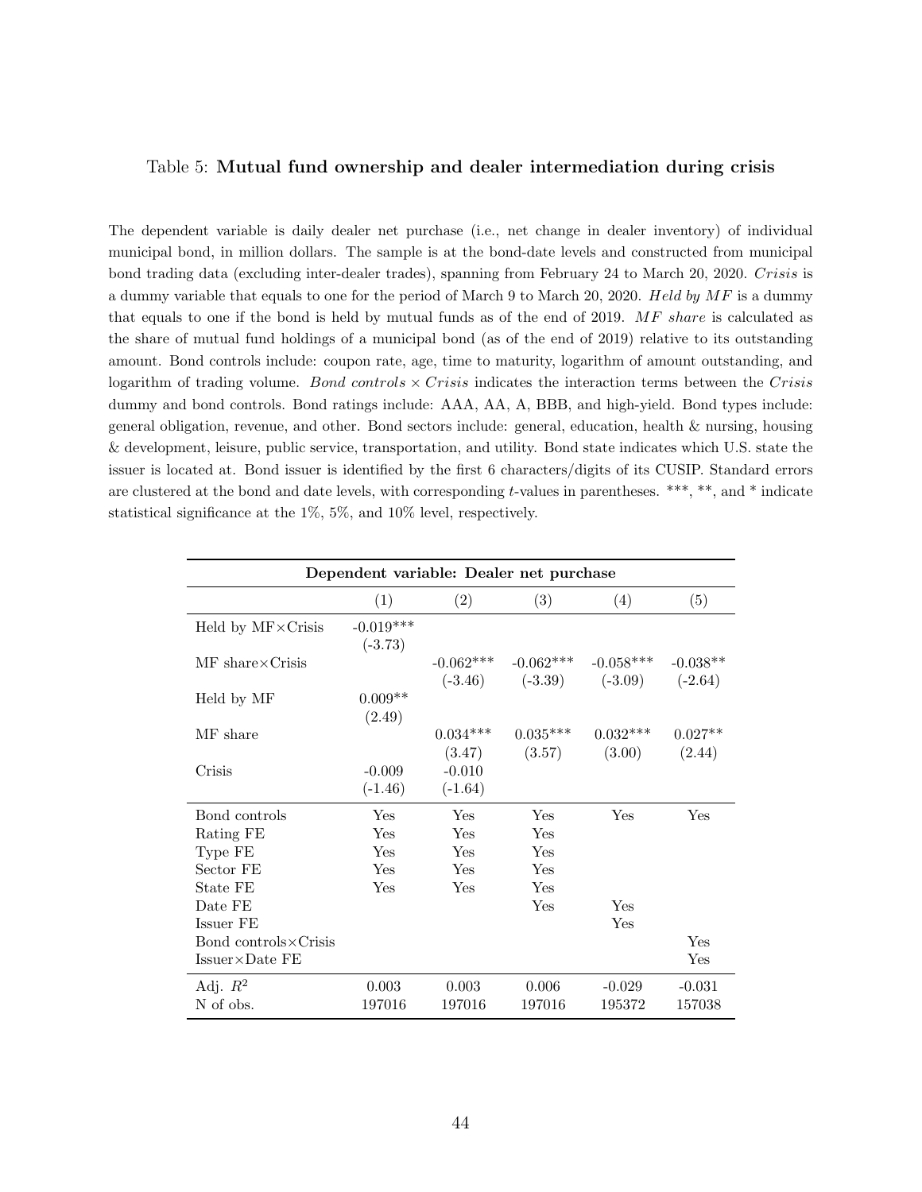Table 5: **Mutual fund ownership and dealer intermediation during crisis**

The dependent variable is daily dealer net purchase (i.e., net change in dealer inventory) of individual municipal bond, in million dollars. The sample is at the bond-date levels and constructed from municipal bond trading data (excluding inter-dealer trades), spanning from February 24 to March 20, 2020. *Crisis* is a dummy variable that equals to one for the period of March 9 to March 20, 2020. *Held by MF* is a dummy that equals to one if the bond is held by mutual funds as of the end of 2019. *MF share* is calculated as the share of mutual fund holdings of a municipal bond (as of the end of 2019) relative to its outstanding amount. Bond controls include: coupon rate, age, time to maturity, logarithm of amount outstanding, and logarithm of trading volume. *Bond controls* $\times$ *Crisis* indicates the interaction terms between the *Crisis* dummy and bond controls. Bond ratings include: AAA, AA, A, BBB, and high-yield. Bond types include: general obligation, revenue, and other. Bond sectors include: general, education, health & nursing, housing & development, leisure, public service, transportation, and utility. Bond state indicates which U.S. state the issuer is located at. Bond issuer is identified by the first 6 characters/digits of its CUSIP. Standard errors are clustered at the bond and date levels, with corresponding $t$-values in parentheses. ***, **, and * indicate statistical significance at the 1%, 5%, and 10% level, respectively.

| Dependent variable: Dealer net purchase | | | | | |
|---|---|---|---|---|---|
| | (1) | (2) | (3) | (4) | (5) |
| Held by MF×Crisis | -0.019*** | | | | |
| | (-3.73) | | | | |
| MF share×Crisis | | -0.062*** | -0.062*** | -0.058*** | -0.038** |
| | | (-3.46) | (-3.39) | (-3.09) | (-2.64) |
| Held by MF | 0.009** | | | | |
| | (2.49) | | | | |
| MF share | | 0.034*** | 0.035*** | 0.032*** | 0.027** |
| | | (3.47) | (3.57) | (3.00) | (2.44) |
| Crisis | -0.009 | -0.010 | | | |
| | (-1.46) | (-1.64) | | | |
| Bond controls | Yes | Yes | Yes | Yes | Yes |
| Rating FE | Yes | Yes | Yes | | |
| Type FE | Yes | Yes | Yes | | |
| Sector FE | Yes | Yes | Yes | | |
| State FE | Yes | Yes | Yes | | |
| Date FE | | | Yes | Yes | |
| Issuer FE | | | | Yes | |
| Bond controls×Crisis | | | | | Yes |
| Issuer×Date FE | | | | | Yes |
| Adj. $R^2$ | 0.003 | 0.003 | 0.006 | -0.029 | -0.031 |
| N of obs. | 197016 | 197016 | 197016 | 195372 | 157038 |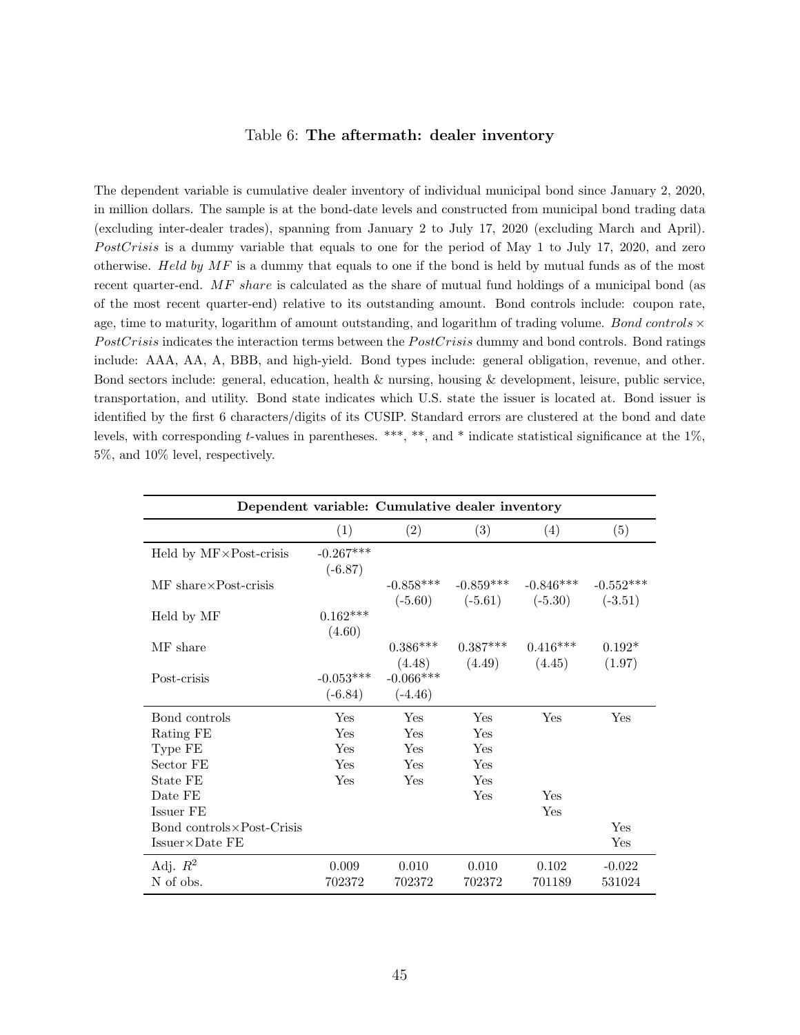Table 6: **The aftermath: dealer inventory**

The dependent variable is cumulative dealer inventory of individual municipal bond since January 2, 2020, in million dollars. The sample is at the bond-date levels and constructed from municipal bond trading data (excluding inter-dealer trades), spanning from January 2 to July 17, 2020 (excluding March and April). *PostCrisis* is a dummy variable that equals to one for the period of May 1 to July 17, 2020, and zero otherwise. *Held by MF* is a dummy that equals to one if the bond is held by mutual funds as of the most recent quarter-end. *MF share* is calculated as the share of mutual fund holdings of a municipal bond (as of the most recent quarter-end) relative to its outstanding amount. Bond controls include: coupon rate, age, time to maturity, logarithm of amount outstanding, and logarithm of trading volume. *Bond controls* × *PostCrisis* indicates the interaction terms between the *PostCrisis* dummy and bond controls. Bond ratings include: AAA, AA, A, BBB, and high-yield. Bond types include: general obligation, revenue, and other. Bond sectors include: general, education, health & nursing, housing & development, leisure, public service, transportation, and utility. Bond state indicates which U.S. state the issuer is located at. Bond issuer is identified by the first 6 characters/digits of its CUSIP. Standard errors are clustered at the bond and date levels, with corresponding $t$-values in parentheses. \*\*\*, \*\*, and \* indicate statistical significance at the 1%, 5%, and 10% level, respectively.

| **Dependent variable: Cumulative dealer inventory** | | | | | |
|---|---|---|---|---|---|
| | (1) | (2) | (3) | (4) | (5) |
| Held by MF×Post-crisis | -0.267*** | | | | |
| | (-6.87) | | | | |
| MF share×Post-crisis | | -0.858*** | -0.859*** | -0.846*** | -0.552*** |
| | | (-5.60) | (-5.61) | (-5.30) | (-3.51) |
| Held by MF | 0.162*** | | | | |
| | (4.60) | | | | |
| MF share | | 0.386*** | 0.387*** | 0.416*** | 0.192* |
| | | (4.48) | (4.49) | (4.45) | (1.97) |
| Post-crisis | -0.053*** | -0.066*** | | | |
| | (-6.84) | (-4.46) | | | |
| Bond controls | Yes | Yes | Yes | Yes | Yes |
| Rating FE | Yes | Yes | Yes | | |
| Type FE | Yes | Yes | Yes | | |
| Sector FE | Yes | Yes | Yes | | |
| State FE | Yes | Yes | Yes | | |
| Date FE | | | Yes | Yes | |
| Issuer FE | | | | Yes | |
| Bond controls×Post-Crisis | | | | | Yes |
| Issuer×Date FE | | | | | Yes |
| Adj. $R^2$ | 0.009 | 0.010 | 0.010 | 0.102 | -0.022 |
| N of obs. | 702372 | 702372 | 702372 | 701189 | 531024 |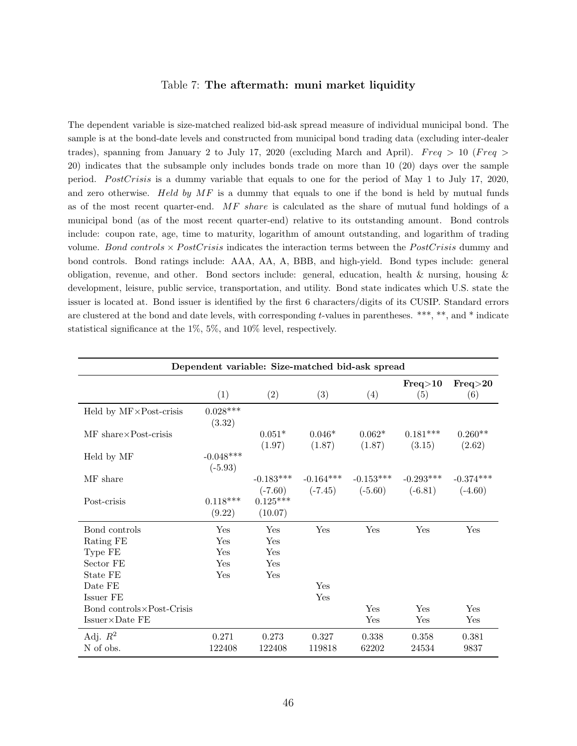Table 7: **The aftermath: muni market liquidity**

The dependent variable is size-matched realized bid-ask spread measure of individual municipal bond. The sample is at the bond-date levels and constructed from municipal bond trading data (excluding inter-dealer trades), spanning from January 2 to July 17, 2020 (excluding March and April). $Freq > 10$ ($Freq > 20$) indicates that the subsample only includes bonds trade on more than 10 (20) days over the sample period. *PostCrisis* is a dummy variable that equals to one for the period of May 1 to July 17, 2020, and zero otherwise. *Held by MF* is a dummy that equals to one if the bond is held by mutual funds as of the most recent quarter-end. *MF share* is calculated as the share of mutual fund holdings of a municipal bond (as of the most recent quarter-end) relative to its outstanding amount. Bond controls include: coupon rate, age, time to maturity, logarithm of amount outstanding, and logarithm of trading volume. *Bond controls* $\times$ *PostCrisis* indicates the interaction terms between the *PostCrisis* dummy and bond controls. Bond ratings include: AAA, AA, A, BBB, and high-yield. Bond types include: general obligation, revenue, and other. Bond sectors include: general, education, health & nursing, housing & development, leisure, public service, transportation, and utility. Bond state indicates which U.S. state the issuer is located at. Bond issuer is identified by the first 6 characters/digits of its CUSIP. Standard errors are clustered at the bond and date levels, with corresponding $t$-values in parentheses. \*\*\*, \*\*, and \* indicate statistical significance at the 1%, 5%, and 10% level, respectively.

| **Dependent variable: Size-matched bid-ask spread** | | | | | | |
|---|---|---|---|---|---|---|
| | | | | | **Freq>10** | **Freq>20** |
| | (1) | (2) | (3) | (4) | (5) | (6) |
| Held by MF×Post-crisis | 0.028*** | | | | | |
| | (3.32) | | | | | |
| MF share×Post-crisis | | 0.051* | 0.046* | 0.062* | 0.181*** | 0.260** |
| | | (1.97) | (1.87) | (1.87) | (3.15) | (2.62) |
| Held by MF | -0.048*** | | | | | |
| | (-5.93) | | | | | |
| MF share | | -0.183*** | -0.164*** | -0.153*** | -0.293*** | -0.374*** |
| | | (-7.60) | (-7.45) | (-5.60) | (-6.81) | (-4.60) |
| Post-crisis | 0.118*** | 0.125*** | | | | |
| | (9.22) | (10.07) | | | | |
| Bond controls | Yes | Yes | Yes | Yes | Yes | Yes |
| Rating FE | Yes | Yes | | | | |
| Type FE | Yes | Yes | | | | |
| Sector FE | Yes | Yes | | | | |
| State FE | Yes | Yes | | | | |
| Date FE | | | Yes | | | |
| Issuer FE | | | Yes | | | |
| Bond controls×Post-Crisis | | | | Yes | Yes | Yes |
| Issuer×Date FE | | | | Yes | Yes | Yes |
| Adj. $R^2$ | 0.271 | 0.273 | 0.327 | 0.338 | 0.358 | 0.381 |
| N of obs. | 122408 | 122408 | 119818 | 62202 | 24534 | 9837 |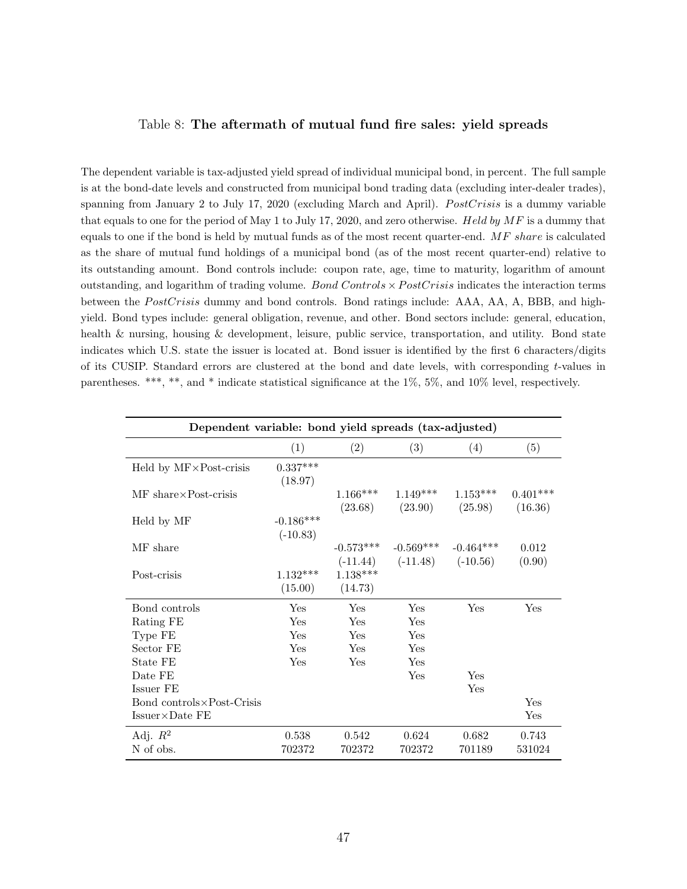Table 8: **The aftermath of mutual fund fire sales: yield spreads**

The dependent variable is tax-adjusted yield spread of individual municipal bond, in percent. The full sample is at the bond-date levels and constructed from municipal bond trading data (excluding inter-dealer trades), spanning from January 2 to July 17, 2020 (excluding March and April). *PostCrisis* is a dummy variable that equals to one for the period of May 1 to July 17, 2020, and zero otherwise. *Held by MF* is a dummy that equals to one if the bond is held by mutual funds as of the most recent quarter-end. *MF share* is calculated as the share of mutual fund holdings of a municipal bond (as of the most recent quarter-end) relative to its outstanding amount. Bond controls include: coupon rate, age, time to maturity, logarithm of amount outstanding, and logarithm of trading volume. *Bond Controls* × *PostCrisis* indicates the interaction terms between the *PostCrisis* dummy and bond controls. Bond ratings include: AAA, AA, A, BBB, and high-yield. Bond types include: general obligation, revenue, and other. Bond sectors include: general, education, health & nursing, housing & development, leisure, public service, transportation, and utility. Bond state indicates which U.S. state the issuer is located at. Bond issuer is identified by the first 6 characters/digits of its CUSIP. Standard errors are clustered at the bond and date levels, with corresponding $t$-values in parentheses. ***, **, and * indicate statistical significance at the 1%, 5%, and 10% level, respectively.

| **Dependent variable: bond yield spreads (tax-adjusted)** | | | | | |
|---|---|---|---|---|---|
| | (1) | (2) | (3) | (4) | (5) |
| Held by MF×Post-crisis | 0.337*** | | | | |
| | (18.97) | | | | |
| MF share×Post-crisis | | 1.166*** | 1.149*** | 1.153*** | 0.401*** |
| | | (23.68) | (23.90) | (25.98) | (16.36) |
| Held by MF | -0.186*** | | | | |
| | (-10.83) | | | | |
| MF share | | -0.573*** | -0.569*** | -0.464*** | 0.012 |
| | | (-11.44) | (-11.48) | (-10.56) | (0.90) |
| Post-crisis | 1.132*** | 1.138*** | | | |
| | (15.00) | (14.73) | | | |
| Bond controls | Yes | Yes | Yes | Yes | Yes |
| Rating FE | Yes | Yes | Yes | | |
| Type FE | Yes | Yes | Yes | | |
| Sector FE | Yes | Yes | Yes | | |
| State FE | Yes | Yes | Yes | | |
| Date FE | | | Yes | Yes | |
| Issuer FE | | | | Yes | |
| Bond controls×Post-Crisis | | | | | Yes |
| Issuer×Date FE | | | | | Yes |
| Adj. $R^2$ | 0.538 | 0.542 | 0.624 | 0.682 | 0.743 |
| N of obs. | 702372 | 702372 | 702372 | 701189 | 531024 |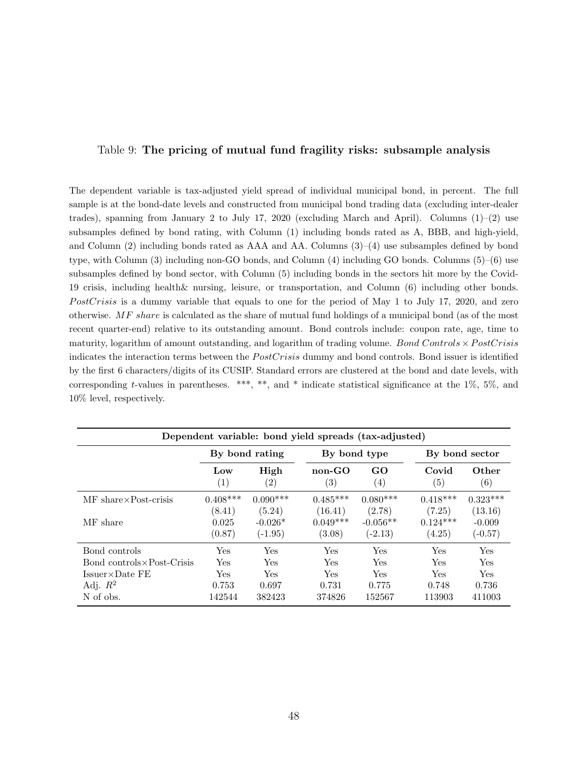Table 9: **The pricing of mutual fund fragility risks: subsample analysis**

The dependent variable is tax-adjusted yield spread of individual municipal bond, in percent. The full sample is at the bond-date levels and constructed from municipal bond trading data (excluding inter-dealer trades), spanning from January 2 to July 17, 2020 (excluding March and April). Columns (1)–(2) use subsamples defined by bond rating, with Column (1) including bonds rated as A, BBB, and high-yield, and Column (2) including bonds rated as AAA and AA. Columns (3)–(4) use subsamples defined by bond type, with Column (3) including non-GO bonds, and Column (4) including GO bonds. Columns (5)–(6) use subsamples defined by bond sector, with Column (5) including bonds in the sectors hit more by the Covid-19 crisis, including health& nursing, leisure, or transportation, and Column (6) including other bonds. *PostCrisis* is a dummy variable that equals to one for the period of May 1 to July 17, 2020, and zero otherwise. *MF share* is calculated as the share of mutual fund holdings of a municipal bond (as of the most recent quarter-end) relative to its outstanding amount. Bond controls include: coupon rate, age, time to maturity, logarithm of amount outstanding, and logarithm of trading volume. *Bond Controls* × *PostCrisis* indicates the interaction terms between the *PostCrisis* dummy and bond controls. Bond issuer is identified by the first 6 characters/digits of its CUSIP. Standard errors are clustered at the bond and date levels, with corresponding $t$-values in parentheses. \*\*\*, \*\*, and \* indicate statistical significance at the 1%, 5%, and 10% level, respectively.

| **Dependent variable: bond yield spreads (tax-adjusted)** | | | | | | |
|---|---|---|---|---|---|---|
| | **By bond rating** | | **By bond type** | | **By bond sector** | |
| | **Low** (1) | **High** (2) | **non-GO** (3) | **GO** (4) | **Covid** (5) | **Other** (6) |
| MF share×Post-crisis | 0.408*** | 0.090*** | 0.485*** | 0.080*** | 0.418*** | 0.323*** |
| | (8.41) | (5.24) | (16.41) | (2.78) | (7.25) | (13.16) |
| MF share | 0.025 | -0.026* | 0.049*** | -0.056** | 0.124*** | -0.009 |
| | (0.87) | (-1.95) | (3.08) | (-2.13) | (4.25) | (-0.57) |
| Bond controls | Yes | Yes | Yes | Yes | Yes | Yes |
| Bond controls×Post-Crisis | Yes | Yes | Yes | Yes | Yes | Yes |
| Issuer×Date FE | Yes | Yes | Yes | Yes | Yes | Yes |
| Adj. $R^2$ | 0.753 | 0.697 | 0.731 | 0.775 | 0.748 | 0.736 |
| N of obs. | 142544 | 382423 | 374826 | 152567 | 113903 | 411003 |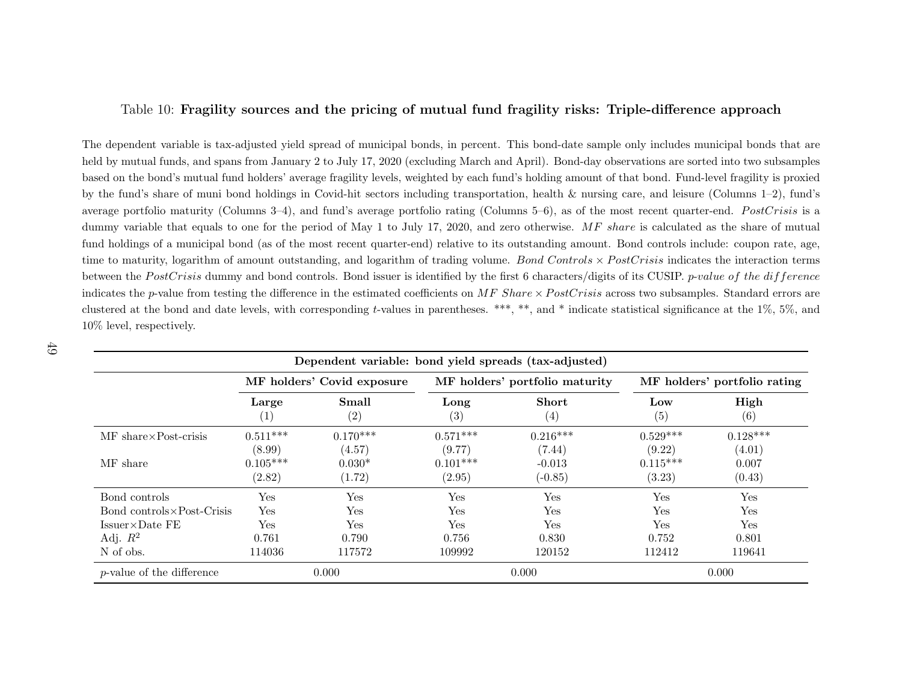Table 10: **Fragility sources and the pricing of mutual fund fragility risks: Triple-difference approach**

The dependent variable is tax-adjusted yield spread of municipal bonds, in percent. This bond-date sample only includes municipal bonds that are held by mutual funds, and spans from January 2 to July 17, 2020 (excluding March and April). Bond-day observations are sorted into two subsamples based on the bond's mutual fund holders' average fragility levels, weighted by each fund's holding amount of that bond. Fund-level fragility is proxied by the fund's share of muni bond holdings in Covid-hit sectors including transportation, health & nursing care, and leisure (Columns 1–2), fund's average portfolio maturity (Columns 3–4), and fund's average portfolio rating (Columns 5–6), as of the most recent quarter-end. *PostCrisis* is a dummy variable that equals to one for the period of May 1 to July 17, 2020, and zero otherwise. *MF share* is calculated as the share of mutual fund holdings of a municipal bond (as of the most recent quarter-end) relative to its outstanding amount. Bond controls include: coupon rate, age, time to maturity, logarithm of amount outstanding, and logarithm of trading volume. *Bond Controls* × *PostCrisis* indicates the interaction terms between the *PostCrisis* dummy and bond controls. Bond issuer is identified by the first 6 characters/digits of its CUSIP. *p-value of the difference* indicates the *p*-value from testing the difference in the estimated coefficients on *MF Share* × *PostCrisis* across two subsamples. Standard errors are clustered at the bond and date levels, with corresponding *t*-values in parentheses. \*\*\*, \*\*, and \* indicate statistical significance at the 1%, 5%, and 10% level, respectively.

| | **Dependent variable: bond yield spreads (tax-adjusted)** | | | | | |
|---|---|---|---|---|---|---|
| | **MF holders' Covid exposure** | | **MF holders' portfolio maturity** | | **MF holders' portfolio rating** | |
| | **Large** | **Small** | **Long** | **Short** | **Low** | **High** |
| | (1) | (2) | (3) | (4) | (5) | (6) |
| MF share×Post-crisis | 0.511*** | 0.170*** | 0.571*** | 0.216*** | 0.529*** | 0.128*** |
| | (8.99) | (4.57) | (9.77) | (7.44) | (9.22) | (4.01) |
| MF share | 0.105*** | 0.030* | 0.101*** | -0.013 | 0.115*** | 0.007 |
| | (2.82) | (1.72) | (2.95) | (-0.85) | (3.23) | (0.43) |
| Bond controls | Yes | Yes | Yes | Yes | Yes | Yes |
| Bond controls×Post-Crisis | Yes | Yes | Yes | Yes | Yes | Yes |
| Issuer×Date FE | Yes | Yes | Yes | Yes | Yes | Yes |
| Adj. $R^2$ | 0.761 | 0.790 | 0.756 | 0.830 | 0.752 | 0.801 |
| N of obs. | 114036 | 117572 | 109992 | 120152 | 112412 | 119641 |
| *p*-value of the difference | 0.000 | | 0.000 | | 0.000 | |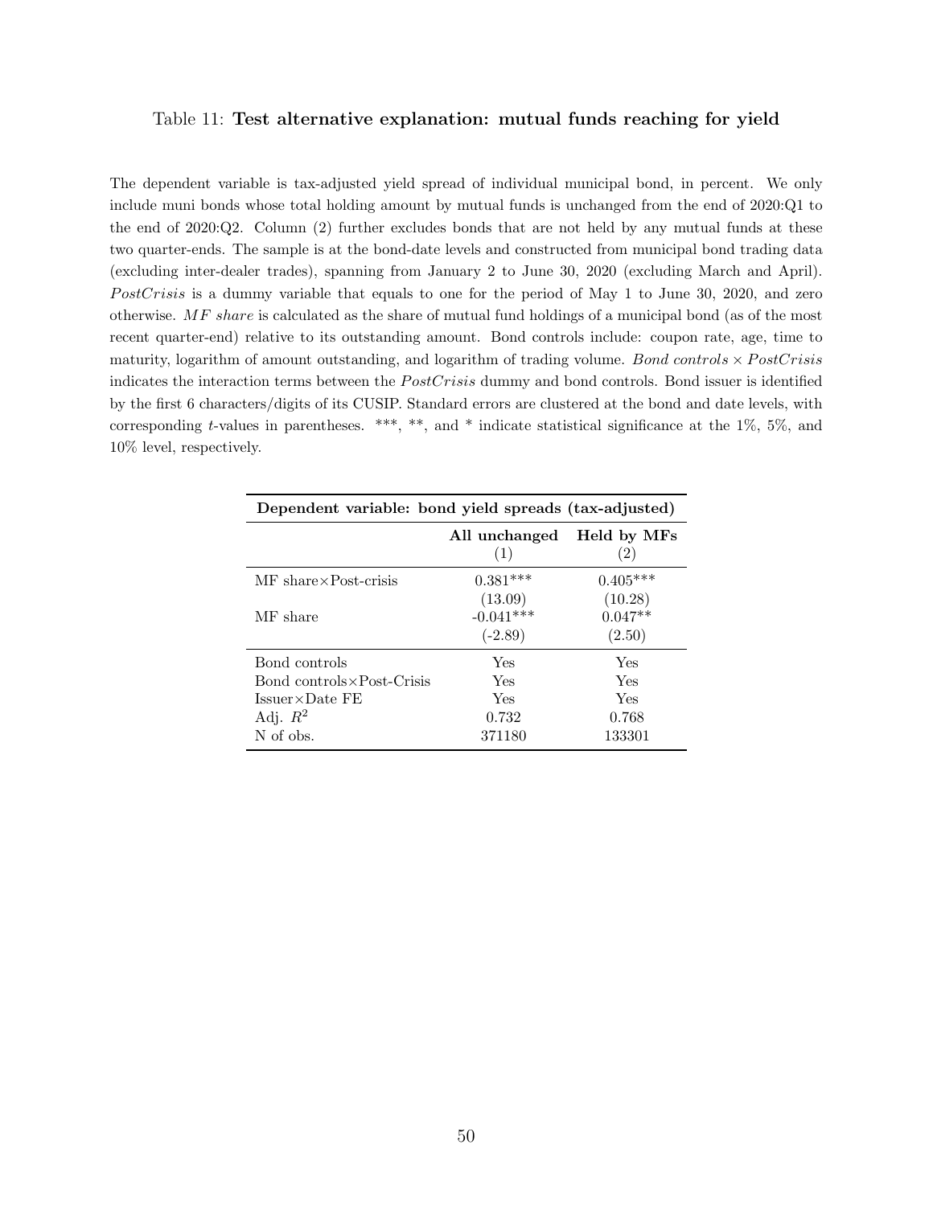Table 11: **Test alternative explanation: mutual funds reaching for yield**

The dependent variable is tax-adjusted yield spread of individual municipal bond, in percent. We only include muni bonds whose total holding amount by mutual funds is unchanged from the end of 2020:Q1 to the end of 2020:Q2. Column (2) further excludes bonds that are not held by any mutual funds at these two quarter-ends. The sample is at the bond-date levels and constructed from municipal bond trading data (excluding inter-dealer trades), spanning from January 2 to June 30, 2020 (excluding March and April). *PostCrisis* is a dummy variable that equals to one for the period of May 1 to June 30, 2020, and zero otherwise. *MF share* is calculated as the share of mutual fund holdings of a municipal bond (as of the most recent quarter-end) relative to its outstanding amount. Bond controls include: coupon rate, age, time to maturity, logarithm of amount outstanding, and logarithm of trading volume. *Bond controls* × *PostCrisis* indicates the interaction terms between the *PostCrisis* dummy and bond controls. Bond issuer is identified by the first 6 characters/digits of its CUSIP. Standard errors are clustered at the bond and date levels, with corresponding $t$-values in parentheses. \*\*\*, \*\*, and \* indicate statistical significance at the 1%, 5%, and 10% level, respectively.

| Dependent variable: bond yield spreads (tax-adjusted) | | |
|---|---|---|
| | **All unchanged** (1) | **Held by MFs** (2) |
| MF share×Post-crisis | 0.381*** | 0.405*** |
| | (13.09) | (10.28) |
| MF share | -0.041*** | 0.047** |
| | (-2.89) | (2.50) |
| Bond controls | Yes | Yes |
| Bond controls×Post-Crisis | Yes | Yes |
| Issuer×Date FE | Yes | Yes |
| Adj. $R^2$ | 0.732 | 0.768 |
| N of obs. | 371180 | 133301 |